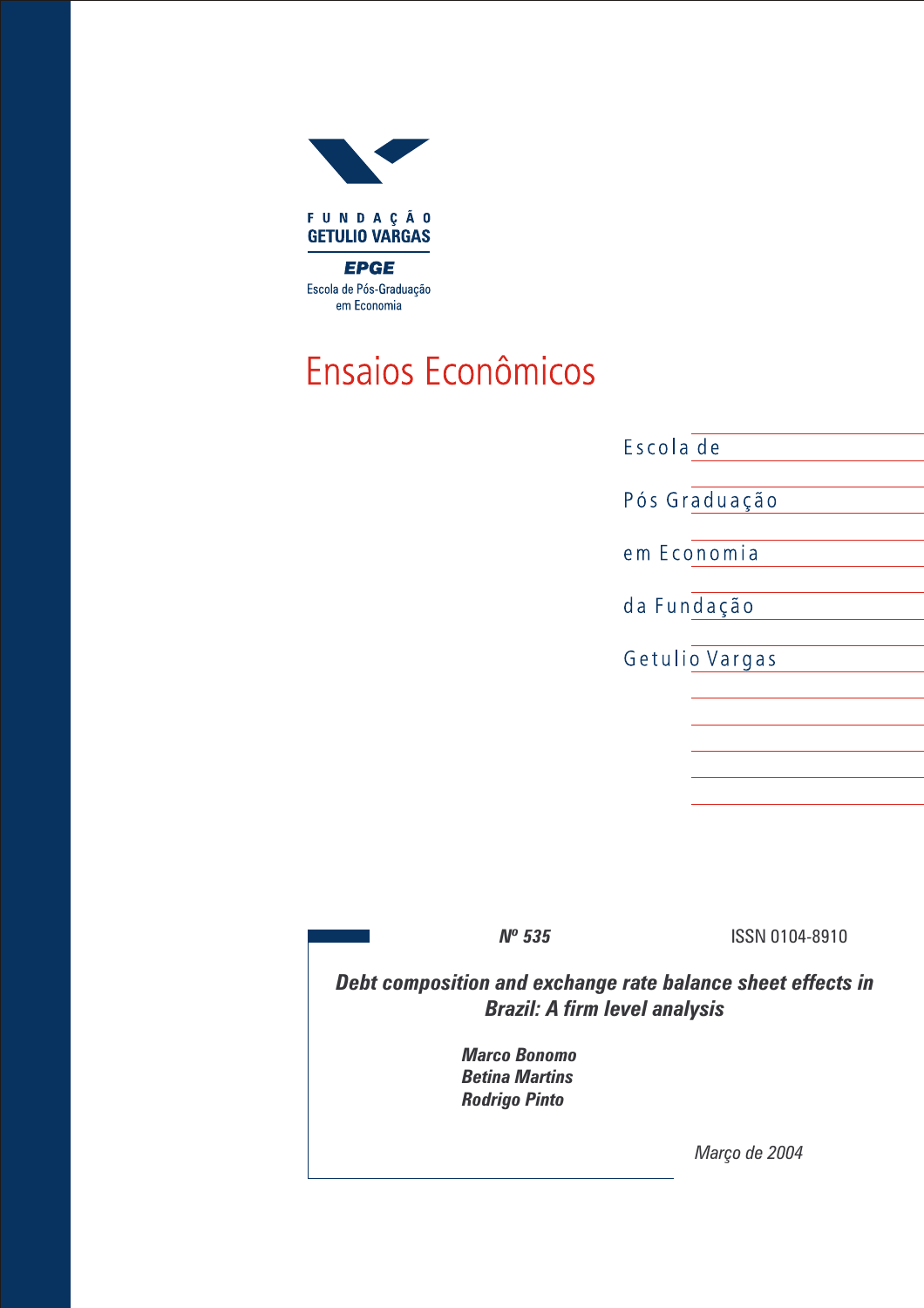FUNDAÇÃO GETULIO VARGAS

**EPGE**

Escola de Pós-Graduação em Economia

# Ensaios Econômicos

Escola de Pós Graduação em Economia da Fundação Getulio Vargas

***Nº 535*** ISSN 0104-8910

## *Debt composition and exchange rate balance sheet effects in Brazil: A firm level analysis*

***Marco Bonomo***
***Betina Martins***
***Rodrigo Pinto***

*Março de 2004*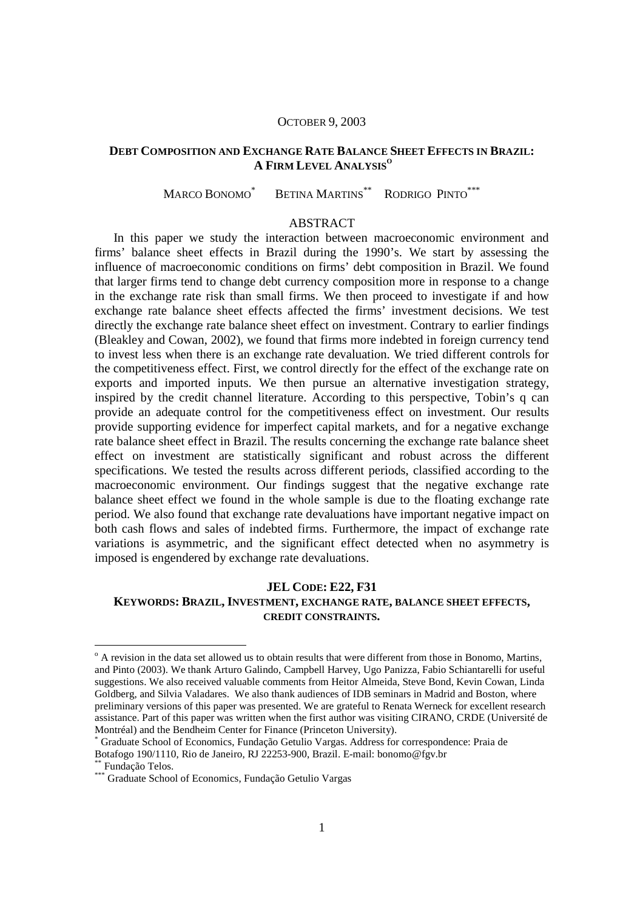OCTOBER 9, 2003

# DEBT COMPOSITION AND EXCHANGE RATE BALANCE SHEET EFFECTS IN BRAZIL: A FIRM LEVEL ANALYSIS[o]

MARCO BONOMO[*] BETINA MARTINS[**] RODRIGO PINTO[***]

## ABSTRACT

In this paper we study the interaction between macroeconomic environment and firms' balance sheet effects in Brazil during the 1990's. We start by assessing the influence of macroeconomic conditions on firms' debt composition in Brazil. We found that larger firms tend to change debt currency composition more in response to a change in the exchange rate risk than small firms. We then proceed to investigate if and how exchange rate balance sheet effects affected the firms' investment decisions. We test directly the exchange rate balance sheet effect on investment. Contrary to earlier findings (Bleakley and Cowan, 2002), we found that firms more indebted in foreign currency tend to invest less when there is an exchange rate devaluation. We tried different controls for the competitiveness effect. First, we control directly for the effect of the exchange rate on exports and imported inputs. We then pursue an alternative investigation strategy, inspired by the credit channel literature. According to this perspective, Tobin's q can provide an adequate control for the competitiveness effect on investment. Our results provide supporting evidence for imperfect capital markets, and for a negative exchange rate balance sheet effect in Brazil. The results concerning the exchange rate balance sheet effect on investment are statistically significant and robust across the different specifications. We tested the results across different periods, classified according to the macroeconomic environment. Our findings suggest that the negative exchange rate balance sheet effect we found in the whole sample is due to the floating exchange rate period. We also found that exchange rate devaluations have important negative impact on both cash flows and sales of indebted firms. Furthermore, the impact of exchange rate variations is asymmetric, and the significant effect detected when no asymmetry is imposed is engendered by exchange rate devaluations.

**JEL CODE: E22, F31**

**KEYWORDS: BRAZIL, INVESTMENT, EXCHANGE RATE, BALANCE SHEET EFFECTS, CREDIT CONSTRAINTS.**

---

[o] A revision in the data set allowed us to obtain results that were different from those in Bonomo, Martins, and Pinto (2003). We thank Arturo Galindo, Campbell Harvey, Ugo Panizza, Fabio Schiantarelli for useful suggestions. We also received valuable comments from Heitor Almeida, Steve Bond, Kevin Cowan, Linda Goldberg, and Silvia Valadares. We also thank audiences of IDB seminars in Madrid and Boston, where preliminary versions of this paper was presented. We are grateful to Renata Werneck for excellent research assistance. Part of this paper was written when the first author was visiting CIRANO, CRDE (Université de Montréal) and the Bendheim Center for Finance (Princeton University).

[*] Graduate School of Economics, Fundação Getulio Vargas. Address for correspondence: Praia de Botafogo 190/1110, Rio de Janeiro, RJ 22253-900, Brazil. E-mail: bonomo@fgv.br

[**] Fundação Telos.

[***] Graduate School of Economics, Fundação Getulio Vargas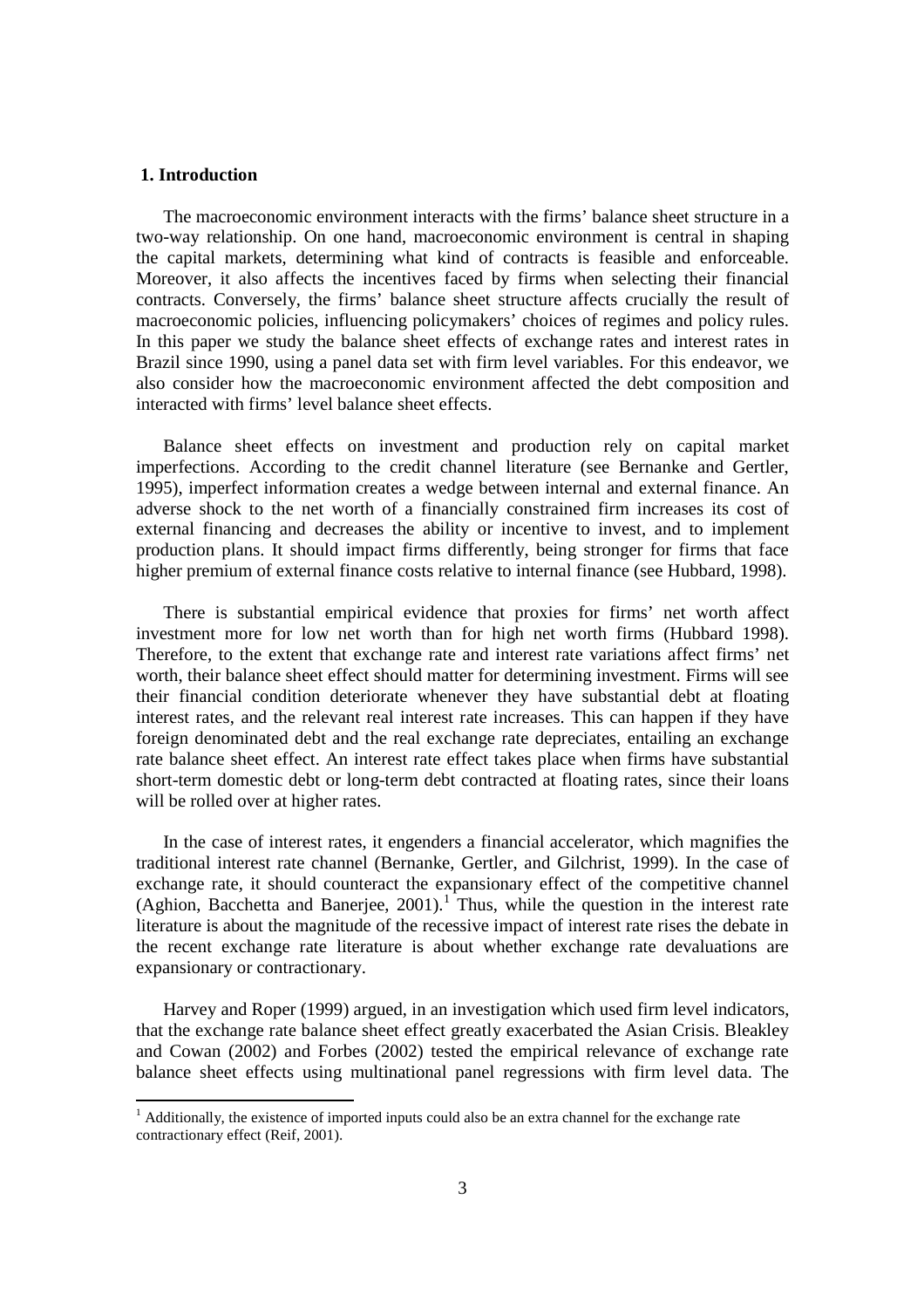## 1. Introduction

The macroeconomic environment interacts with the firms' balance sheet structure in a two-way relationship. On one hand, macroeconomic environment is central in shaping the capital markets, determining what kind of contracts is feasible and enforceable. Moreover, it also affects the incentives faced by firms when selecting their financial contracts. Conversely, the firms' balance sheet structure affects crucially the result of macroeconomic policies, influencing policymakers' choices of regimes and policy rules. In this paper we study the balance sheet effects of exchange rates and interest rates in Brazil since 1990, using a panel data set with firm level variables. For this endeavor, we also consider how the macroeconomic environment affected the debt composition and interacted with firms' level balance sheet effects.

Balance sheet effects on investment and production rely on capital market imperfections. According to the credit channel literature (see Bernanke and Gertler, 1995), imperfect information creates a wedge between internal and external finance. An adverse shock to the net worth of a financially constrained firm increases its cost of external financing and decreases the ability or incentive to invest, and to implement production plans. It should impact firms differently, being stronger for firms that face higher premium of external finance costs relative to internal finance (see Hubbard, 1998).

There is substantial empirical evidence that proxies for firms' net worth affect investment more for low net worth than for high net worth firms (Hubbard 1998). Therefore, to the extent that exchange rate and interest rate variations affect firms' net worth, their balance sheet effect should matter for determining investment. Firms will see their financial condition deteriorate whenever they have substantial debt at floating interest rates, and the relevant real interest rate increases. This can happen if they have foreign denominated debt and the real exchange rate depreciates, entailing an exchange rate balance sheet effect. An interest rate effect takes place when firms have substantial short-term domestic debt or long-term debt contracted at floating rates, since their loans will be rolled over at higher rates.

In the case of interest rates, it engenders a financial accelerator, which magnifies the traditional interest rate channel (Bernanke, Gertler, and Gilchrist, 1999). In the case of exchange rate, it should counteract the expansionary effect of the competitive channel (Aghion, Bacchetta and Banerjee, 2001).[1] Thus, while the question in the interest rate literature is about the magnitude of the recessive impact of interest rate rises the debate in the recent exchange rate literature is about whether exchange rate devaluations are expansionary or contractionary.

Harvey and Roper (1999) argued, in an investigation which used firm level indicators, that the exchange rate balance sheet effect greatly exacerbated the Asian Crisis. Bleakley and Cowan (2002) and Forbes (2002) tested the empirical relevance of exchange rate balance sheet effects using multinational panel regressions with firm level data. The

[1] Additionally, the existence of imported inputs could also be an extra channel for the exchange rate contractionary effect (Reif, 2001).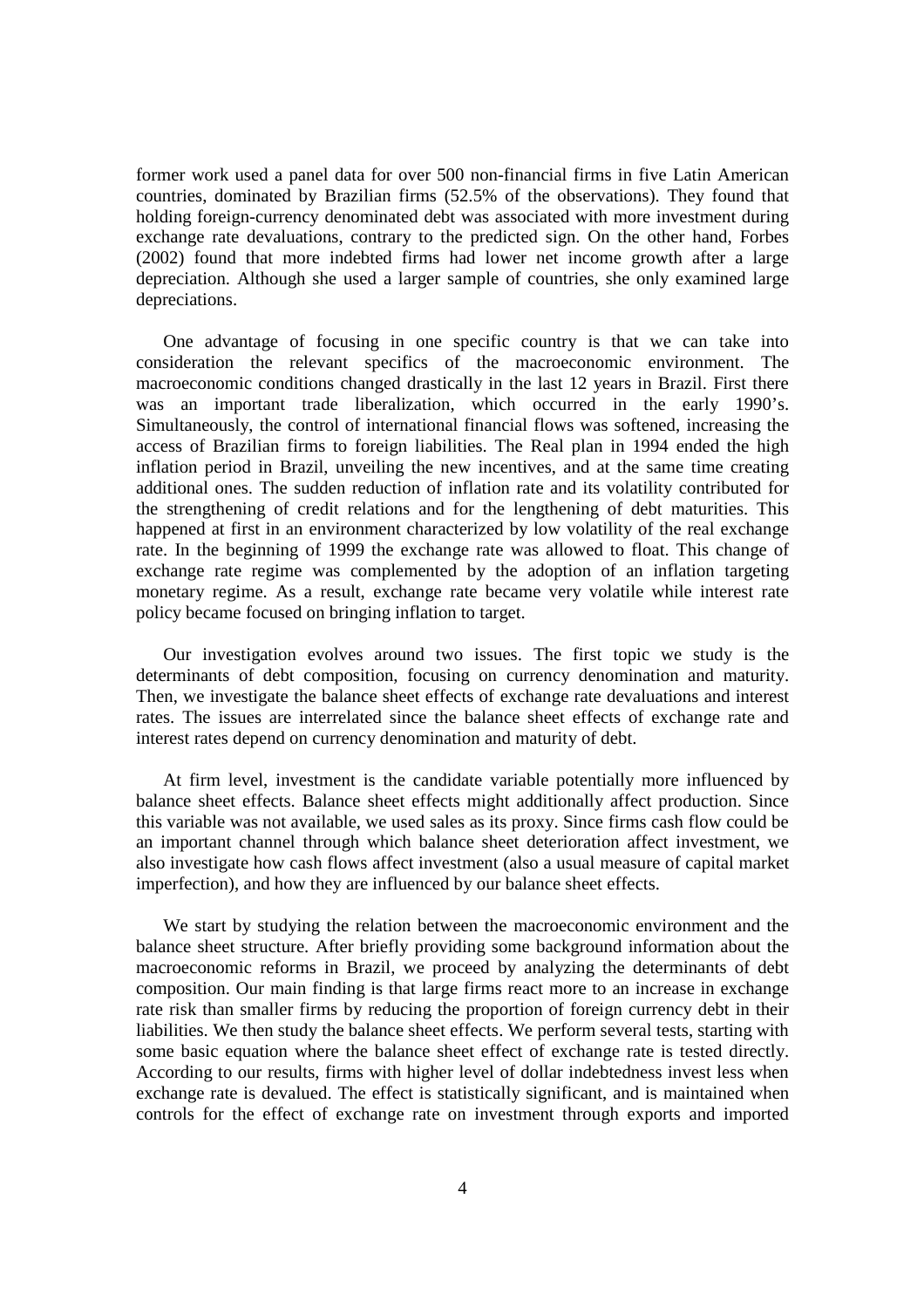former work used a panel data for over 500 non-financial firms in five Latin American countries, dominated by Brazilian firms (52.5% of the observations). They found that holding foreign-currency denominated debt was associated with more investment during exchange rate devaluations, contrary to the predicted sign. On the other hand, Forbes (2002) found that more indebted firms had lower net income growth after a large depreciation. Although she used a larger sample of countries, she only examined large depreciations.

One advantage of focusing in one specific country is that we can take into consideration the relevant specifics of the macroeconomic environment. The macroeconomic conditions changed drastically in the last 12 years in Brazil. First there was an important trade liberalization, which occurred in the early 1990's. Simultaneously, the control of international financial flows was softened, increasing the access of Brazilian firms to foreign liabilities. The Real plan in 1994 ended the high inflation period in Brazil, unveiling the new incentives, and at the same time creating additional ones. The sudden reduction of inflation rate and its volatility contributed for the strengthening of credit relations and for the lengthening of debt maturities. This happened at first in an environment characterized by low volatility of the real exchange rate. In the beginning of 1999 the exchange rate was allowed to float. This change of exchange rate regime was complemented by the adoption of an inflation targeting monetary regime. As a result, exchange rate became very volatile while interest rate policy became focused on bringing inflation to target.

Our investigation evolves around two issues. The first topic we study is the determinants of debt composition, focusing on currency denomination and maturity. Then, we investigate the balance sheet effects of exchange rate devaluations and interest rates. The issues are interrelated since the balance sheet effects of exchange rate and interest rates depend on currency denomination and maturity of debt.

At firm level, investment is the candidate variable potentially more influenced by balance sheet effects. Balance sheet effects might additionally affect production. Since this variable was not available, we used sales as its proxy. Since firms cash flow could be an important channel through which balance sheet deterioration affect investment, we also investigate how cash flows affect investment (also a usual measure of capital market imperfection), and how they are influenced by our balance sheet effects.

We start by studying the relation between the macroeconomic environment and the balance sheet structure. After briefly providing some background information about the macroeconomic reforms in Brazil, we proceed by analyzing the determinants of debt composition. Our main finding is that large firms react more to an increase in exchange rate risk than smaller firms by reducing the proportion of foreign currency debt in their liabilities. We then study the balance sheet effects. We perform several tests, starting with some basic equation where the balance sheet effect of exchange rate is tested directly. According to our results, firms with higher level of dollar indebtedness invest less when exchange rate is devalued. The effect is statistically significant, and is maintained when controls for the effect of exchange rate on investment through exports and imported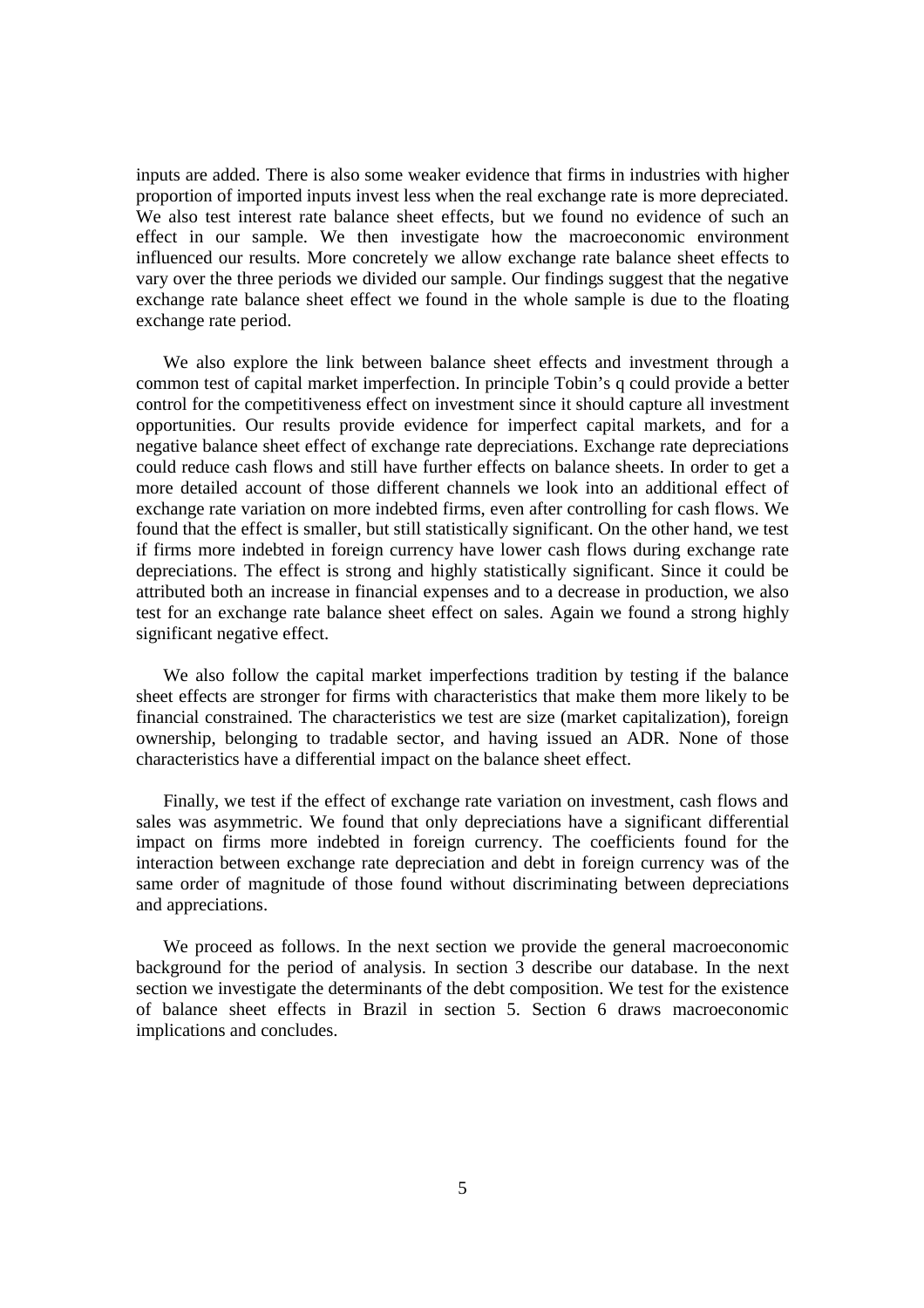inputs are added. There is also some weaker evidence that firms in industries with higher proportion of imported inputs invest less when the real exchange rate is more depreciated. We also test interest rate balance sheet effects, but we found no evidence of such an effect in our sample. We then investigate how the macroeconomic environment influenced our results. More concretely we allow exchange rate balance sheet effects to vary over the three periods we divided our sample. Our findings suggest that the negative exchange rate balance sheet effect we found in the whole sample is due to the floating exchange rate period.

We also explore the link between balance sheet effects and investment through a common test of capital market imperfection. In principle Tobin's q could provide a better control for the competitiveness effect on investment since it should capture all investment opportunities. Our results provide evidence for imperfect capital markets, and for a negative balance sheet effect of exchange rate depreciations. Exchange rate depreciations could reduce cash flows and still have further effects on balance sheets. In order to get a more detailed account of those different channels we look into an additional effect of exchange rate variation on more indebted firms, even after controlling for cash flows. We found that the effect is smaller, but still statistically significant. On the other hand, we test if firms more indebted in foreign currency have lower cash flows during exchange rate depreciations. The effect is strong and highly statistically significant. Since it could be attributed both an increase in financial expenses and to a decrease in production, we also test for an exchange rate balance sheet effect on sales. Again we found a strong highly significant negative effect.

We also follow the capital market imperfections tradition by testing if the balance sheet effects are stronger for firms with characteristics that make them more likely to be financial constrained. The characteristics we test are size (market capitalization), foreign ownership, belonging to tradable sector, and having issued an ADR. None of those characteristics have a differential impact on the balance sheet effect.

Finally, we test if the effect of exchange rate variation on investment, cash flows and sales was asymmetric. We found that only depreciations have a significant differential impact on firms more indebted in foreign currency. The coefficients found for the interaction between exchange rate depreciation and debt in foreign currency was of the same order of magnitude of those found without discriminating between depreciations and appreciations.

We proceed as follows. In the next section we provide the general macroeconomic background for the period of analysis. In section 3 describe our database. In the next section we investigate the determinants of the debt composition. We test for the existence of balance sheet effects in Brazil in section 5. Section 6 draws macroeconomic implications and concludes.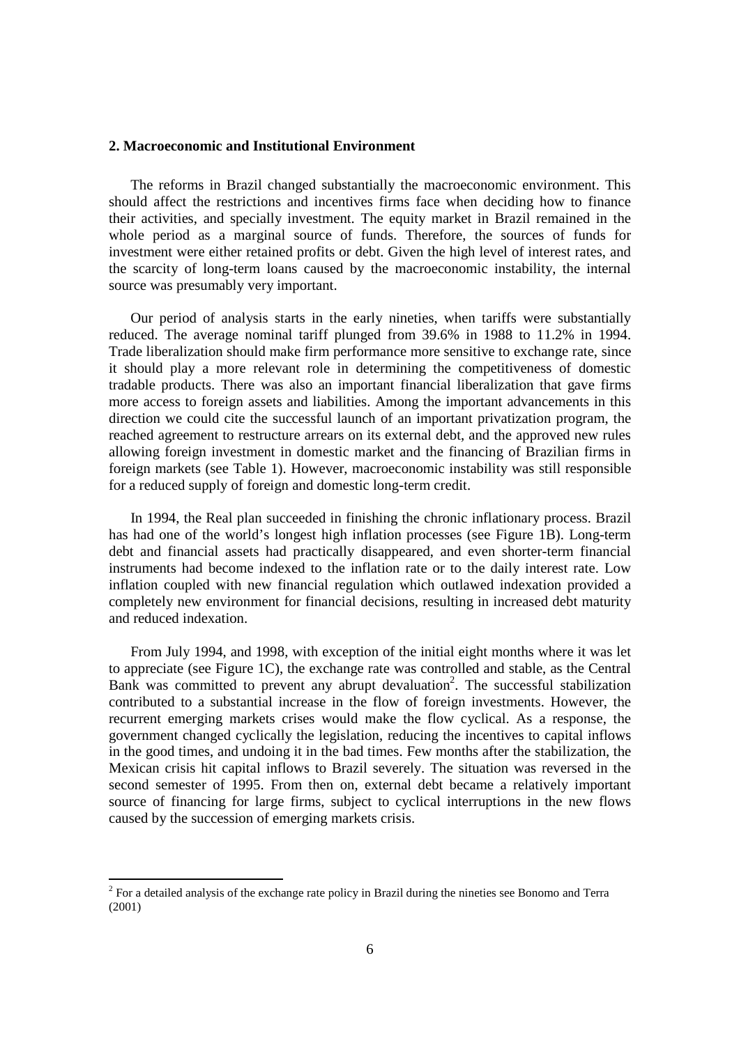## 2. Macroeconomic and Institutional Environment

The reforms in Brazil changed substantially the macroeconomic environment. This should affect the restrictions and incentives firms face when deciding how to finance their activities, and specially investment. The equity market in Brazil remained in the whole period as a marginal source of funds. Therefore, the sources of funds for investment were either retained profits or debt. Given the high level of interest rates, and the scarcity of long-term loans caused by the macroeconomic instability, the internal source was presumably very important.

Our period of analysis starts in the early nineties, when tariffs were substantially reduced. The average nominal tariff plunged from 39.6% in 1988 to 11.2% in 1994. Trade liberalization should make firm performance more sensitive to exchange rate, since it should play a more relevant role in determining the competitiveness of domestic tradable products. There was also an important financial liberalization that gave firms more access to foreign assets and liabilities. Among the important advancements in this direction we could cite the successful launch of an important privatization program, the reached agreement to restructure arrears on its external debt, and the approved new rules allowing foreign investment in domestic market and the financing of Brazilian firms in foreign markets (see Table 1). However, macroeconomic instability was still responsible for a reduced supply of foreign and domestic long-term credit.

In 1994, the Real plan succeeded in finishing the chronic inflationary process. Brazil has had one of the world's longest high inflation processes (see Figure 1B). Long-term debt and financial assets had practically disappeared, and even shorter-term financial instruments had become indexed to the inflation rate or to the daily interest rate. Low inflation coupled with new financial regulation which outlawed indexation provided a completely new environment for financial decisions, resulting in increased debt maturity and reduced indexation.

From July 1994, and 1998, with exception of the initial eight months where it was let to appreciate (see Figure 1C), the exchange rate was controlled and stable, as the Central Bank was committed to prevent any abrupt devaluation[2]. The successful stabilization contributed to a substantial increase in the flow of foreign investments. However, the recurrent emerging markets crises would make the flow cyclical. As a response, the government changed cyclically the legislation, reducing the incentives to capital inflows in the good times, and undoing it in the bad times. Few months after the stabilization, the Mexican crisis hit capital inflows to Brazil severely. The situation was reversed in the second semester of 1995. From then on, external debt became a relatively important source of financing for large firms, subject to cyclical interruptions in the new flows caused by the succession of emerging markets crisis.

[2] For a detailed analysis of the exchange rate policy in Brazil during the nineties see Bonomo and Terra (2001)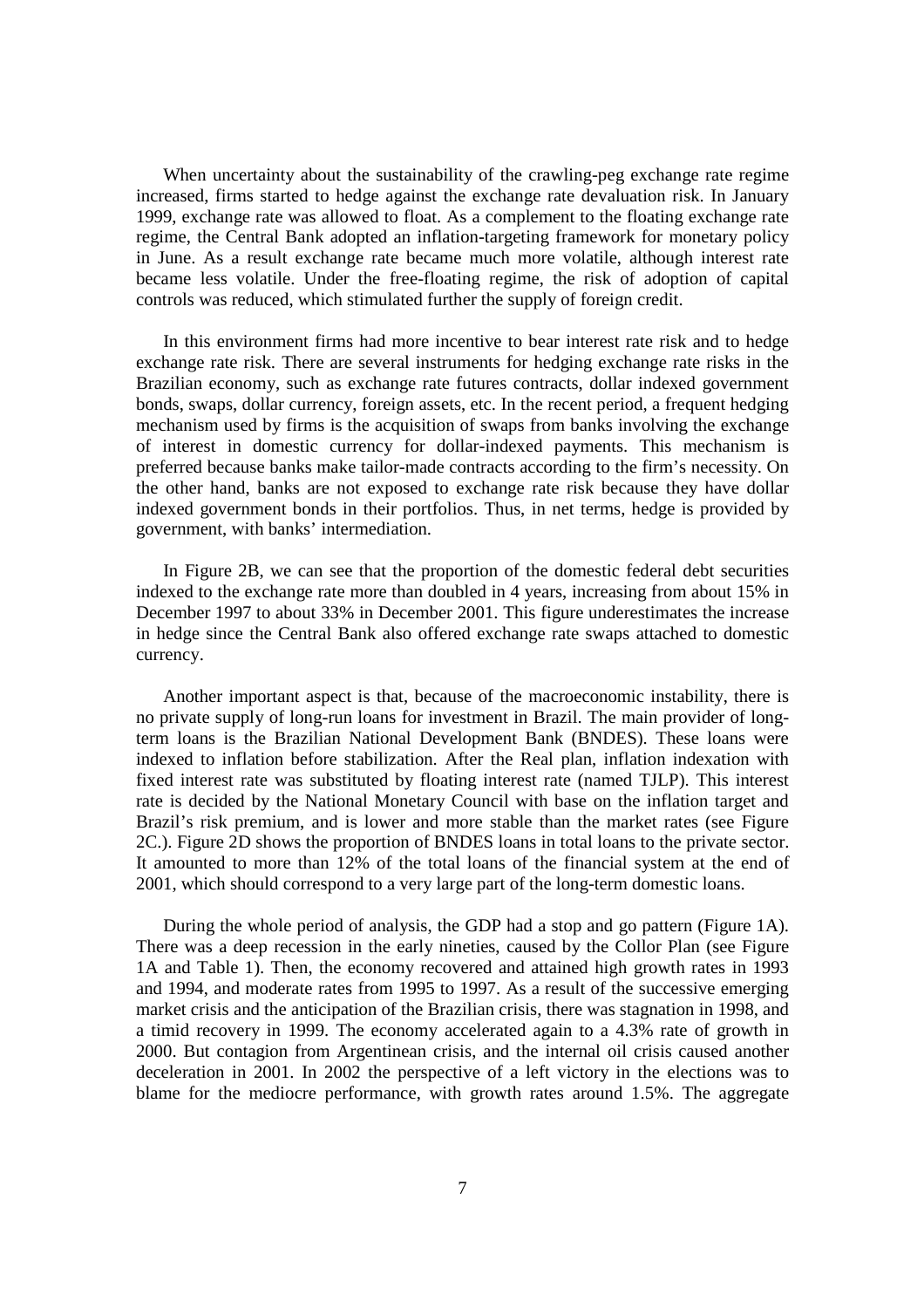When uncertainty about the sustainability of the crawling-peg exchange rate regime increased, firms started to hedge against the exchange rate devaluation risk. In January 1999, exchange rate was allowed to float. As a complement to the floating exchange rate regime, the Central Bank adopted an inflation-targeting framework for monetary policy in June. As a result exchange rate became much more volatile, although interest rate became less volatile. Under the free-floating regime, the risk of adoption of capital controls was reduced, which stimulated further the supply of foreign credit.

In this environment firms had more incentive to bear interest rate risk and to hedge exchange rate risk. There are several instruments for hedging exchange rate risks in the Brazilian economy, such as exchange rate futures contracts, dollar indexed government bonds, swaps, dollar currency, foreign assets, etc. In the recent period, a frequent hedging mechanism used by firms is the acquisition of swaps from banks involving the exchange of interest in domestic currency for dollar-indexed payments. This mechanism is preferred because banks make tailor-made contracts according to the firm's necessity. On the other hand, banks are not exposed to exchange rate risk because they have dollar indexed government bonds in their portfolios. Thus, in net terms, hedge is provided by government, with banks' intermediation.

In Figure 2B, we can see that the proportion of the domestic federal debt securities indexed to the exchange rate more than doubled in 4 years, increasing from about 15% in December 1997 to about 33% in December 2001. This figure underestimates the increase in hedge since the Central Bank also offered exchange rate swaps attached to domestic currency.

Another important aspect is that, because of the macroeconomic instability, there is no private supply of long-run loans for investment in Brazil. The main provider of long-term loans is the Brazilian National Development Bank (BNDES). These loans were indexed to inflation before stabilization. After the Real plan, inflation indexation with fixed interest rate was substituted by floating interest rate (named TJLP). This interest rate is decided by the National Monetary Council with base on the inflation target and Brazil's risk premium, and is lower and more stable than the market rates (see Figure 2C.). Figure 2D shows the proportion of BNDES loans in total loans to the private sector. It amounted to more than 12% of the total loans of the financial system at the end of 2001, which should correspond to a very large part of the long-term domestic loans.

During the whole period of analysis, the GDP had a stop and go pattern (Figure 1A). There was a deep recession in the early nineties, caused by the Collor Plan (see Figure 1A and Table 1). Then, the economy recovered and attained high growth rates in 1993 and 1994, and moderate rates from 1995 to 1997. As a result of the successive emerging market crisis and the anticipation of the Brazilian crisis, there was stagnation in 1998, and a timid recovery in 1999. The economy accelerated again to a 4.3% rate of growth in 2000. But contagion from Argentinean crisis, and the internal oil crisis caused another deceleration in 2001. In 2002 the perspective of a left victory in the elections was to blame for the mediocre performance, with growth rates around 1.5%. The aggregate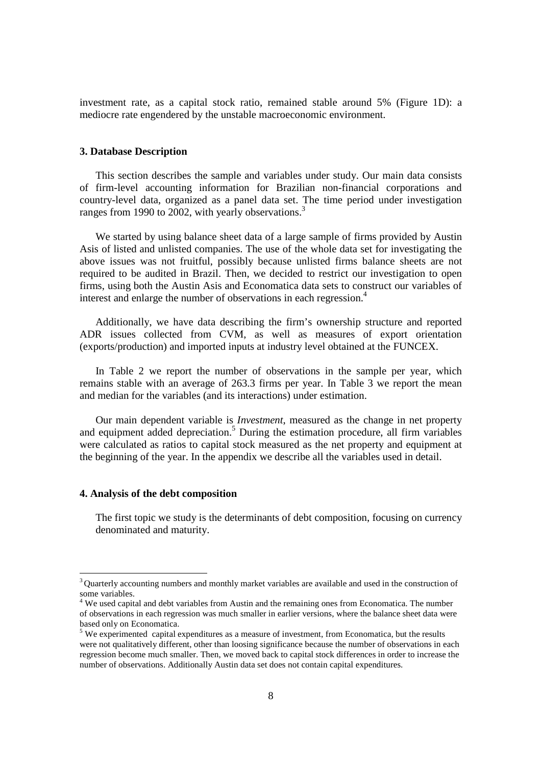investment rate, as a capital stock ratio, remained stable around 5% (Figure 1D): a mediocre rate engendered by the unstable macroeconomic environment.

### 3. Database Description

This section describes the sample and variables under study. Our main data consists of firm-level accounting information for Brazilian non-financial corporations and country-level data, organized as a panel data set. The time period under investigation ranges from 1990 to 2002, with yearly observations.[3]

We started by using balance sheet data of a large sample of firms provided by Austin Asis of listed and unlisted companies. The use of the whole data set for investigating the above issues was not fruitful, possibly because unlisted firms balance sheets are not required to be audited in Brazil. Then, we decided to restrict our investigation to open firms, using both the Austin Asis and Economatica data sets to construct our variables of interest and enlarge the number of observations in each regression.[4]

Additionally, we have data describing the firm's ownership structure and reported ADR issues collected from CVM, as well as measures of export orientation (exports/production) and imported inputs at industry level obtained at the FUNCEX.

In Table 2 we report the number of observations in the sample per year, which remains stable with an average of 263.3 firms per year. In Table 3 we report the mean and median for the variables (and its interactions) under estimation.

Our main dependent variable is *Investment*, measured as the change in net property and equipment added depreciation.[5] During the estimation procedure, all firm variables were calculated as ratios to capital stock measured as the net property and equipment at the beginning of the year. In the appendix we describe all the variables used in detail.

### 4. Analysis of the debt composition

The first topic we study is the determinants of debt composition, focusing on currency denominated and maturity.

---

[3] Quarterly accounting numbers and monthly market variables are available and used in the construction of some variables.

[4] We used capital and debt variables from Austin and the remaining ones from Economatica. The number of observations in each regression was much smaller in earlier versions, where the balance sheet data were based only on Economatica.

[5] We experimented capital expenditures as a measure of investment, from Economatica, but the results were not qualitatively different, other than loosing significance because the number of observations in each regression become much smaller. Then, we moved back to capital stock differences in order to increase the number of observations. Additionally Austin data set does not contain capital expenditures.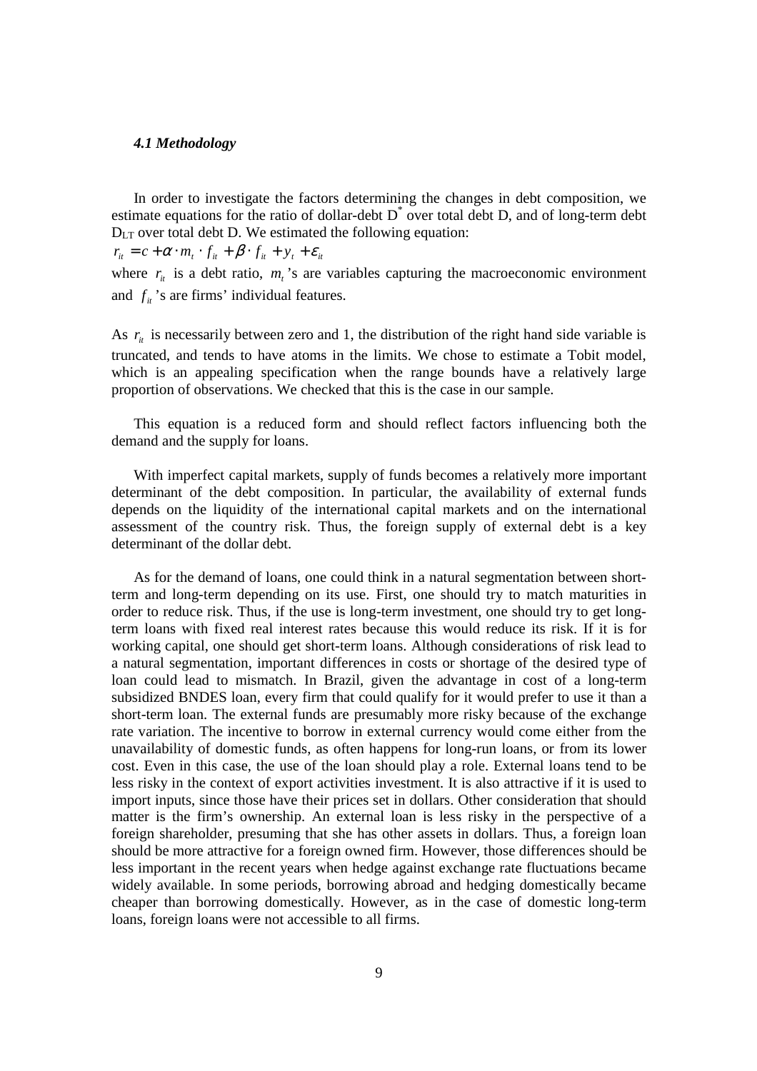### *4.1 Methodology*

In order to investigate the factors determining the changes in debt composition, we estimate equations for the ratio of dollar-debt $D^*$ over total debt D, and of long-term debt $D_{LT}$ over total debt D. We estimated the following equation:

$$r_{it} = c + \alpha \cdot m_t \cdot f_{it} + \beta \cdot f_{it} + y_t + \varepsilon_{it}$$

where $r_{it}$ is a debt ratio, $m_t$'s are variables capturing the macroeconomic environment and $f_{it}$'s are firms' individual features.

As $r_{it}$ is necessarily between zero and 1, the distribution of the right hand side variable is truncated, and tends to have atoms in the limits. We chose to estimate a Tobit model, which is an appealing specification when the range bounds have a relatively large proportion of observations. We checked that this is the case in our sample.

This equation is a reduced form and should reflect factors influencing both the demand and the supply for loans.

With imperfect capital markets, supply of funds becomes a relatively more important determinant of the debt composition. In particular, the availability of external funds depends on the liquidity of the international capital markets and on the international assessment of the country risk. Thus, the foreign supply of external debt is a key determinant of the dollar debt.

As for the demand of loans, one could think in a natural segmentation between short-term and long-term depending on its use. First, one should try to match maturities in order to reduce risk. Thus, if the use is long-term investment, one should try to get long-term loans with fixed real interest rates because this would reduce its risk. If it is for working capital, one should get short-term loans. Although considerations of risk lead to a natural segmentation, important differences in costs or shortage of the desired type of loan could lead to mismatch. In Brazil, given the advantage in cost of a long-term subsidized BNDES loan, every firm that could qualify for it would prefer to use it than a short-term loan. The external funds are presumably more risky because of the exchange rate variation. The incentive to borrow in external currency would come either from the unavailability of domestic funds, as often happens for long-run loans, or from its lower cost. Even in this case, the use of the loan should play a role. External loans tend to be less risky in the context of export activities investment. It is also attractive if it is used to import inputs, since those have their prices set in dollars. Other consideration that should matter is the firm's ownership. An external loan is less risky in the perspective of a foreign shareholder, presuming that she has other assets in dollars. Thus, a foreign loan should be more attractive for a foreign owned firm. However, those differences should be less important in the recent years when hedge against exchange rate fluctuations became widely available. In some periods, borrowing abroad and hedging domestically became cheaper than borrowing domestically. However, as in the case of domestic long-term loans, foreign loans were not accessible to all firms.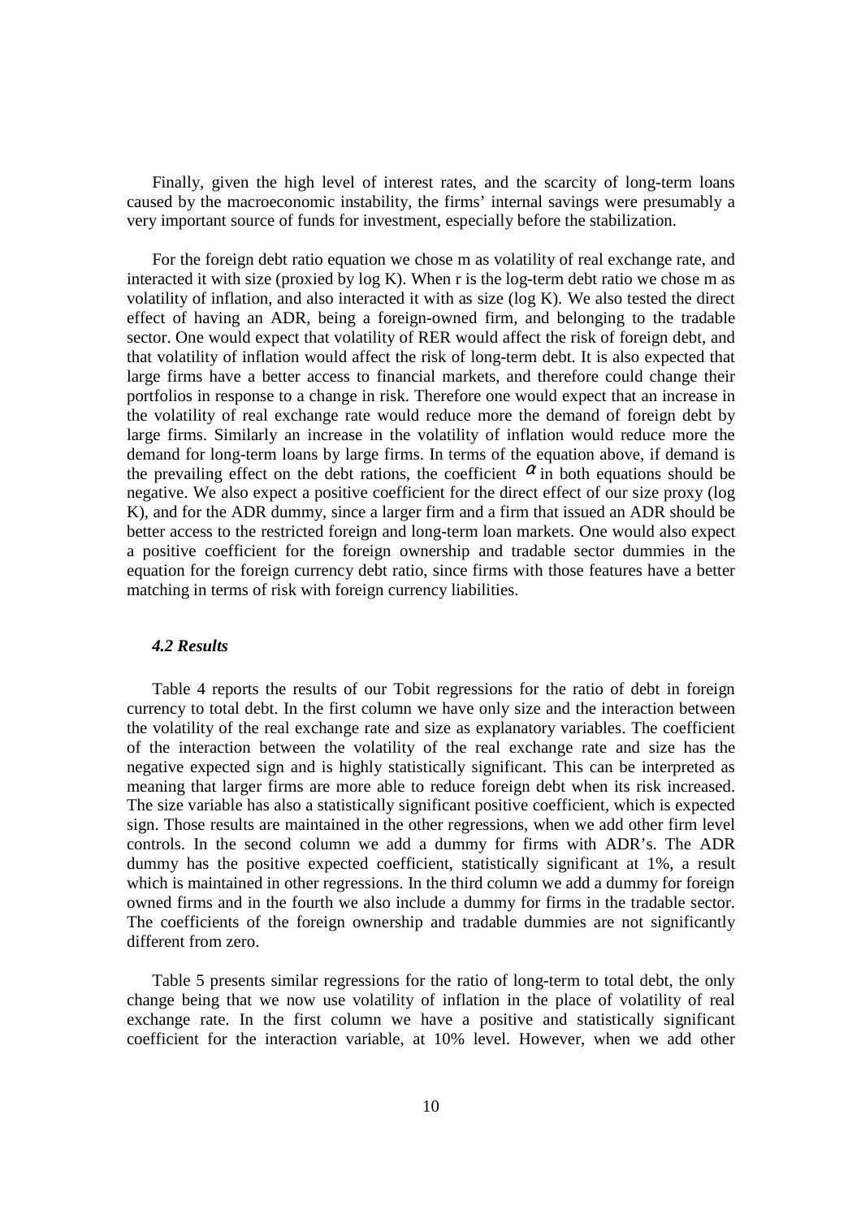Finally, given the high level of interest rates, and the scarcity of long-term loans caused by the macroeconomic instability, the firms' internal savings were presumably a very important source of funds for investment, especially before the stabilization.

For the foreign debt ratio equation we chose m as volatility of real exchange rate, and interacted it with size (proxied by log K). When r is the log-term debt ratio we chose m as volatility of inflation, and also interacted it with as size (log K). We also tested the direct effect of having an ADR, being a foreign-owned firm, and belonging to the tradable sector. One would expect that volatility of RER would affect the risk of foreign debt, and that volatility of inflation would affect the risk of long-term debt. It is also expected that large firms have a better access to financial markets, and therefore could change their portfolios in response to a change in risk. Therefore one would expect that an increase in the volatility of real exchange rate would reduce more the demand of foreign debt by large firms. Similarly an increase in the volatility of inflation would reduce more the demand for long-term loans by large firms. In terms of the equation above, if demand is the prevailing effect on the debt rations, the coefficient $\alpha$ in both equations should be negative. We also expect a positive coefficient for the direct effect of our size proxy (log K), and for the ADR dummy, since a larger firm and a firm that issued an ADR should be better access to the restricted foreign and long-term loan markets. One would also expect a positive coefficient for the foreign ownership and tradable sector dummies in the equation for the foreign currency debt ratio, since firms with those features have a better matching in terms of risk with foreign currency liabilities.

### *4.2 Results*

Table 4 reports the results of our Tobit regressions for the ratio of debt in foreign currency to total debt. In the first column we have only size and the interaction between the volatility of the real exchange rate and size as explanatory variables. The coefficient of the interaction between the volatility of the real exchange rate and size has the negative expected sign and is highly statistically significant. This can be interpreted as meaning that larger firms are more able to reduce foreign debt when its risk increased. The size variable has also a statistically significant positive coefficient, which is expected sign. Those results are maintained in the other regressions, when we add other firm level controls. In the second column we add a dummy for firms with ADR's. The ADR dummy has the positive expected coefficient, statistically significant at 1%, a result which is maintained in other regressions. In the third column we add a dummy for foreign owned firms and in the fourth we also include a dummy for firms in the tradable sector. The coefficients of the foreign ownership and tradable dummies are not significantly different from zero.

Table 5 presents similar regressions for the ratio of long-term to total debt, the only change being that we now use volatility of inflation in the place of volatility of real exchange rate. In the first column we have a positive and statistically significant coefficient for the interaction variable, at 10% level. However, when we add other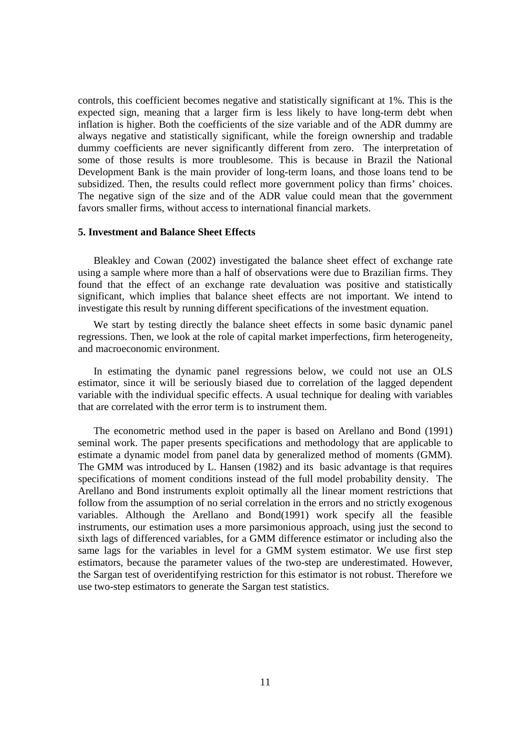controls, this coefficient becomes negative and statistically significant at 1%. This is the expected sign, meaning that a larger firm is less likely to have long-term debt when inflation is higher. Both the coefficients of the size variable and of the ADR dummy are always negative and statistically significant, while the foreign ownership and tradable dummy coefficients are never significantly different from zero. The interpretation of some of those results is more troublesome. This is because in Brazil the National Development Bank is the main provider of long-term loans, and those loans tend to be subsidized. Then, the results could reflect more government policy than firms' choices. The negative sign of the size and of the ADR value could mean that the government favors smaller firms, without access to international financial markets.

### 5. Investment and Balance Sheet Effects

Bleakley and Cowan (2002) investigated the balance sheet effect of exchange rate using a sample where more than a half of observations were due to Brazilian firms. They found that the effect of an exchange rate devaluation was positive and statistically significant, which implies that balance sheet effects are not important. We intend to investigate this result by running different specifications of the investment equation.

We start by testing directly the balance sheet effects in some basic dynamic panel regressions. Then, we look at the role of capital market imperfections, firm heterogeneity, and macroeconomic environment.

In estimating the dynamic panel regressions below, we could not use an OLS estimator, since it will be seriously biased due to correlation of the lagged dependent variable with the individual specific effects. A usual technique for dealing with variables that are correlated with the error term is to instrument them.

The econometric method used in the paper is based on Arellano and Bond (1991) seminal work. The paper presents specifications and methodology that are applicable to estimate a dynamic model from panel data by generalized method of moments (GMM). The GMM was introduced by L. Hansen (1982) and its basic advantage is that requires specifications of moment conditions instead of the full model probability density. The Arellano and Bond instruments exploit optimally all the linear moment restrictions that follow from the assumption of no serial correlation in the errors and no strictly exogenous variables. Although the Arellano and Bond(1991) work specify all the feasible instruments, our estimation uses a more parsimonious approach, using just the second to sixth lags of differenced variables, for a GMM difference estimator or including also the same lags for the variables in level for a GMM system estimator. We use first step estimators, because the parameter values of the two-step are underestimated. However, the Sargan test of overidentifying restriction for this estimator is not robust. Therefore we use two-step estimators to generate the Sargan test statistics.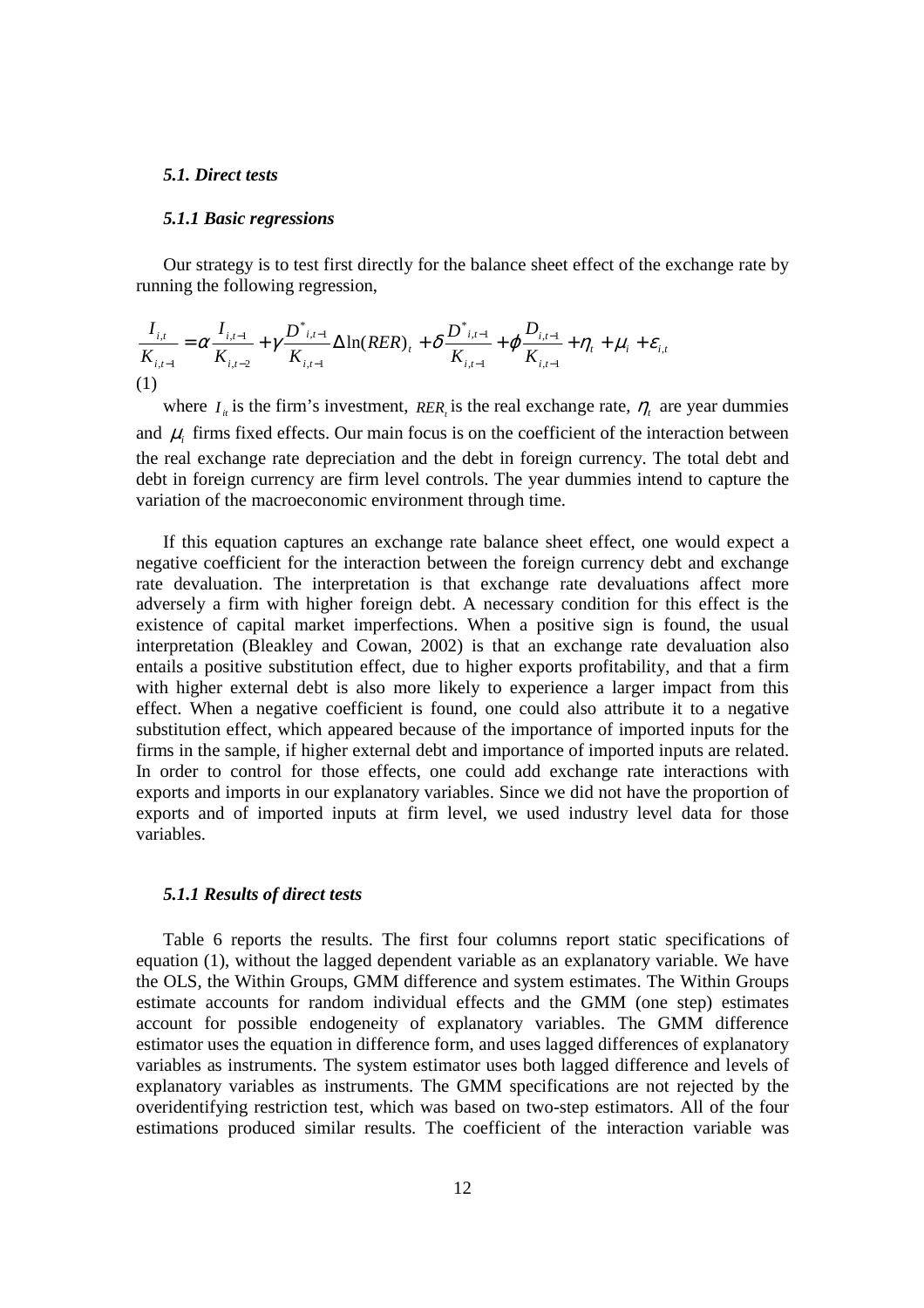### *5.1. Direct tests*

### *5.1.1 Basic regressions*

Our strategy is to test first directly for the balance sheet effect of the exchange rate by running the following regression,

$$\frac{I_{i,t}}{K_{i,t-1}} = \alpha \frac{I_{i,t-1}}{K_{i,t-2}} + \gamma \frac{D^{*}_{i,t-1}}{K_{i,t-1}} \Delta \ln(RER)_t + \delta \frac{D^{*}_{i,t-1}}{K_{i,t-1}} + \phi \frac{D_{i,t-1}}{K_{i,t-1}} + \eta_t + \mu_i + \varepsilon_{i,t}$$

(1)

where $I_{it}$ is the firm's investment, $RER_t$ is the real exchange rate, $\eta_t$ are year dummies and $\mu_i$ firms fixed effects. Our main focus is on the coefficient of the interaction between the real exchange rate depreciation and the debt in foreign currency. The total debt and debt in foreign currency are firm level controls. The year dummies intend to capture the variation of the macroeconomic environment through time.

If this equation captures an exchange rate balance sheet effect, one would expect a negative coefficient for the interaction between the foreign currency debt and exchange rate devaluation. The interpretation is that exchange rate devaluations affect more adversely a firm with higher foreign debt. A necessary condition for this effect is the existence of capital market imperfections. When a positive sign is found, the usual interpretation (Bleakley and Cowan, 2002) is that an exchange rate devaluation also entails a positive substitution effect, due to higher exports profitability, and that a firm with higher external debt is also more likely to experience a larger impact from this effect. When a negative coefficient is found, one could also attribute it to a negative substitution effect, which appeared because of the importance of imported inputs for the firms in the sample, if higher external debt and importance of imported inputs are related. In order to control for those effects, one could add exchange rate interactions with exports and imports in our explanatory variables. Since we did not have the proportion of exports and of imported inputs at firm level, we used industry level data for those variables.

### *5.1.1 Results of direct tests*

Table 6 reports the results. The first four columns report static specifications of equation (1), without the lagged dependent variable as an explanatory variable. We have the OLS, the Within Groups, GMM difference and system estimates. The Within Groups estimate accounts for random individual effects and the GMM (one step) estimates account for possible endogeneity of explanatory variables. The GMM difference estimator uses the equation in difference form, and uses lagged differences of explanatory variables as instruments. The system estimator uses both lagged difference and levels of explanatory variables as instruments. The GMM specifications are not rejected by the overidentifying restriction test, which was based on two-step estimators. All of the four estimations produced similar results. The coefficient of the interaction variable was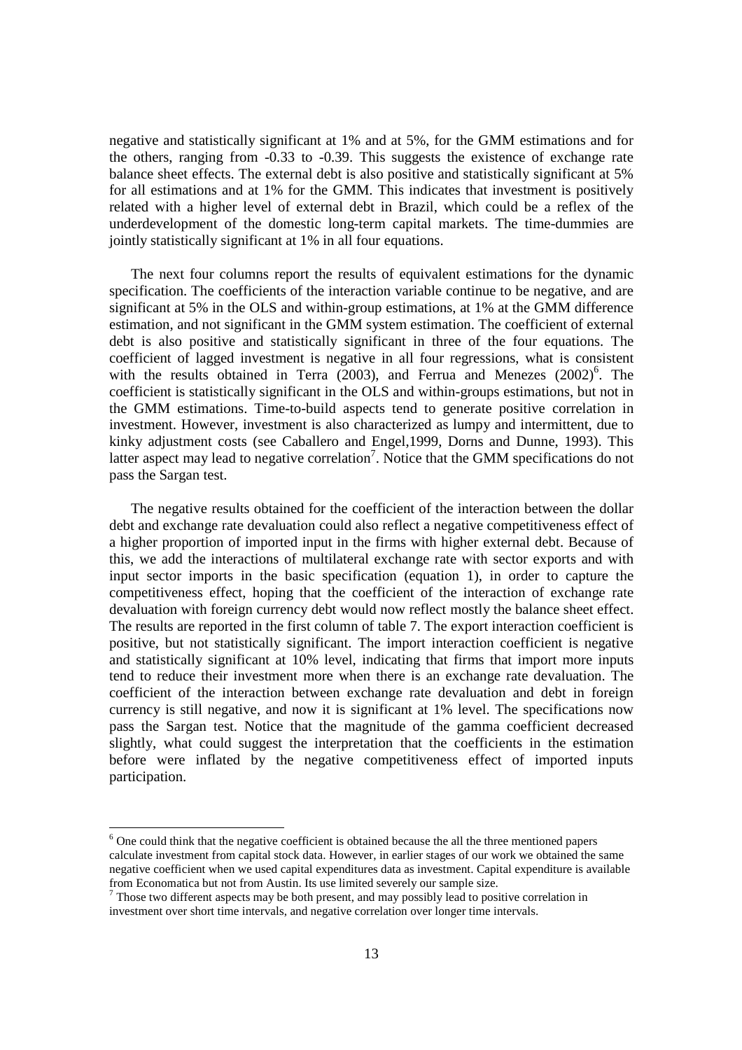negative and statistically significant at 1% and at 5%, for the GMM estimations and for the others, ranging from -0.33 to -0.39. This suggests the existence of exchange rate balance sheet effects. The external debt is also positive and statistically significant at 5% for all estimations and at 1% for the GMM. This indicates that investment is positively related with a higher level of external debt in Brazil, which could be a reflex of the underdevelopment of the domestic long-term capital markets. The time-dummies are jointly statistically significant at 1% in all four equations.

The next four columns report the results of equivalent estimations for the dynamic specification. The coefficients of the interaction variable continue to be negative, and are significant at 5% in the OLS and within-group estimations, at 1% at the GMM difference estimation, and not significant in the GMM system estimation. The coefficient of external debt is also positive and statistically significant in three of the four equations. The coefficient of lagged investment is negative in all four regressions, what is consistent with the results obtained in Terra (2003), and Ferrua and Menezes (2002)[6]. The coefficient is statistically significant in the OLS and within-groups estimations, but not in the GMM estimations. Time-to-build aspects tend to generate positive correlation in investment. However, investment is also characterized as lumpy and intermittent, due to kinky adjustment costs (see Caballero and Engel,1999, Dorns and Dunne, 1993). This latter aspect may lead to negative correlation[7]. Notice that the GMM specifications do not pass the Sargan test.

The negative results obtained for the coefficient of the interaction between the dollar debt and exchange rate devaluation could also reflect a negative competitiveness effect of a higher proportion of imported input in the firms with higher external debt. Because of this, we add the interactions of multilateral exchange rate with sector exports and with input sector imports in the basic specification (equation 1), in order to capture the competitiveness effect, hoping that the coefficient of the interaction of exchange rate devaluation with foreign currency debt would now reflect mostly the balance sheet effect. The results are reported in the first column of table 7. The export interaction coefficient is positive, but not statistically significant. The import interaction coefficient is negative and statistically significant at 10% level, indicating that firms that import more inputs tend to reduce their investment more when there is an exchange rate devaluation. The coefficient of the interaction between exchange rate devaluation and debt in foreign currency is still negative, and now it is significant at 1% level. The specifications now pass the Sargan test. Notice that the magnitude of the gamma coefficient decreased slightly, what could suggest the interpretation that the coefficients in the estimation before were inflated by the negative competitiveness effect of imported inputs participation.

[6] One could think that the negative coefficient is obtained because the all the three mentioned papers calculate investment from capital stock data. However, in earlier stages of our work we obtained the same negative coefficient when we used capital expenditures data as investment. Capital expenditure is available from Economatica but not from Austin. Its use limited severely our sample size.

[7] Those two different aspects may be both present, and may possibly lead to positive correlation in investment over short time intervals, and negative correlation over longer time intervals.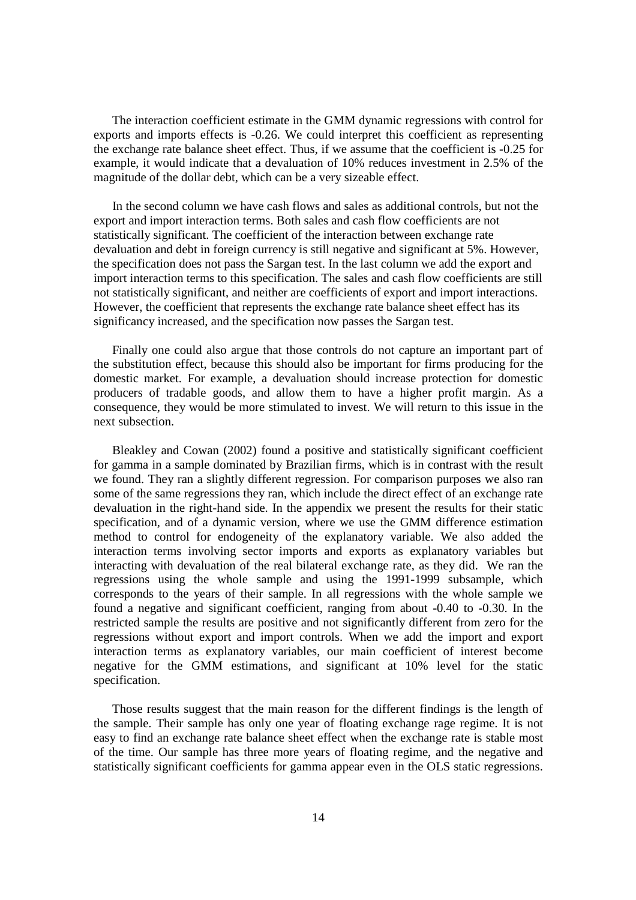The interaction coefficient estimate in the GMM dynamic regressions with control for exports and imports effects is -0.26. We could interpret this coefficient as representing the exchange rate balance sheet effect. Thus, if we assume that the coefficient is -0.25 for example, it would indicate that a devaluation of 10% reduces investment in 2.5% of the magnitude of the dollar debt, which can be a very sizeable effect.

In the second column we have cash flows and sales as additional controls, but not the export and import interaction terms. Both sales and cash flow coefficients are not statistically significant. The coefficient of the interaction between exchange rate devaluation and debt in foreign currency is still negative and significant at 5%. However, the specification does not pass the Sargan test. In the last column we add the export and import interaction terms to this specification. The sales and cash flow coefficients are still not statistically significant, and neither are coefficients of export and import interactions. However, the coefficient that represents the exchange rate balance sheet effect has its significancy increased, and the specification now passes the Sargan test.

Finally one could also argue that those controls do not capture an important part of the substitution effect, because this should also be important for firms producing for the domestic market. For example, a devaluation should increase protection for domestic producers of tradable goods, and allow them to have a higher profit margin. As a consequence, they would be more stimulated to invest. We will return to this issue in the next subsection.

Bleakley and Cowan (2002) found a positive and statistically significant coefficient for gamma in a sample dominated by Brazilian firms, which is in contrast with the result we found. They ran a slightly different regression. For comparison purposes we also ran some of the same regressions they ran, which include the direct effect of an exchange rate devaluation in the right-hand side. In the appendix we present the results for their static specification, and of a dynamic version, where we use the GMM difference estimation method to control for endogeneity of the explanatory variable. We also added the interaction terms involving sector imports and exports as explanatory variables but interacting with devaluation of the real bilateral exchange rate, as they did. We ran the regressions using the whole sample and using the 1991-1999 subsample, which corresponds to the years of their sample. In all regressions with the whole sample we found a negative and significant coefficient, ranging from about -0.40 to -0.30. In the restricted sample the results are positive and not significantly different from zero for the regressions without export and import controls. When we add the import and export interaction terms as explanatory variables, our main coefficient of interest become negative for the GMM estimations, and significant at 10% level for the static specification.

Those results suggest that the main reason for the different findings is the length of the sample. Their sample has only one year of floating exchange rage regime. It is not easy to find an exchange rate balance sheet effect when the exchange rate is stable most of the time. Our sample has three more years of floating regime, and the negative and statistically significant coefficients for gamma appear even in the OLS static regressions.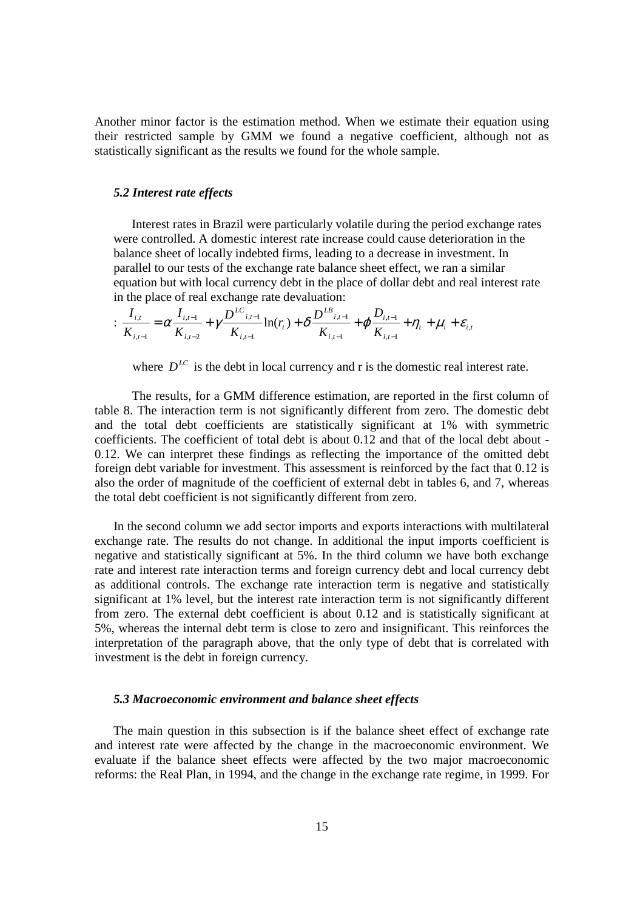Another minor factor is the estimation method. When we estimate their equation using their restricted sample by GMM we found a negative coefficient, although not as statistically significant as the results we found for the whole sample.

### *5.2 Interest rate effects*

Interest rates in Brazil were particularly volatile during the period exchange rates were controlled. A domestic interest rate increase could cause deterioration in the balance sheet of locally indebted firms, leading to a decrease in investment. In parallel to our tests of the exchange rate balance sheet effect, we ran a similar equation but with local currency debt in the place of dollar debt and real interest rate in the place of real exchange rate devaluation:

$$: \frac{I_{i,t}}{K_{i,t-1}} = \alpha \frac{I_{i,t-1}}{K_{i,t-2}} + \gamma \frac{D^{LC}{}_{i,t-1}}{K_{i,t-1}} \ln(r_t) + \delta \frac{D^{LB}{}_{i,t-1}}{K_{i,t-1}} + \phi \frac{D_{i,t-1}}{K_{i,t-1}} + \eta_t + \mu_i + \varepsilon_{i,t}$$

where $D^{LC}$ is the debt in local currency and r is the domestic real interest rate.

The results, for a GMM difference estimation, are reported in the first column of table 8. The interaction term is not significantly different from zero. The domestic debt and the total debt coefficients are statistically significant at 1% with symmetric coefficients. The coefficient of total debt is about 0.12 and that of the local debt about -0.12. We can interpret these findings as reflecting the importance of the omitted debt foreign debt variable for investment. This assessment is reinforced by the fact that 0.12 is also the order of magnitude of the coefficient of external debt in tables 6, and 7, whereas the total debt coefficient is not significantly different from zero.

In the second column we add sector imports and exports interactions with multilateral exchange rate. The results do not change. In additional the input imports coefficient is negative and statistically significant at 5%. In the third column we have both exchange rate and interest rate interaction terms and foreign currency debt and local currency debt as additional controls. The exchange rate interaction term is negative and statistically significant at 1% level, but the interest rate interaction term is not significantly different from zero. The external debt coefficient is about 0.12 and is statistically significant at 5%, whereas the internal debt term is close to zero and insignificant. This reinforces the interpretation of the paragraph above, that the only type of debt that is correlated with investment is the debt in foreign currency.

### *5.3 Macroeconomic environment and balance sheet effects*

The main question in this subsection is if the balance sheet effect of exchange rate and interest rate were affected by the change in the macroeconomic environment. We evaluate if the balance sheet effects were affected by the two major macroeconomic reforms: the Real Plan, in 1994, and the change in the exchange rate regime, in 1999. For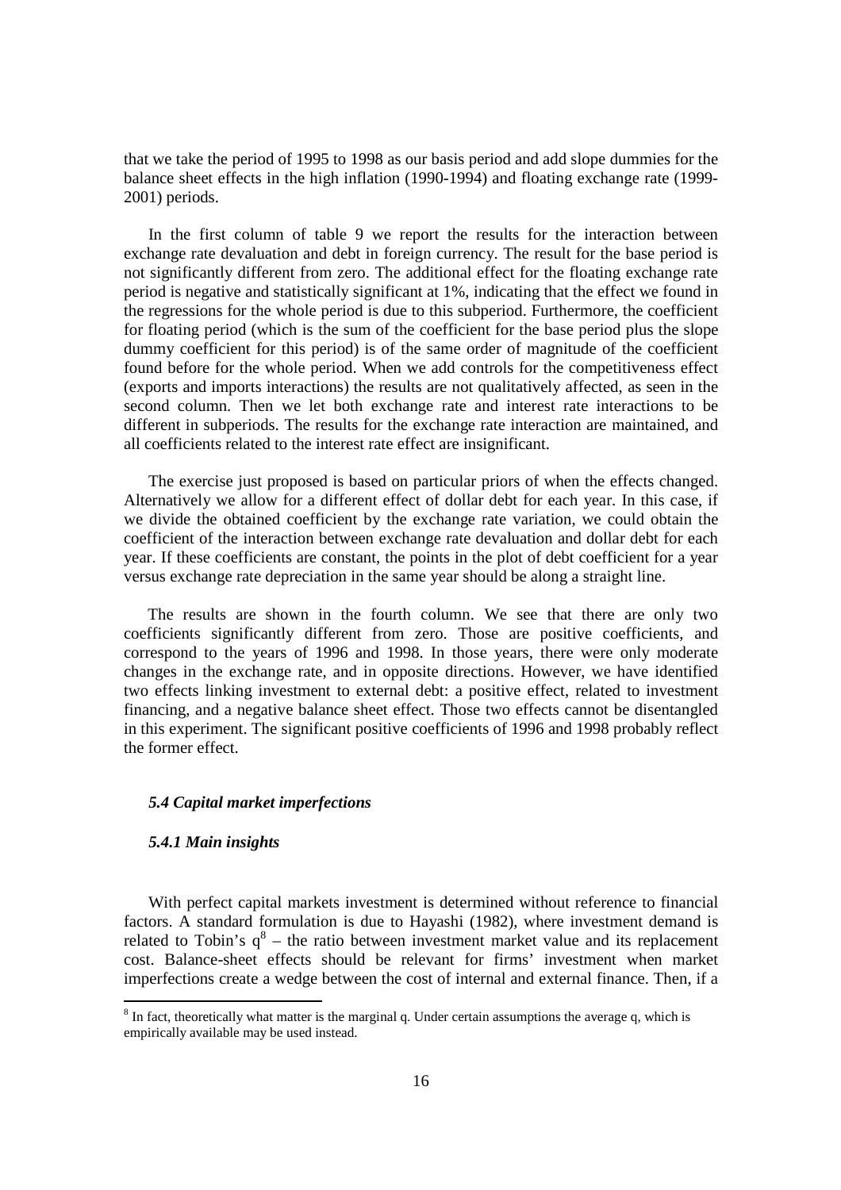that we take the period of 1995 to 1998 as our basis period and add slope dummies for the balance sheet effects in the high inflation (1990-1994) and floating exchange rate (1999-2001) periods.

In the first column of table 9 we report the results for the interaction between exchange rate devaluation and debt in foreign currency. The result for the base period is not significantly different from zero. The additional effect for the floating exchange rate period is negative and statistically significant at 1%, indicating that the effect we found in the regressions for the whole period is due to this subperiod. Furthermore, the coefficient for floating period (which is the sum of the coefficient for the base period plus the slope dummy coefficient for this period) is of the same order of magnitude of the coefficient found before for the whole period. When we add controls for the competitiveness effect (exports and imports interactions) the results are not qualitatively affected, as seen in the second column. Then we let both exchange rate and interest rate interactions to be different in subperiods. The results for the exchange rate interaction are maintained, and all coefficients related to the interest rate effect are insignificant.

The exercise just proposed is based on particular priors of when the effects changed. Alternatively we allow for a different effect of dollar debt for each year. In this case, if we divide the obtained coefficient by the exchange rate variation, we could obtain the coefficient of the interaction between exchange rate devaluation and dollar debt for each year. If these coefficients are constant, the points in the plot of debt coefficient for a year versus exchange rate depreciation in the same year should be along a straight line.

The results are shown in the fourth column. We see that there are only two coefficients significantly different from zero. Those are positive coefficients, and correspond to the years of 1996 and 1998. In those years, there were only moderate changes in the exchange rate, and in opposite directions. However, we have identified two effects linking investment to external debt: a positive effect, related to investment financing, and a negative balance sheet effect. Those two effects cannot be disentangled in this experiment. The significant positive coefficients of 1996 and 1998 probably reflect the former effect.

### *5.4 Capital market imperfections*

#### *5.4.1 Main insights*

With perfect capital markets investment is determined without reference to financial factors. A standard formulation is due to Hayashi (1982), where investment demand is related to Tobin's q[8] – the ratio between investment market value and its replacement cost. Balance-sheet effects should be relevant for firms' investment when market imperfections create a wedge between the cost of internal and external finance. Then, if a

[8] In fact, theoretically what matter is the marginal q. Under certain assumptions the average q, which is empirically available may be used instead.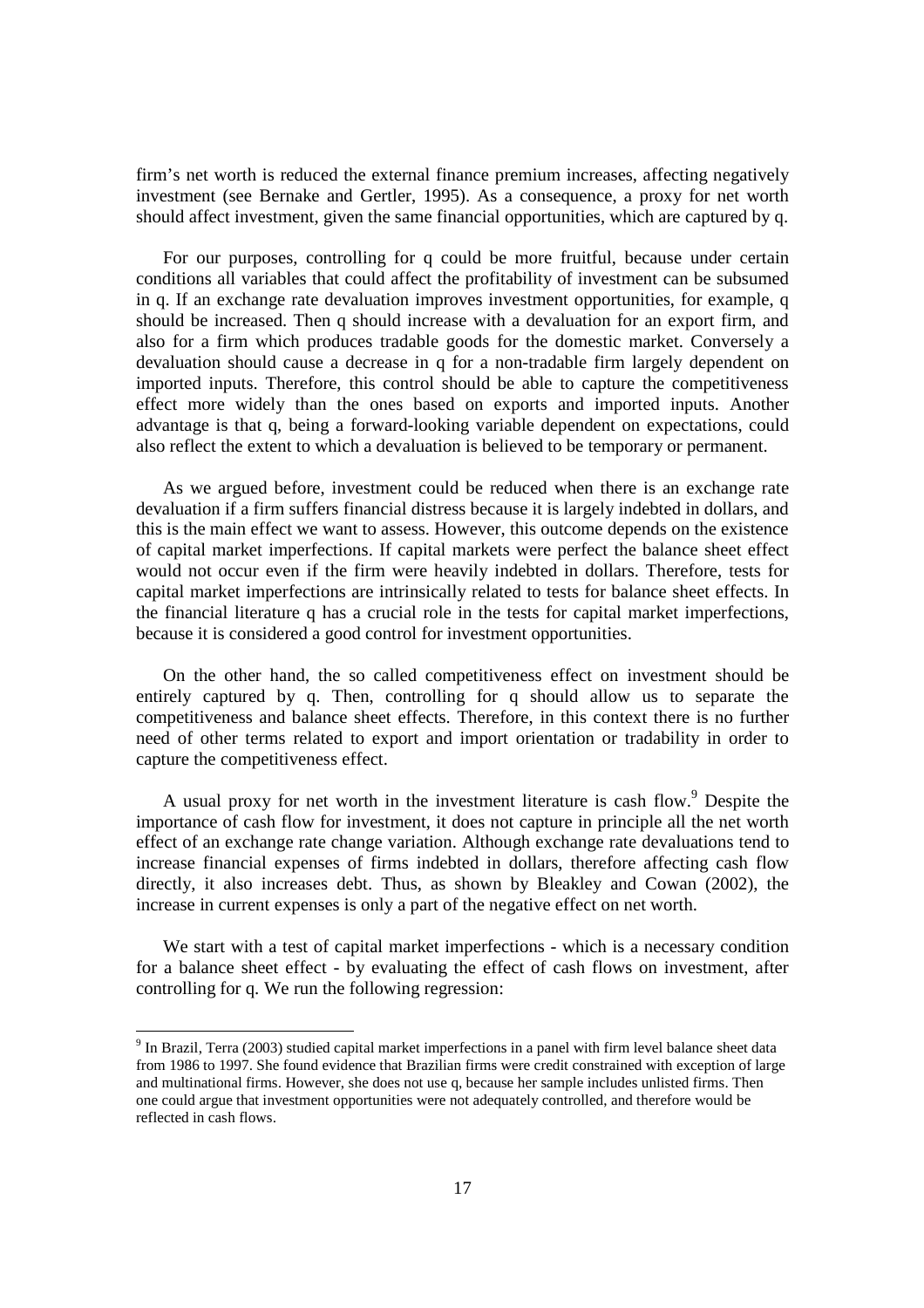firm's net worth is reduced the external finance premium increases, affecting negatively investment (see Bernake and Gertler, 1995). As a consequence, a proxy for net worth should affect investment, given the same financial opportunities, which are captured by q.

For our purposes, controlling for q could be more fruitful, because under certain conditions all variables that could affect the profitability of investment can be subsumed in q. If an exchange rate devaluation improves investment opportunities, for example, q should be increased. Then q should increase with a devaluation for an export firm, and also for a firm which produces tradable goods for the domestic market. Conversely a devaluation should cause a decrease in q for a non-tradable firm largely dependent on imported inputs. Therefore, this control should be able to capture the competitiveness effect more widely than the ones based on exports and imported inputs. Another advantage is that q, being a forward-looking variable dependent on expectations, could also reflect the extent to which a devaluation is believed to be temporary or permanent.

As we argued before, investment could be reduced when there is an exchange rate devaluation if a firm suffers financial distress because it is largely indebted in dollars, and this is the main effect we want to assess. However, this outcome depends on the existence of capital market imperfections. If capital markets were perfect the balance sheet effect would not occur even if the firm were heavily indebted in dollars. Therefore, tests for capital market imperfections are intrinsically related to tests for balance sheet effects. In the financial literature q has a crucial role in the tests for capital market imperfections, because it is considered a good control for investment opportunities.

On the other hand, the so called competitiveness effect on investment should be entirely captured by q. Then, controlling for q should allow us to separate the competitiveness and balance sheet effects. Therefore, in this context there is no further need of other terms related to export and import orientation or tradability in order to capture the competitiveness effect.

A usual proxy for net worth in the investment literature is cash flow.[9] Despite the importance of cash flow for investment, it does not capture in principle all the net worth effect of an exchange rate change variation. Although exchange rate devaluations tend to increase financial expenses of firms indebted in dollars, therefore affecting cash flow directly, it also increases debt. Thus, as shown by Bleakley and Cowan (2002), the increase in current expenses is only a part of the negative effect on net worth.

We start with a test of capital market imperfections - which is a necessary condition for a balance sheet effect - by evaluating the effect of cash flows on investment, after controlling for q. We run the following regression:

[9] In Brazil, Terra (2003) studied capital market imperfections in a panel with firm level balance sheet data from 1986 to 1997. She found evidence that Brazilian firms were credit constrained with exception of large and multinational firms. However, she does not use q, because her sample includes unlisted firms. Then one could argue that investment opportunities were not adequately controlled, and therefore would be reflected in cash flows.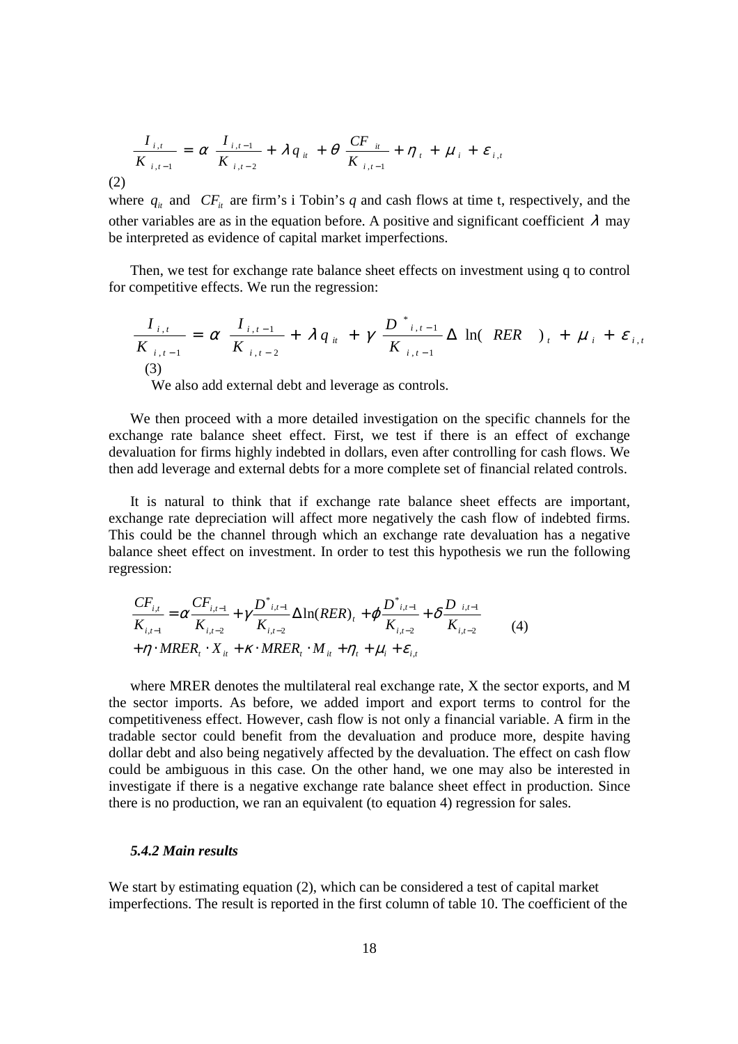$$\frac{I_{i,t}}{K_{i,t-1}} = \alpha \frac{I_{i,t-1}}{K_{i,t-2}} + \lambda q_{it} + \theta \frac{CF_{it}}{K_{i,t-1}} + \eta_t + \mu_i + \varepsilon_{i,t}$$

(2)

where $q_{it}$ and $CF_{it}$ are firm's i Tobin's *q* and cash flows at time t, respectively, and the other variables are as in the equation before. A positive and significant coefficient $\lambda$ may be interpreted as evidence of capital market imperfections.

Then, we test for exchange rate balance sheet effects on investment using q to control for competitive effects. We run the regression:

$$\frac{I_{i,t}}{K_{i,t-1}} = \alpha \frac{I_{i,t-1}}{K_{i,t-2}} + \lambda q_{it} + \gamma \frac{D^{*}_{i,t-1}}{K_{i,t-1}} \Delta \ln(RER)_t + \mu_i + \varepsilon_{i,t}$$

(3)

We also add external debt and leverage as controls.

We then proceed with a more detailed investigation on the specific channels for the exchange rate balance sheet effect. First, we test if there is an effect of exchange devaluation for firms highly indebted in dollars, even after controlling for cash flows. We then add leverage and external debts for a more complete set of financial related controls.

It is natural to think that if exchange rate balance sheet effects are important, exchange rate depreciation will affect more negatively the cash flow of indebted firms. This could be the channel through which an exchange rate devaluation has a negative balance sheet effect on investment. In order to test this hypothesis we run the following regression:

$$\begin{aligned} \frac{CF_{i,t}}{K_{i,t-1}} &= \alpha \frac{CF_{i,t-1}}{K_{i,t-2}} + \gamma \frac{D^{*}_{i,t-1}}{K_{i,t-2}} \Delta \ln(RER)_t + \phi \frac{D^{*}_{i,t-1}}{K_{i,t-2}} + \delta \frac{D_{i,t-1}}{K_{i,t-2}} \\ &+ \eta \cdot MRER_t \cdot X_{it} + \kappa \cdot MRER_t \cdot M_{it} + \eta_t + \mu_i + \varepsilon_{i,t} \end{aligned} \qquad (4)$$

where MRER denotes the multilateral real exchange rate, X the sector exports, and M the sector imports. As before, we added import and export terms to control for the competitiveness effect. However, cash flow is not only a financial variable. A firm in the tradable sector could benefit from the devaluation and produce more, despite having dollar debt and also being negatively affected by the devaluation. The effect on cash flow could be ambiguous in this case. On the other hand, we one may also be interested in investigate if there is a negative exchange rate balance sheet effect in production. Since there is no production, we ran an equivalent (to equation 4) regression for sales.

#### *5.4.2 Main results*

We start by estimating equation (2), which can be considered a test of capital market imperfections. The result is reported in the first column of table 10. The coefficient of the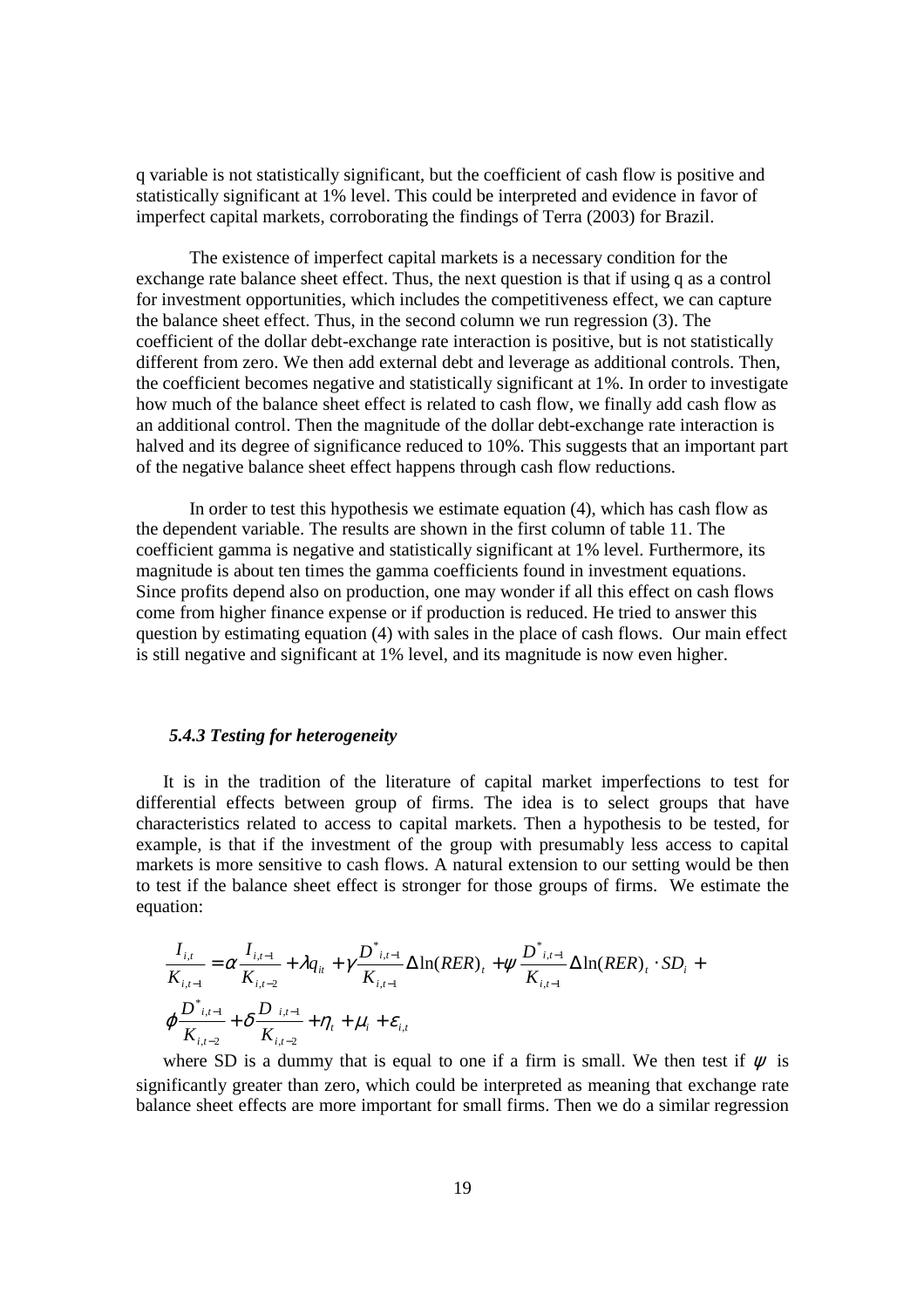q variable is not statistically significant, but the coefficient of cash flow is positive and statistically significant at 1% level. This could be interpreted and evidence in favor of imperfect capital markets, corroborating the findings of Terra (2003) for Brazil.

The existence of imperfect capital markets is a necessary condition for the exchange rate balance sheet effect. Thus, the next question is that if using q as a control for investment opportunities, which includes the competitiveness effect, we can capture the balance sheet effect. Thus, in the second column we run regression (3). The coefficient of the dollar debt-exchange rate interaction is positive, but is not statistically different from zero. We then add external debt and leverage as additional controls. Then, the coefficient becomes negative and statistically significant at 1%. In order to investigate how much of the balance sheet effect is related to cash flow, we finally add cash flow as an additional control. Then the magnitude of the dollar debt-exchange rate interaction is halved and its degree of significance reduced to 10%. This suggests that an important part of the negative balance sheet effect happens through cash flow reductions.

In order to test this hypothesis we estimate equation (4), which has cash flow as the dependent variable. The results are shown in the first column of table 11. The coefficient gamma is negative and statistically significant at 1% level. Furthermore, its magnitude is about ten times the gamma coefficients found in investment equations. Since profits depend also on production, one may wonder if all this effect on cash flows come from higher finance expense or if production is reduced. He tried to answer this question by estimating equation (4) with sales in the place of cash flows. Our main effect is still negative and significant at 1% level, and its magnitude is now even higher.

### *5.4.3 Testing for heterogeneity*

It is in the tradition of the literature of capital market imperfections to test for differential effects between group of firms. The idea is to select groups that have characteristics related to access to capital markets. Then a hypothesis to be tested, for example, is that if the investment of the group with presumably less access to capital markets is more sensitive to cash flows. A natural extension to our setting would be then to test if the balance sheet effect is stronger for those groups of firms. We estimate the equation:

$$\frac{I_{i,t}}{K_{i,t-1}} = \alpha \frac{I_{i,t-1}}{K_{i,t-2}} + \lambda q_{it} + \gamma \frac{D^{*}_{i,t-1}}{K_{i,t-1}} \Delta \ln(RER)_t + \psi \frac{D^{*}_{i,t-1}}{K_{i,t-1}} \Delta \ln(RER)_t \cdot SD_i + \varphi \frac{D^{*}_{i,t-1}}{K_{i,t-2}} + \delta \frac{D_{i,t-1}}{K_{i,t-2}} + \eta_t + \mu_i + \varepsilon_{i,t}$$

where SD is a dummy that is equal to one if a firm is small. We then test if $\psi$ is significantly greater than zero, which could be interpreted as meaning that exchange rate balance sheet effects are more important for small firms. Then we do a similar regression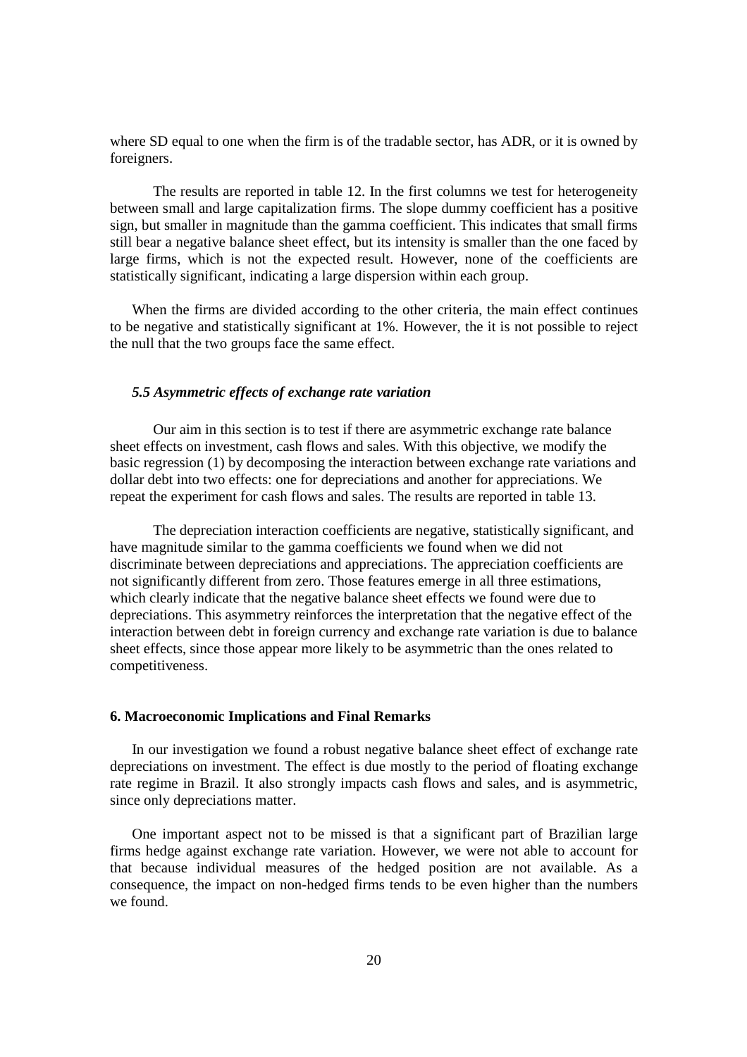where SD equal to one when the firm is of the tradable sector, has ADR, or it is owned by foreigners.

The results are reported in table 12. In the first columns we test for heterogeneity between small and large capitalization firms. The slope dummy coefficient has a positive sign, but smaller in magnitude than the gamma coefficient. This indicates that small firms still bear a negative balance sheet effect, but its intensity is smaller than the one faced by large firms, which is not the expected result. However, none of the coefficients are statistically significant, indicating a large dispersion within each group.

When the firms are divided according to the other criteria, the main effect continues to be negative and statistically significant at 1%. However, the it is not possible to reject the null that the two groups face the same effect.

### *5.5 Asymmetric effects of exchange rate variation*

Our aim in this section is to test if there are asymmetric exchange rate balance sheet effects on investment, cash flows and sales. With this objective, we modify the basic regression (1) by decomposing the interaction between exchange rate variations and dollar debt into two effects: one for depreciations and another for appreciations. We repeat the experiment for cash flows and sales. The results are reported in table 13.

The depreciation interaction coefficients are negative, statistically significant, and have magnitude similar to the gamma coefficients we found when we did not discriminate between depreciations and appreciations. The appreciation coefficients are not significantly different from zero. Those features emerge in all three estimations, which clearly indicate that the negative balance sheet effects we found were due to depreciations. This asymmetry reinforces the interpretation that the negative effect of the interaction between debt in foreign currency and exchange rate variation is due to balance sheet effects, since those appear more likely to be asymmetric than the ones related to competitiveness.

## 6. Macroeconomic Implications and Final Remarks

In our investigation we found a robust negative balance sheet effect of exchange rate depreciations on investment. The effect is due mostly to the period of floating exchange rate regime in Brazil. It also strongly impacts cash flows and sales, and is asymmetric, since only depreciations matter.

One important aspect not to be missed is that a significant part of Brazilian large firms hedge against exchange rate variation. However, we were not able to account for that because individual measures of the hedged position are not available. As a consequence, the impact on non-hedged firms tends to be even higher than the numbers we found.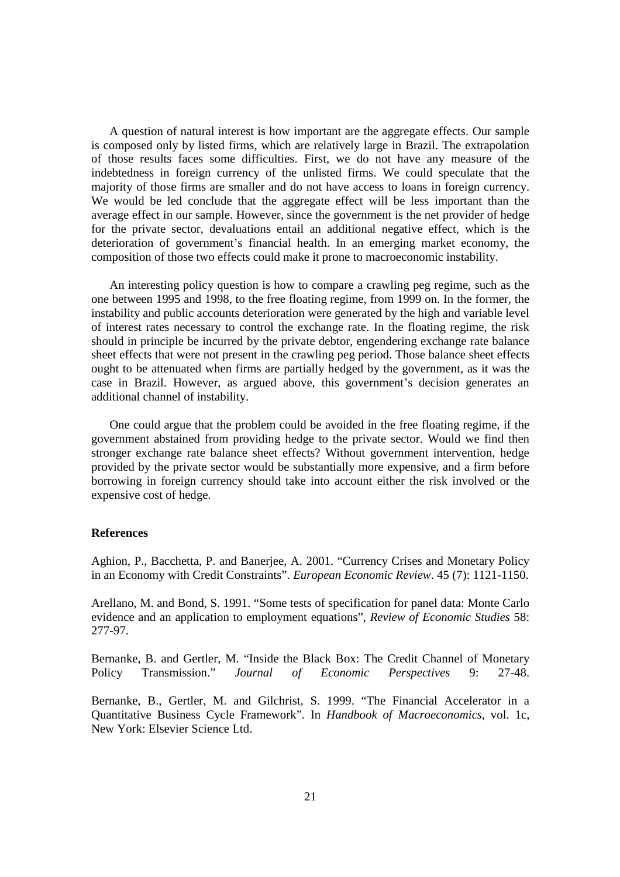A question of natural interest is how important are the aggregate effects. Our sample is composed only by listed firms, which are relatively large in Brazil. The extrapolation of those results faces some difficulties. First, we do not have any measure of the indebtedness in foreign currency of the unlisted firms. We could speculate that the majority of those firms are smaller and do not have access to loans in foreign currency. We would be led conclude that the aggregate effect will be less important than the average effect in our sample. However, since the government is the net provider of hedge for the private sector, devaluations entail an additional negative effect, which is the deterioration of government's financial health. In an emerging market economy, the composition of those two effects could make it prone to macroeconomic instability.

An interesting policy question is how to compare a crawling peg regime, such as the one between 1995 and 1998, to the free floating regime, from 1999 on. In the former, the instability and public accounts deterioration were generated by the high and variable level of interest rates necessary to control the exchange rate. In the floating regime, the risk should in principle be incurred by the private debtor, engendering exchange rate balance sheet effects that were not present in the crawling peg period. Those balance sheet effects ought to be attenuated when firms are partially hedged by the government, as it was the case in Brazil. However, as argued above, this government's decision generates an additional channel of instability.

One could argue that the problem could be avoided in the free floating regime, if the government abstained from providing hedge to the private sector. Would we find then stronger exchange rate balance sheet effects? Without government intervention, hedge provided by the private sector would be substantially more expensive, and a firm before borrowing in foreign currency should take into account either the risk involved or the expensive cost of hedge.

**References**

Aghion, P., Bacchetta, P. and Banerjee, A. 2001. "Currency Crises and Monetary Policy in an Economy with Credit Constraints". *European Economic Review*. 45 (7): 1121-1150.

Arellano, M. and Bond, S. 1991. "Some tests of specification for panel data: Monte Carlo evidence and an application to employment equations", *Review of Economic Studies* 58: 277-97.

Bernanke, B. and Gertler, M. "Inside the Black Box: The Credit Channel of Monetary Policy Transmission." *Journal of Economic Perspectives* 9: 27-48.

Bernanke, B., Gertler, M. and Gilchrist, S. 1999. "The Financial Accelerator in a Quantitative Business Cycle Framework". In *Handbook of Macroeconomics*, vol. 1c, New York: Elsevier Science Ltd.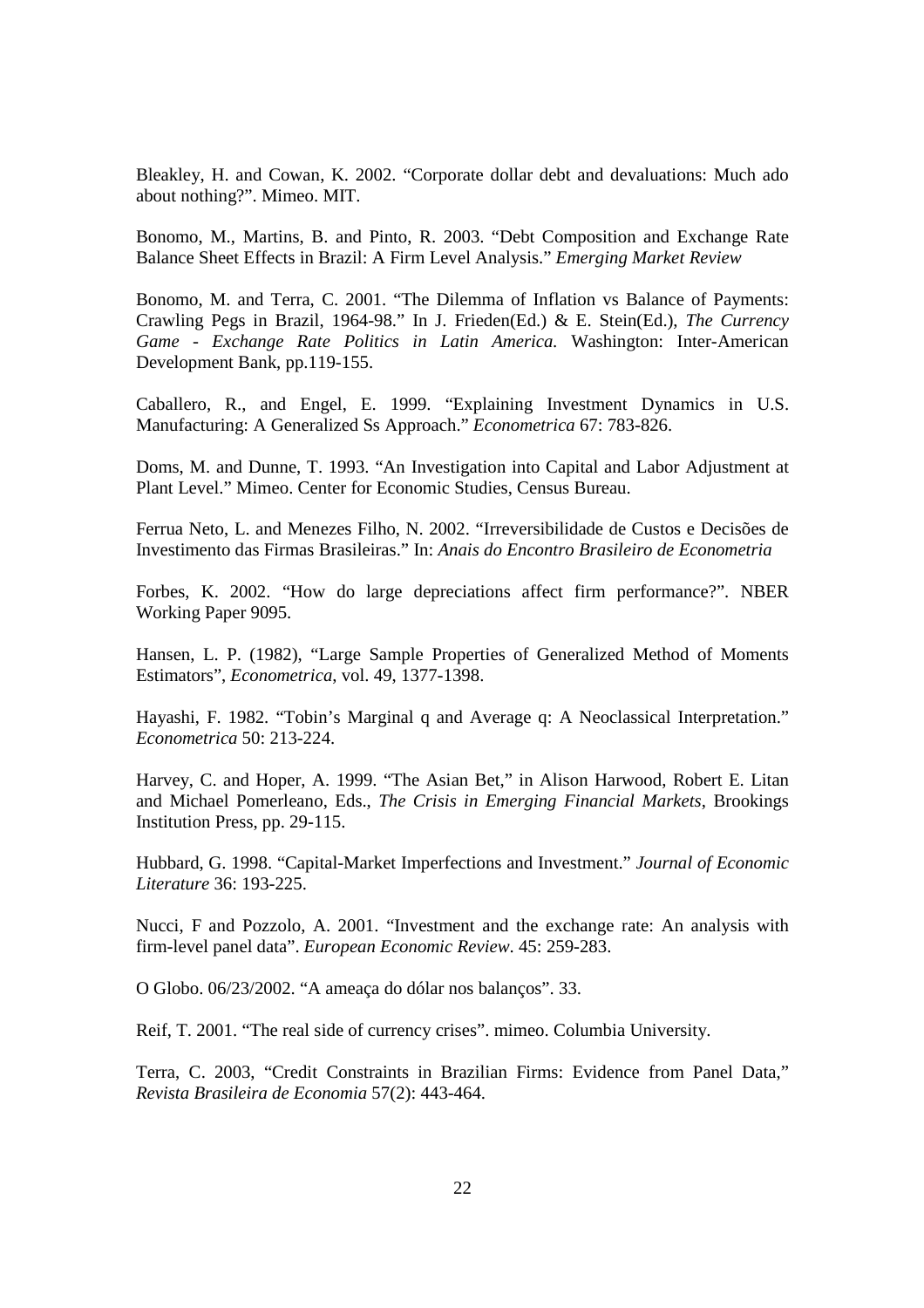Bleakley, H. and Cowan, K. 2002. "Corporate dollar debt and devaluations: Much ado about nothing?". Mimeo. MIT.

Bonomo, M., Martins, B. and Pinto, R. 2003. "Debt Composition and Exchange Rate Balance Sheet Effects in Brazil: A Firm Level Analysis." *Emerging Market Review*

Bonomo, M. and Terra, C. 2001. "The Dilemma of Inflation vs Balance of Payments: Crawling Pegs in Brazil, 1964-98." In J. Frieden(Ed.) & E. Stein(Ed.), *The Currency Game - Exchange Rate Politics in Latin America.* Washington: Inter-American Development Bank, pp.119-155.

Caballero, R., and Engel, E. 1999. "Explaining Investment Dynamics in U.S. Manufacturing: A Generalized Ss Approach." *Econometrica* 67: 783-826.

Doms, M. and Dunne, T. 1993. "An Investigation into Capital and Labor Adjustment at Plant Level." Mimeo. Center for Economic Studies, Census Bureau.

Ferrua Neto, L. and Menezes Filho, N. 2002. "Irreversibilidade de Custos e Decisões de Investimento das Firmas Brasileiras." In: *Anais do Encontro Brasileiro de Econometria*

Forbes, K. 2002. "How do large depreciations affect firm performance?". NBER Working Paper 9095.

Hansen, L. P. (1982), "Large Sample Properties of Generalized Method of Moments Estimators", *Econometrica*, vol. 49, 1377-1398.

Hayashi, F. 1982. "Tobin's Marginal q and Average q: A Neoclassical Interpretation." *Econometrica* 50: 213-224.

Harvey, C. and Hoper, A. 1999. "The Asian Bet," in Alison Harwood, Robert E. Litan and Michael Pomerleano, Eds., *The Crisis in Emerging Financial Markets*, Brookings Institution Press, pp. 29-115.

Hubbard, G. 1998. "Capital-Market Imperfections and Investment." *Journal of Economic Literature* 36: 193-225.

Nucci, F and Pozzolo, A. 2001. "Investment and the exchange rate: An analysis with firm-level panel data". *European Economic Review*. 45: 259-283.

O Globo. 06/23/2002. "A ameaça do dólar nos balanços". 33.

Reif, T. 2001. "The real side of currency crises". mimeo. Columbia University.

Terra, C. 2003, "Credit Constraints in Brazilian Firms: Evidence from Panel Data," *Revista Brasileira de Economia* 57(2): 443-464.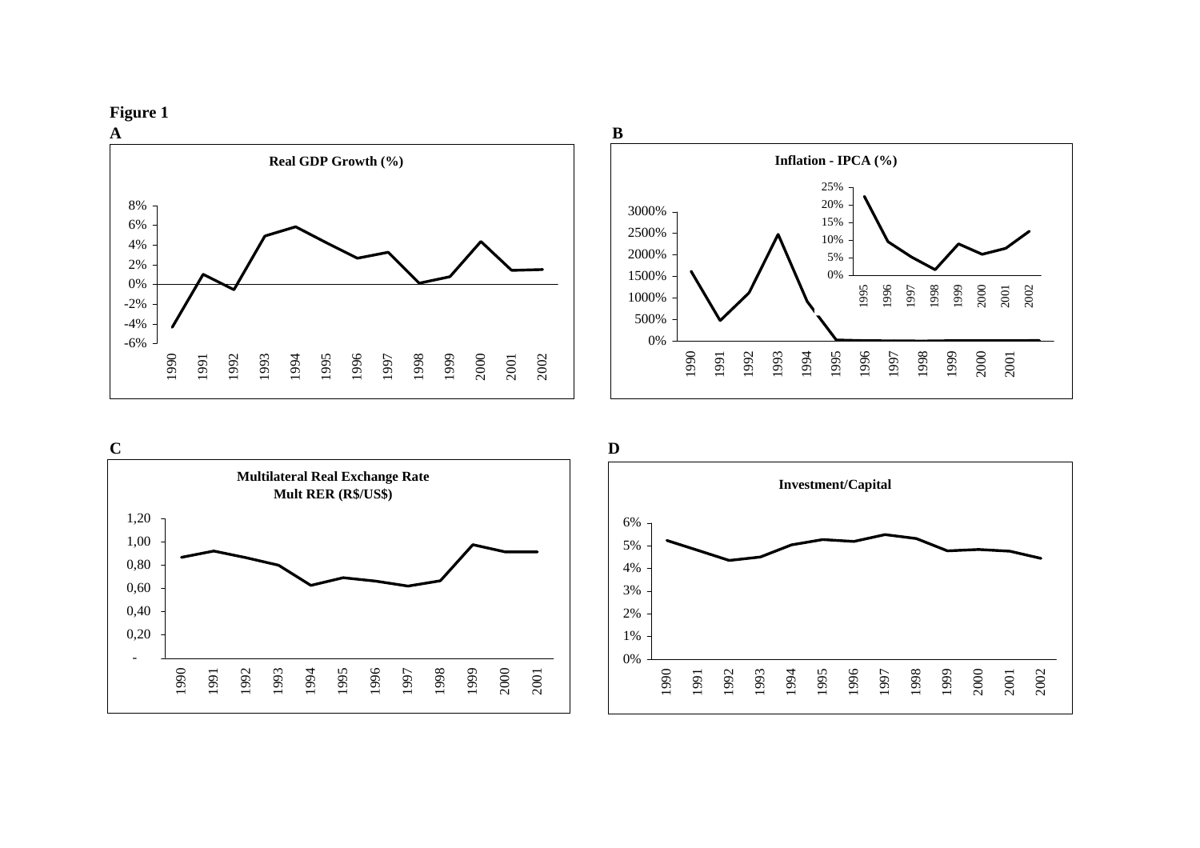**Figure 1**

**A**

**Real GDP Growth (%)**

**B**

**Inflation - IPCA (%)**

**C**

**Multilateral Real Exchange Rate**
**Mult RER (R$/US$)**

**D**

**Investment/Capital**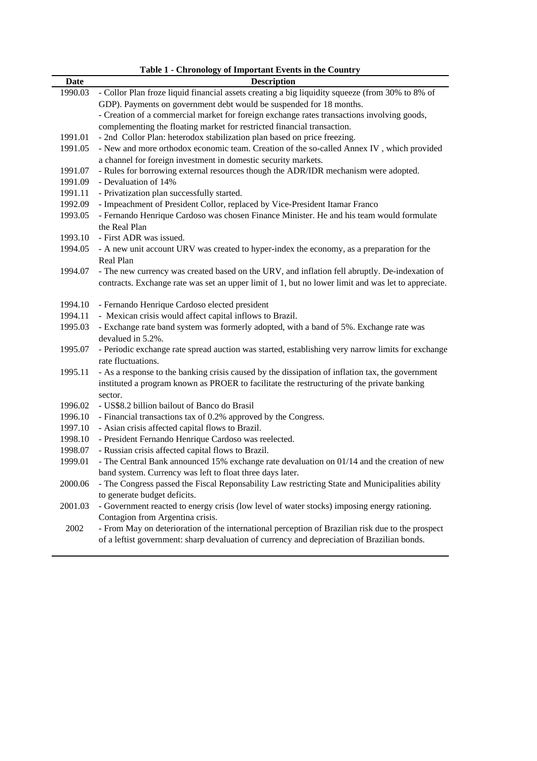**Table 1 - Chronology of Important Events in the Country**

| Date | Description |
|---|---|
| 1990.03 | - Collor Plan froze liquid financial assets creating a big liquidity squeeze (from 30% to 8% of GDP). Payments on government debt would be suspended for 18 months.<br>- Creation of a commercial market for foreign exchange rates transactions involving goods, complementing the floating market for restricted financial transaction. |
| 1991.01 | - 2nd Collor Plan: heterodox stabilization plan based on price freezing. |
| 1991.05 | - New and more orthodox economic team. Creation of the so-called Annex IV , which provided a channel for foreign investment in domestic security markets. |
| 1991.07 | - Rules for borrowing external resources though the ADR/IDR mechanism were adopted. |
| 1991.09 | - Devaluation of 14% |
| 1991.11 | - Privatization plan successfully started. |
| 1992.09 | - Impeachment of President Collor, replaced by Vice-President Itamar Franco |
| 1993.05 | - Fernando Henrique Cardoso was chosen Finance Minister. He and his team would formulate the Real Plan |
| 1993.10 | - First ADR was issued. |
| 1994.05 | - A new unit account URV was created to hyper-index the economy, as a preparation for the Real Plan |
| 1994.07 | - The new currency was created based on the URV, and inflation fell abruptly. De-indexation of contracts. Exchange rate was set an upper limit of 1, but no lower limit and was let to appreciate. |
| 1994.10 | - Fernando Henrique Cardoso elected president |
| 1994.11 | - Mexican crisis would affect capital inflows to Brazil. |
| 1995.03 | - Exchange rate band system was formerly adopted, with a band of 5%. Exchange rate was devalued in 5.2%. |
| 1995.07 | - Periodic exchange rate spread auction was started, establishing very narrow limits for exchange rate fluctuations. |
| 1995.11 | - As a response to the banking crisis caused by the dissipation of inflation tax, the government instituted a program known as PROER to facilitate the restructuring of the private banking sector. |
| 1996.02 | - US$8.2 billion bailout of Banco do Brasil |
| 1996.10 | - Financial transactions tax of 0.2% approved by the Congress. |
| 1997.10 | - Asian crisis affected capital flows to Brazil. |
| 1998.10 | - President Fernando Henrique Cardoso was reelected. |
| 1998.07 | - Russian crisis affected capital flows to Brazil. |
| 1999.01 | - The Central Bank announced 15% exchange rate devaluation on 01/14 and the creation of new band system. Currency was left to float three days later. |
| 2000.06 | - The Congress passed the Fiscal Reponsability Law restricting State and Municipalities ability to generate budget deficits. |
| 2001.03 | - Government reacted to energy crisis (low level of water stocks) imposing energy rationing. Contagion from Argentina crisis. |
| 2002 | - From May on deterioration of the international perception of Brazilian risk due to the prospect of a leftist government: sharp devaluation of currency and depreciation of Brazilian bonds. |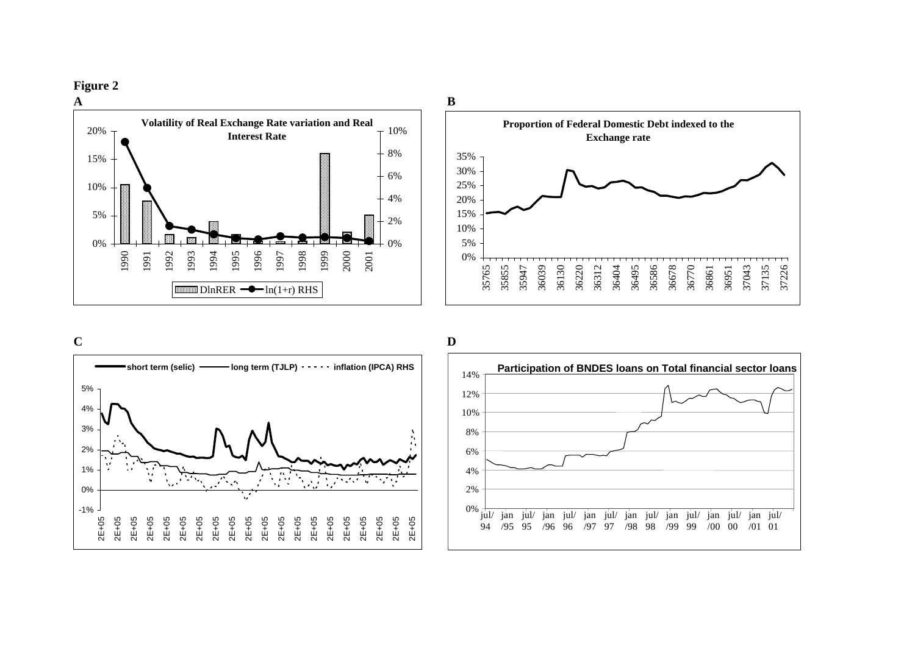**Figure 2**

**A**

**Volatility of Real Exchange Rate variation and Real Interest Rate**

DlnRER — ln(1+r) RHS

**B**

**Proportion of Federal Domestic Debt indexed to the Exchange rate**

**C**

short term (selic) — long term (TJLP) — inflation (IPCA) RHS

**D**

**Participation of BNDES loans on Total financial sector loans**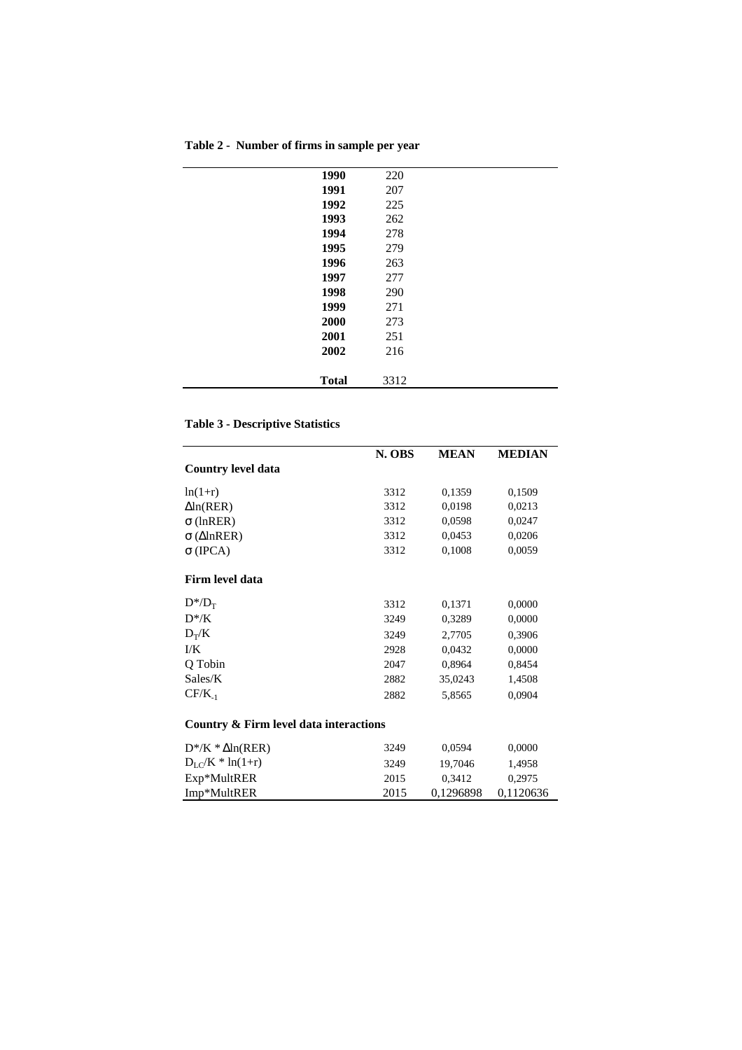**Table 2 - Number of firms in sample per year**

| Year | Firms |
|---|---|
| **1990** | 220 |
| **1991** | 207 |
| **1992** | 225 |
| **1993** | 262 |
| **1994** | 278 |
| **1995** | 279 |
| **1996** | 263 |
| **1997** | 277 |
| **1998** | 290 |
| **1999** | 271 |
| **2000** | 273 |
| **2001** | 251 |
| **2002** | 216 |
| **Total** | 3312 |

**Table 3 - Descriptive Statistics**

| | **N. OBS** | **MEAN** | **MEDIAN** |
|---|---|---|---|
| **Country level data** | | | |
| $\ln(1+r)$ | 3312 | 0,1359 | 0,1509 |
| $\Delta\ln(RER)$ | 3312 | 0,0198 | 0,0213 |
| $\sigma\,(\ln RER)$ | 3312 | 0,0598 | 0,0247 |
| $\sigma\,(\Delta\ln RER)$ | 3312 | 0,0453 | 0,0206 |
| $\sigma\,(IPCA)$ | 3312 | 0,1008 | 0,0059 |
| **Firm level data** | | | |
| $D^*/D_T$ | 3312 | 0,1371 | 0,0000 |
| $D^*/K$ | 3249 | 0,3289 | 0,0000 |
| $D_T/K$ | 3249 | 2,7705 | 0,3906 |
| I/K | 2928 | 0,0432 | 0,0000 |
| Q Tobin | 2047 | 0,8964 | 0,8454 |
| Sales/K | 2882 | 35,0243 | 1,4508 |
| $CF/K_{-1}$ | 2882 | 5,8565 | 0,0904 |
| **Country & Firm level data interactions** | | | |
| $D^*/K * \Delta\ln(RER)$ | 3249 | 0,0594 | 0,0000 |
| $D_{LC}/K * \ln(1+r)$ | 3249 | 19,7046 | 1,4958 |
| Exp*MultRER | 2015 | 0,3412 | 0,2975 |
| Imp*MultRER | 2015 | 0,1296898 | 0,1120636 |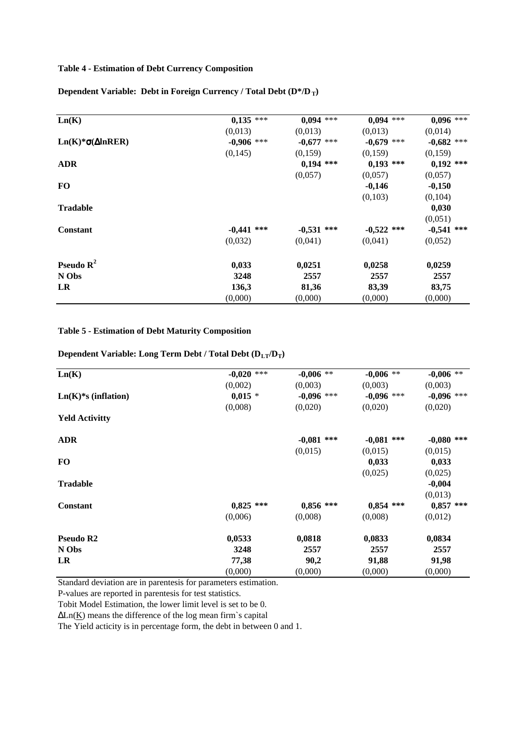**Table 4 - Estimation of Debt Currency Composition**

**Dependent Variable: Debt in Foreign Currency / Total Debt ($D^*/D_T$)**

| | (1) | (2) | (3) | (4) |
|---|---|---|---|---|
| **Ln(K)** | **0,135** *** | **0,094** *** | **0,094** *** | **0,096** *** |
| | (0,013) | (0,013) | (0,013) | (0,014) |
| **Ln(K)*σ(ΔlnRER)** | **-0,906** *** | **-0,677** *** | **-0,679** *** | **-0,682** *** |
| | (0,145) | (0,159) | (0,159) | (0,159) |
| **ADR** | | **0,194 \*\*\*** | **0,193 \*\*\*** | **0,192 \*\*\*** |
| | | (0,057) | (0,057) | (0,057) |
| **FO** | | | **-0,146** | **-0,150** |
| | | | (0,103) | (0,104) |
| **Tradable** | | | | **0,030** |
| | | | | (0,051) |
| **Constant** | **-0,441 \*\*\*** | **-0,531 \*\*\*** | **-0,522 \*\*\*** | **-0,541 \*\*\*** |
| | (0,032) | (0,041) | (0,041) | (0,052) |
| **Pseudo $R^2$** | **0,033** | **0,0251** | **0,0258** | **0,0259** |
| **N Obs** | **3248** | **2557** | **2557** | **2557** |
| **LR** | **136,3** | **81,36** | **83,39** | **83,75** |
| | (0,000) | (0,000) | (0,000) | (0,000) |

**Table 5 - Estimation of Debt Maturity Composition**

**Dependent Variable: Long Term Debt / Total Debt ($D_{LT}/D_T$)**

| | (1) | (2) | (3) | (4) |
|---|---|---|---|---|
| **Ln(K)** | **-0,020** *** | **-0,006** ** | **-0,006** ** | **-0,006** ** |
| | (0,002) | (0,003) | (0,003) | (0,003) |
| **Ln(K)*s (inflation)** | **0,015** * | **-0,096** *** | **-0,096** *** | **-0,096** *** |
| | (0,008) | (0,020) | (0,020) | (0,020) |
| **Yeld Activitty** | | | | |
| **ADR** | | **-0,081 \*\*\*** | **-0,081 \*\*\*** | **-0,080 \*\*\*** |
| | | (0,015) | (0,015) | (0,015) |
| **FO** | | | **0,033** | **0,033** |
| | | | (0,025) | (0,025) |
| **Tradable** | | | | **-0,004** |
| | | | | (0,013) |
| **Constant** | **0,825 \*\*\*** | **0,856 \*\*\*** | **0,854 \*\*\*** | **0,857 \*\*\*** |
| | (0,006) | (0,008) | (0,008) | (0,012) |
| **Pseudo R2** | **0,0533** | **0,0818** | **0,0833** | **0,0834** |
| **N Obs** | **3248** | **2557** | **2557** | **2557** |
| **LR** | **77,38** | **90,2** | **91,88** | **91,98** |
| | (0,000) | (0,000) | (0,000) | (0,000) |

Standard deviation are in parentesis for parameters estimation.
P-values are reported in parentesis for test statistics.
Tobit Model Estimation, the lower limit level is set to be 0.
ΔLn(K) means the difference of the log mean firm`s capital
The Yield acticity is in percentage form, the debt in between 0 and 1.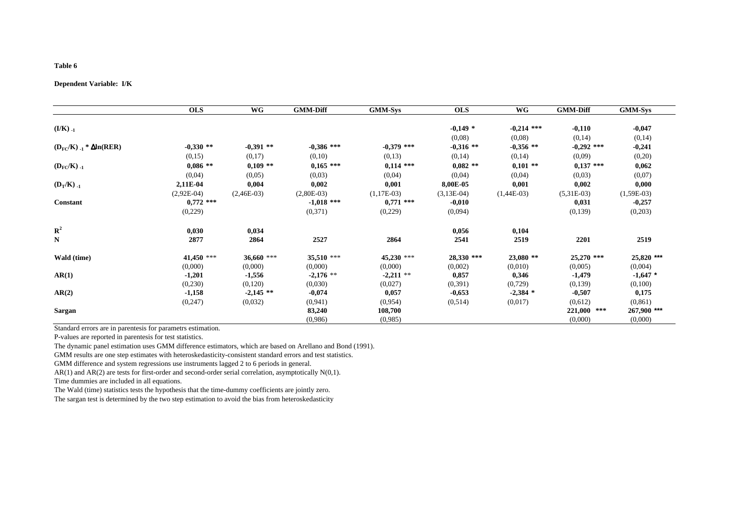**Table 6**

**Dependent Variable: I/K**

| | OLS | WG | GMM-Diff | GMM-Sys | OLS | WG | GMM-Diff | GMM-Sys |
|---|---|---|---|---|---|---|---|---|
| $(I/K)_{-1}$ | | | | | **-0,149 *** | **-0,214 ***** | **-0,110** | **-0,047** |
| | | | | | (0,08) | (0,08) | (0,14) | (0,14) |
| $(D_{FC}/K)_{-1} * \Delta ln(RER)$ | **-0,330 **** | **-0,391 **** | **-0,386 ***** | **-0,379 ***** | **-0,316 **** | **-0,356 **** | **-0,292 ***** | **-0,241** |
| | (0,15) | (0,17) | (0,10) | (0,13) | (0,14) | (0,14) | (0,09) | (0,20) |
| $(D_{FC}/K)_{-1}$ | **0,086 **** | **0,109 **** | **0,165 ***** | **0,114 ***** | **0,082 **** | **0,101 **** | **0,137 ***** | **0,062** |
| | (0,04) | (0,05) | (0,03) | (0,04) | (0,04) | (0,04) | (0,03) | (0,07) |
| $(D_T/K)_{-1}$ | **2,11E-04** | **0,004** | **0,002** | **0,001** | **8,00E-05** | **0,001** | **0,002** | **0,000** |
| | (2,92E-04) | (2,46E-03) | (2,80E-03) | (1,17E-03) | (3,13E-04) | (1,44E-03) | (5,31E-03) | (1,59E-03) |
| **Constant** | **0,772 ***** | | **-1,018 ***** | **0,771 ***** | **-0,010** | | **0,031** | **-0,257** |
| | (0,229) | | (0,371) | (0,229) | (0,094) | | (0,139) | (0,203) |
| $R^2$ | **0,030** | **0,034** | | | **0,056** | **0,104** | | |
| **N** | **2877** | **2864** | **2527** | **2864** | **2541** | **2519** | **2201** | **2519** |
| **Wald (time)** | **41,450** *** | **36,660** *** | **35,510** *** | **45,230** *** | **28,330 ***** | **23,080 **** | **25,270 ***** | **25,820 ***** |
| | (0,000) | (0,000) | (0,000) | (0,000) | (0,002) | (0,010) | (0,005) | (0,004) |
| **AR(1)** | **-1,201** | **-1,556** | **-2,176** ** | **-2,211** ** | **0,857** | **0,346** | **-1,479** | **-1,647 *** |
| | (0,230) | (0,120) | (0,030) | (0,027) | (0,391) | (0,729) | (0,139) | (0,100) |
| **AR(2)** | **-1,158** | **-2,145 **** | **-0,074** | **0,057** | **-0,653** | **-2,384 *** | **-0,507** | **0,175** |
| | (0,247) | (0,032) | (0,941) | (0,954) | (0,514) | (0,017) | (0,612) | (0,861) |
| **Sargan** | | | **83,240** | **108,700** | | | **221,000 ***** | **267,900 ***** |
| | | | (0,986) | (0,985) | | | (0,000) | (0,000) |

Standard errors are in parentesis for parametrs estimation.

P-values are reported in parentesis for test statistics.

The dynamic panel estimation uses GMM difference estimators, which are based on Arellano and Bond (1991).

GMM results are one step estimates with heteroskedasticity-consistent standard errors and test statistics.

GMM difference and system regressions use instruments lagged 2 to 6 periods in general.

AR(1) and AR(2) are tests for first-order and second-order serial correlation, asymptotically N(0,1).

Time dummies are included in all equations.

The Wald (time) statistics tests the hypothesis that the time-dummy coefficients are jointly zero.

The sargan test is determined by the two step estimation to avoid the bias from heteroskedasticity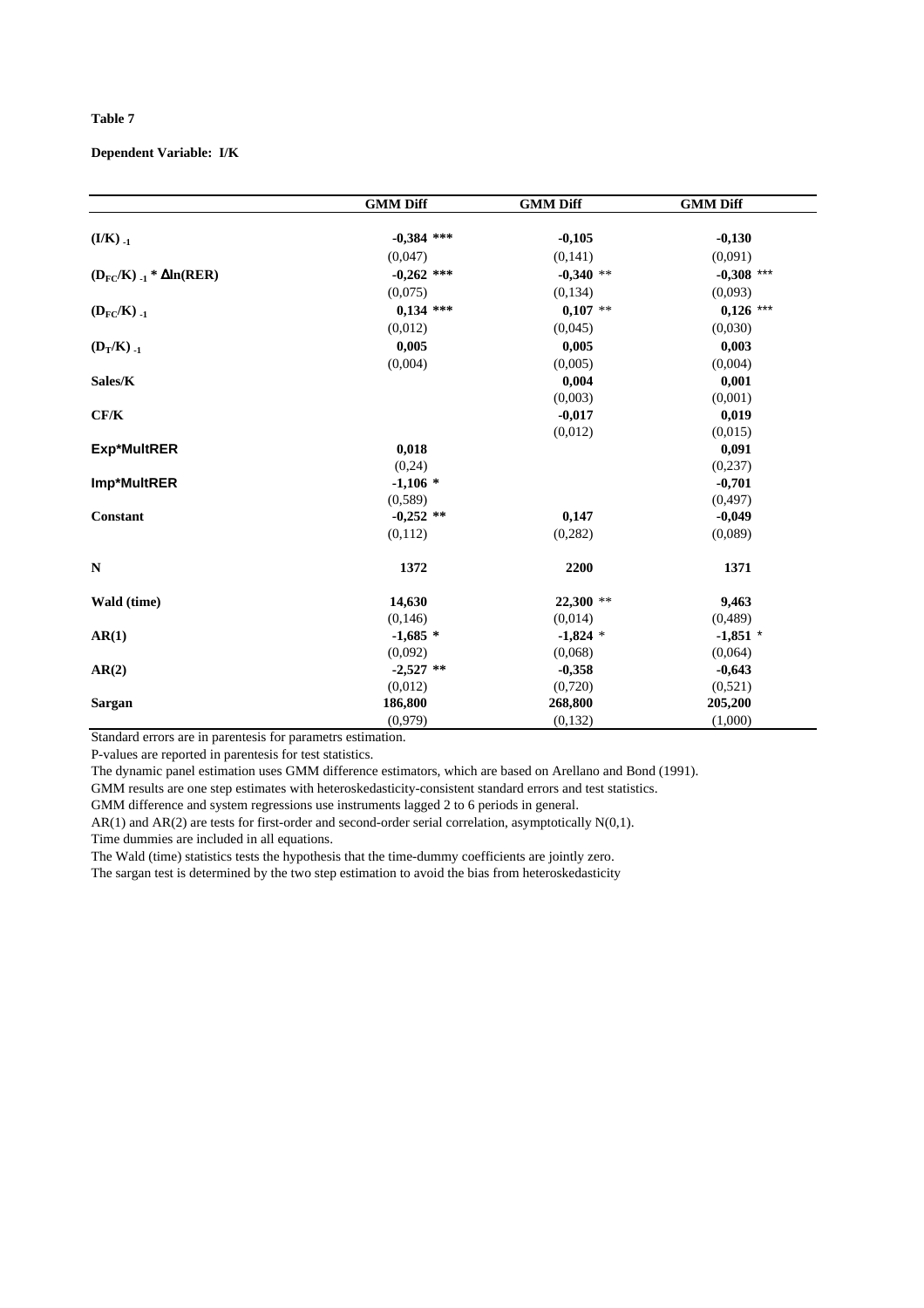**Table 7**

**Dependent Variable: I/K**

| | GMM Diff | GMM Diff | GMM Diff |
|---|---|---|---|
| $(I/K)_{-1}$ | **-0,384 \*\*\*** | **-0,105** | **-0,130** |
| | (0,047) | (0,141) | (0,091) |
| $(D_{FC}/K)_{-1} * \Delta ln(RER)$ | **-0,262 \*\*\*** | **-0,340** \*\* | **-0,308** \*\*\* |
| | (0,075) | (0,134) | (0,093) |
| $(D_{FC}/K)_{-1}$ | **0,134 \*\*\*** | **0,107** \*\* | **0,126** \*\*\* |
| | (0,012) | (0,045) | (0,030) |
| $(D_{T}/K)_{-1}$ | **0,005** | **0,005** | **0,003** |
| | (0,004) | (0,005) | (0,004) |
| **Sales/K** | | **0,004** | **0,001** |
| | | (0,003) | (0,001) |
| **CF/K** | | **-0,017** | **0,019** |
| | | (0,012) | (0,015) |
| **Exp\*MultRER** | **0,018** | | **0,091** |
| | (0,24) | | (0,237) |
| **Imp\*MultRER** | **-1,106 \*** | | **-0,701** |
| | (0,589) | | (0,497) |
| **Constant** | **-0,252 \*\*** | **0,147** | **-0,049** |
| | (0,112) | (0,282) | (0,089) |
| **N** | **1372** | **2200** | **1371** |
| **Wald (time)** | **14,630** | **22,300** \*\* | **9,463** |
| | (0,146) | (0,014) | (0,489) |
| **AR(1)** | **-1,685 \*** | **-1,824** \* | **-1,851** \* |
| | (0,092) | (0,068) | (0,064) |
| **AR(2)** | **-2,527 \*\*** | **-0,358** | **-0,643** |
| | (0,012) | (0,720) | (0,521) |
| **Sargan** | **186,800** | **268,800** | **205,200** |
| | (0,979) | (0,132) | (1,000) |

Standard errors are in parentesis for parametrs estimation.
P-values are reported in parentesis for test statistics.
The dynamic panel estimation uses GMM difference estimators, which are based on Arellano and Bond (1991).
GMM results are one step estimates with heteroskedasticity-consistent standard errors and test statistics.
GMM difference and system regressions use instruments lagged 2 to 6 periods in general.
AR(1) and AR(2) are tests for first-order and second-order serial correlation, asymptotically N(0,1).
Time dummies are included in all equations.
The Wald (time) statistics tests the hypothesis that the time-dummy coefficients are jointly zero.
The sargan test is determined by the two step estimation to avoid the bias from heteroskedasticity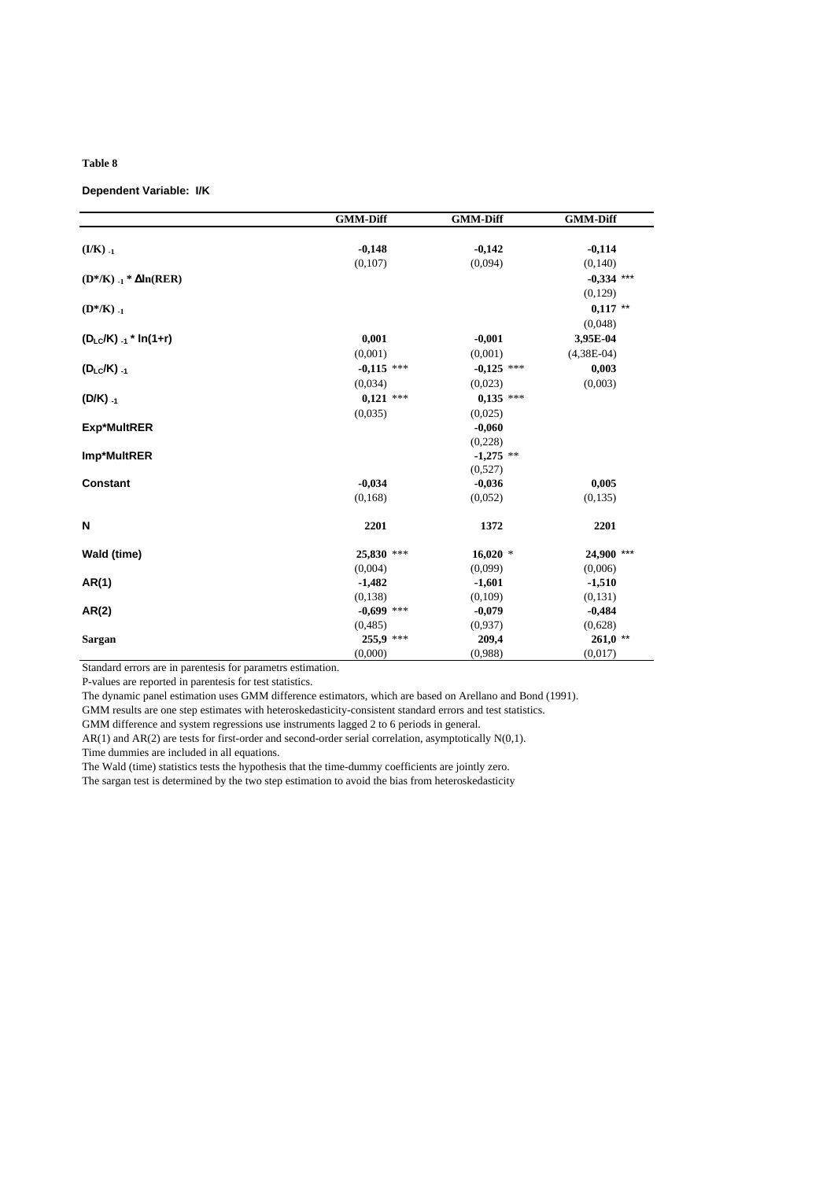**Table 8**

**Dependent Variable: I/K**

| | GMM-Diff | GMM-Diff | GMM-Diff |
|---|---|---|---|
| $(I/K)_{-1}$ | **-0,148** | **-0,142** | **-0,114** |
| | (0,107) | (0,094) | (0,140) |
| $(D^*/K)_{-1} * \Delta\ln(RER)$ | | | **-0,334** *** |
| | | | (0,129) |
| $(D^*/K)_{-1}$ | | | **0,117** ** |
| | | | (0,048) |
| $(D_{LC}/K)_{-1} * \ln(1+r)$ | **0,001** | **-0,001** | **3,95E-04** |
| | (0,001) | (0,001) | (4,38E-04) |
| $(D_{LC}/K)_{-1}$ | **-0,115** *** | **-0,125** *** | **0,003** |
| | (0,034) | (0,023) | (0,003) |
| $(D/K)_{-1}$ | **0,121** *** | **0,135** *** | |
| | (0,035) | (0,025) | |
| **Exp*MultRER** | | **-0,060** | |
| | | (0,228) | |
| **Imp*MultRER** | | **-1,275** ** | |
| | | (0,527) | |
| **Constant** | **-0,034** | **-0,036** | **0,005** |
| | (0,168) | (0,052) | (0,135) |
| **N** | **2201** | **1372** | **2201** |
| **Wald (time)** | **25,830** *** | **16,020** * | **24,900** *** |
| | (0,004) | (0,099) | (0,006) |
| **AR(1)** | **-1,482** | **-1,601** | **-1,510** |
| | (0,138) | (0,109) | (0,131) |
| **AR(2)** | **-0,699** *** | **-0,079** | **-0,484** |
| | (0,485) | (0,937) | (0,628) |
| **Sargan** | **255,9** *** | **209,4** | **261,0** ** |
| | (0,000) | (0,988) | (0,017) |

Standard errors are in parentesis for parametrs estimation.

P-values are reported in parentesis for test statistics.

The dynamic panel estimation uses GMM difference estimators, which are based on Arellano and Bond (1991).

GMM results are one step estimates with heteroskedasticity-consistent standard errors and test statistics.

GMM difference and system regressions use instruments lagged 2 to 6 periods in general.

AR(1) and AR(2) are tests for first-order and second-order serial correlation, asymptotically N(0,1).

Time dummies are included in all equations.

The Wald (time) statistics tests the hypothesis that the time-dummy coefficients are jointly zero.

The sargan test is determined by the two step estimation to avoid the bias from heteroskedasticity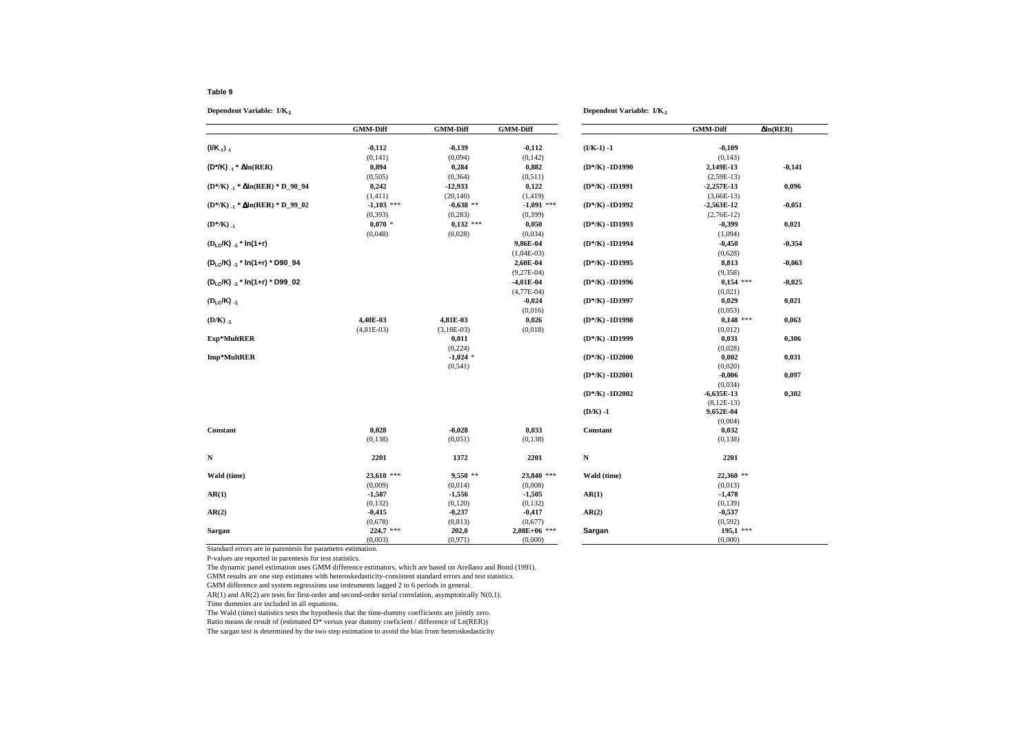**Table 9**

**Dependent Variable: $I/K_{-1}$**

| | GMM-Diff | GMM-Diff | GMM-Diff |
|---|---|---|---|
| $(I/K_{-1})_{-1}$ | -0,112 | -0,139 | -0,112 |
| | (0,141) | (0,094) | (0,142) |
| $(D^*/K)_{-1}$ * $\Delta$ln(RER) | 0,894 | 0,284 | 0,882 |
| | (0,505) | (0,364) | (0,511) |
| $(D^*/K)_{-1}$ * $\Delta$ln(RER) * D_90_94 | 0,242 | -12,933 | 0,122 |
| | (1,411) | (20,140) | (1,419) |
| $(D^*/K)_{-1}$ * $\Delta$ln(RER) * D_99_02 | -1,103 *** | -0,638 ** | -1,091 *** |
| | (0,393) | (0,283) | (0,399) |
| $(D^*/K)_{-1}$ | 0,070 * | 0,132 *** | 0,050 |
| | (0,048) | (0,028) | (0,034) |
| $(D_{LC}/K)_{-1}$ * ln(1+r) | | | 9,86E-04 |
| | | | (1,04E-03) |
| $(D_{LC}/K)_{-1}$ * ln(1+r) * D90_94 | | | 2,60E-04 |
| | | | (9,27E-04) |
| $(D_{LC}/K)_{-1}$ * ln(1+r) * D99_02 | | | -4,01E-04 |
| | | | (4,77E-04) |
| $(D_{LC}/K)_{-1}$ | | | -0,024 |
| | | | (0,016) |
| $(D/K)_{-1}$ | 4,40E-03 | 4,81E-03 | 0,026 |
| | (4,81E-03) | (3,18E-03) | (0,018) |
| Exp*MultRER | | 0,011 | |
| | | (0,224) | |
| Imp*MultRER | | -1,024 * | |
| | | (0,541) | |
| Constant | 0,028 | -0,028 | 0,033 |
| | (0,138) | (0,051) | (0,138) |
| N | 2201 | 1372 | 2201 |
| Wald (time) | 23,610 *** | 9,550 ** | 23,840 *** |
| | (0,009) | (0,014) | (0,008) |
| AR(1) | -1,507 | -1,556 | -1,505 |
| | (0,132) | (0,120) | (0,132) |
| AR(2) | -0,415 | -0,237 | -0,417 |
| | (0,678) | (0,813) | (0,677) |
| Sargan | 224,7 *** | 202,0 | 2,08E+06 *** |
| | (0,003) | (0,971) | (0,000) |

**Dependent Variable: $I/K_{-1}$**

| | GMM-Diff | $\Delta$ln(RER) |
|---|---|---|
| (I/K-1) -1 | -0,109 | |
| | (0,143) | |
| (D*/K) -1D1990 | 2,149E-13 | -0,141 |
| | (2,59E-13) | |
| (D*/K) -1D1991 | -2,257E-13 | 0,096 |
| | (3,66E-13) | |
| (D*/K) -1D1992 | -2,563E-12 | -0,051 |
| | (2,76E-12) | |
| (D*/K) -1D1993 | -0,399 | 0,021 |
| | (1,094) | |
| (D*/K) -1D1994 | -0,450 | -0,354 |
| | (0,628) | |
| (D*/K) -1D1995 | 8,813 | -0,063 |
| | (9,358) | |
| (D*/K) -1D1996 | 0,154 *** | -0,025 |
| | (0,021) | |
| (D*/K) -1D1997 | 0,029 | 0,021 |
| | (0,053) | |
| (D*/K) -1D1998 | 0,148 *** | 0,063 |
| | (0,012) | |
| (D*/K) -1D1999 | 0,031 | 0,306 |
| | (0,028) | |
| (D*/K) -1D2000 | 0,002 | 0,031 |
| | (0,020) | |
| (D*/K) -1D2001 | -0,006 | 0,097 |
| | (0,034) | |
| (D*/K) -1D2002 | -6,635E-13 | 0,302 |
| | (8,12E-13) | |
| (D/K) -1 | 9,652E-04 | |
| | (0,004) | |
| Constant | 0,032 | |
| | (0,138) | |
| N | 2201 | |
| Wald (time) | 22,360 ** | |
| | (0,013) | |
| AR(1) | -1,478 | |
| | (0,139) | |
| AR(2) | -0,537 | |
| | (0,592) | |
| Sargan | 195,1 *** | |
| | (0,000) | |

Standard errors are in parentesis for parametrs estimation.
P-values are reported in parentesis for test statistics.
The dynamic panel estimation uses GMM difference estimators, which are based on Arellano and Bond (1991).
GMM results are one step estimates with heteroskedasticity-consistent standard errors and test statistics.
GMM difference and system regressions use instruments lagged 2 to 6 periods in general.
AR(1) and AR(2) are tests for first-order and second-order serial correlation, asymptotically N(0,1).
Time dummies are included in all equations.
The Wald (time) statistics tests the hypothesis that the time-dummy coefficients are jointly zero.
Ratio means de result of (estimated D* versus year dummy coeficient / difference of Ln(RER))
The sargan test is determined by the two step estimation to avoid the bias from heteroskedasticity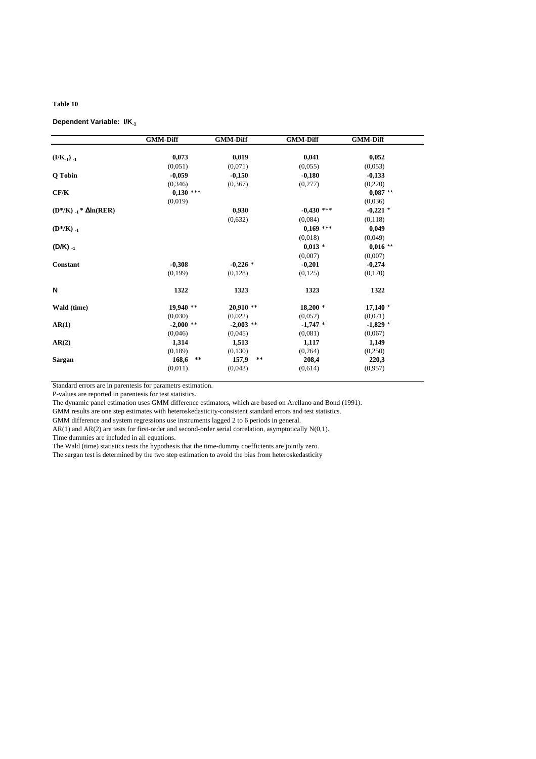**Table 10**

**Dependent Variable: $I/K_{-1}$**

| | GMM-Diff | GMM-Diff | GMM-Diff | GMM-Diff |
|---|---|---|---|---|
| $(I/K_{-1})_{-1}$ | **0,073** | **0,019** | **0,041** | **0,052** |
| | (0,051) | (0,071) | (0,055) | (0,053) |
| **Q Tobin** | **-0,059** | **-0,150** | **-0,180** | **-0,133** |
| | (0,346) | (0,367) | (0,277) | (0,220) |
| **CF/K** | **0,130** *** | | | **0,087** ** |
| | (0,019) | | | (0,036) |
| $(D^*/K)_{-1} * \Delta\ln(RER)$ | | **0,930** | **-0,430** *** | **-0,221** * |
| | | (0,632) | (0,084) | (0,118) |
| $(D^*/K)_{-1}$ | | | **0,169** *** | **0,049** |
| | | | (0,018) | (0,049) |
| $(D/K)_{-1}$ | | | **0,013** * | **0,016** ** |
| | | | (0,007) | (0,007) |
| **Constant** | **-0,308** | **-0,226** * | **-0,201** | **-0,274** |
| | (0,199) | (0,128) | (0,125) | (0,170) |
| **N** | **1322** | **1323** | **1323** | **1322** |
| **Wald (time)** | **19,940** ** | **20,910** ** | **18,200** * | **17,140** * |
| | (0,030) | (0,022) | (0,052) | (0,071) |
| **AR(1)** | **-2,000** ** | **-2,003** ** | **-1,747** * | **-1,829** * |
| | (0,046) | (0,045) | (0,081) | (0,067) |
| **AR(2)** | **1,314** | **1,513** | **1,117** | **1,149** |
| | (0,189) | (0,130) | (0,264) | (0,250) |
| **Sargan** | **168,6** ** | **157,9** ** | **208,4** | **220,3** |
| | (0,011) | (0,043) | (0,614) | (0,957) |

Standard errors are in parentesis for parametrs estimation.

P-values are reported in parentesis for test statistics.

The dynamic panel estimation uses GMM difference estimators, which are based on Arellano and Bond (1991).

GMM results are one step estimates with heteroskedasticity-consistent standard errors and test statistics.

GMM difference and system regressions use instruments lagged 2 to 6 periods in general.

AR(1) and AR(2) are tests for first-order and second-order serial correlation, asymptotically N(0,1).

Time dummies are included in all equations.

The Wald (time) statistics tests the hypothesis that the time-dummy coefficients are jointly zero.

The sargan test is determined by the two step estimation to avoid the bias from heteroskedasticity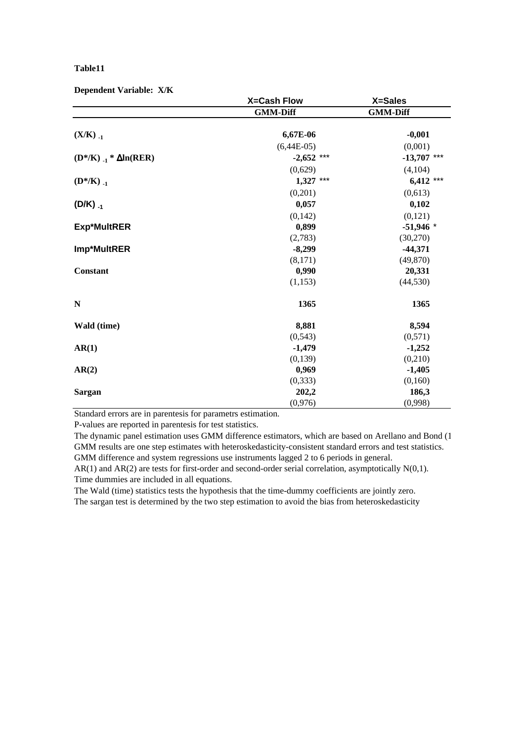**Table11**

**Dependent Variable: X/K**

| | X=Cash Flow | X=Sales |
|---|---|---|
| | **GMM-Diff** | **GMM-Diff** |
| **$(X/K)_{-1}$** | **6,67E-06** | **-0,001** |
| | (6,44E-05) | (0,001) |
| **$(D^*/K)_{-1}$ * $\Delta$ln(RER)** | **-2,652** *** | **-13,707** *** |
| | (0,629) | (4,104) |
| **$(D^*/K)_{-1}$** | **1,327** *** | **6,412** *** |
| | (0,201) | (0,613) |
| **$(D/K)_{-1}$** | **0,057** | **0,102** |
| | (0,142) | (0,121) |
| **Exp*MultRER** | **0,899** | **-51,946** * |
| | (2,783) | (30,270) |
| **Imp*MultRER** | **-8,299** | **-44,371** |
| | (8,171) | (49,870) |
| **Constant** | **0,990** | **20,331** |
| | (1,153) | (44,530) |
| **N** | **1365** | **1365** |
| **Wald (time)** | **8,881** | **8,594** |
| | (0,543) | (0,571) |
| **AR(1)** | **-1,479** | **-1,252** |
| | (0,139) | (0,210) |
| **AR(2)** | **0,969** | **-1,405** |
| | (0,333) | (0,160) |
| **Sargan** | **202,2** | **186,3** |
| | (0,976) | (0,998) |

Standard errors are in parentesis for parametrs estimation.

P-values are reported in parentesis for test statistics.

The dynamic panel estimation uses GMM difference estimators, which are based on Arellano and Bond (1

GMM results are one step estimates with heteroskedasticity-consistent standard errors and test statistics.

GMM difference and system regressions use instruments lagged 2 to 6 periods in general.

AR(1) and AR(2) are tests for first-order and second-order serial correlation, asymptotically N(0,1).

Time dummies are included in all equations.

The Wald (time) statistics tests the hypothesis that the time-dummy coefficients are jointly zero.

The sargan test is determined by the two step estimation to avoid the bias from heteroskedasticity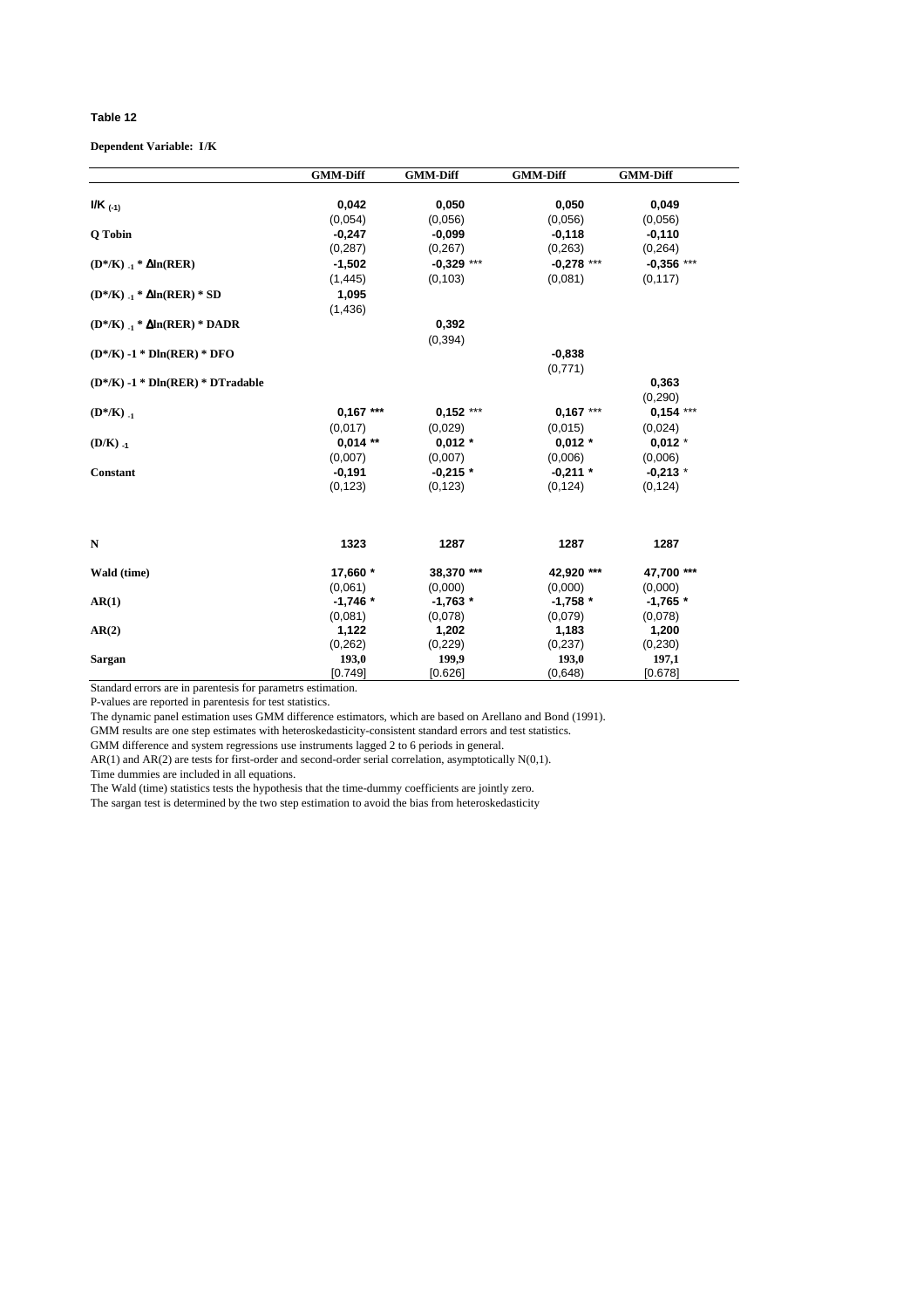**Table 12**

**Dependent Variable: I/K**

| | GMM-Diff | GMM-Diff | GMM-Diff | GMM-Diff |
|---|---|---|---|---|
| **$I/K_{(-1)}$** | **0,042** | **0,050** | **0,050** | **0,049** |
| | (0,054) | (0,056) | (0,056) | (0,056) |
| **Q Tobin** | **-0,247** | **-0,099** | **-0,118** | **-0,110** |
| | (0,287) | (0,267) | (0,263) | (0,264) |
| **$(D^*/K)_{-1} * \Delta\ln(RER)$** | **-1,502** | **-0,329** *** | **-0,278** *** | **-0,356** *** |
| | (1,445) | (0,103) | (0,081) | (0,117) |
| **$(D^*/K)_{-1} * \Delta\ln(RER) * SD$** | **1,095** | | | |
| | (1,436) | | | |
| **$(D^*/K)_{-1} * \Delta\ln(RER) * DADR$** | | **0,392** | | |
| | | (0,394) | | |
| **(D*/K) -1 * Dln(RER) * DFO** | | | **-0,838** | |
| | | | (0,771) | |
| **(D*/K) -1 * Dln(RER) * DTradable** | | | | **0,363** |
| | | | | (0,290) |
| **$(D^*/K)_{-1}$** | **0,167** *** | **0,152** *** | **0,167** *** | **0,154** *** |
| | (0,017) | (0,029) | (0,015) | (0,024) |
| **$(D/K)_{-1}$** | **0,014** ** | **0,012** * | **0,012** * | **0,012** * |
| | (0,007) | (0,007) | (0,006) | (0,006) |
| **Constant** | **-0,191** | **-0,215** * | **-0,211** * | **-0,213** * |
| | (0,123) | (0,123) | (0,124) | (0,124) |
| **N** | **1323** | **1287** | **1287** | **1287** |
| **Wald (time)** | **17,660** * | **38,370** *** | **42,920** *** | **47,700** *** |
| | (0,061) | (0,000) | (0,000) | (0,000) |
| **AR(1)** | **-1,746** * | **-1,763** * | **-1,758** * | **-1,765** * |
| | (0,081) | (0,078) | (0,079) | (0,078) |
| **AR(2)** | **1,122** | **1,202** | **1,183** | **1,200** |
| | (0,262) | (0,229) | (0,237) | (0,230) |
| **Sargan** | **193,0** | **199,9** | **193,0** | **197,1** |
| | [0.749] | [0.626] | (0,648) | [0.678] |

Standard errors are in parentesis for parametrs estimation.

P-values are reported in parentesis for test statistics.

The dynamic panel estimation uses GMM difference estimators, which are based on Arellano and Bond (1991).

GMM results are one step estimates with heteroskedasticity-consistent standard errors and test statistics.

GMM difference and system regressions use instruments lagged 2 to 6 periods in general.

AR(1) and AR(2) are tests for first-order and second-order serial correlation, asymptotically N(0,1).

Time dummies are included in all equations.

The Wald (time) statistics tests the hypothesis that the time-dummy coefficients are jointly zero.

The sargan test is determined by the two step estimation to avoid the bias from heteroskedasticity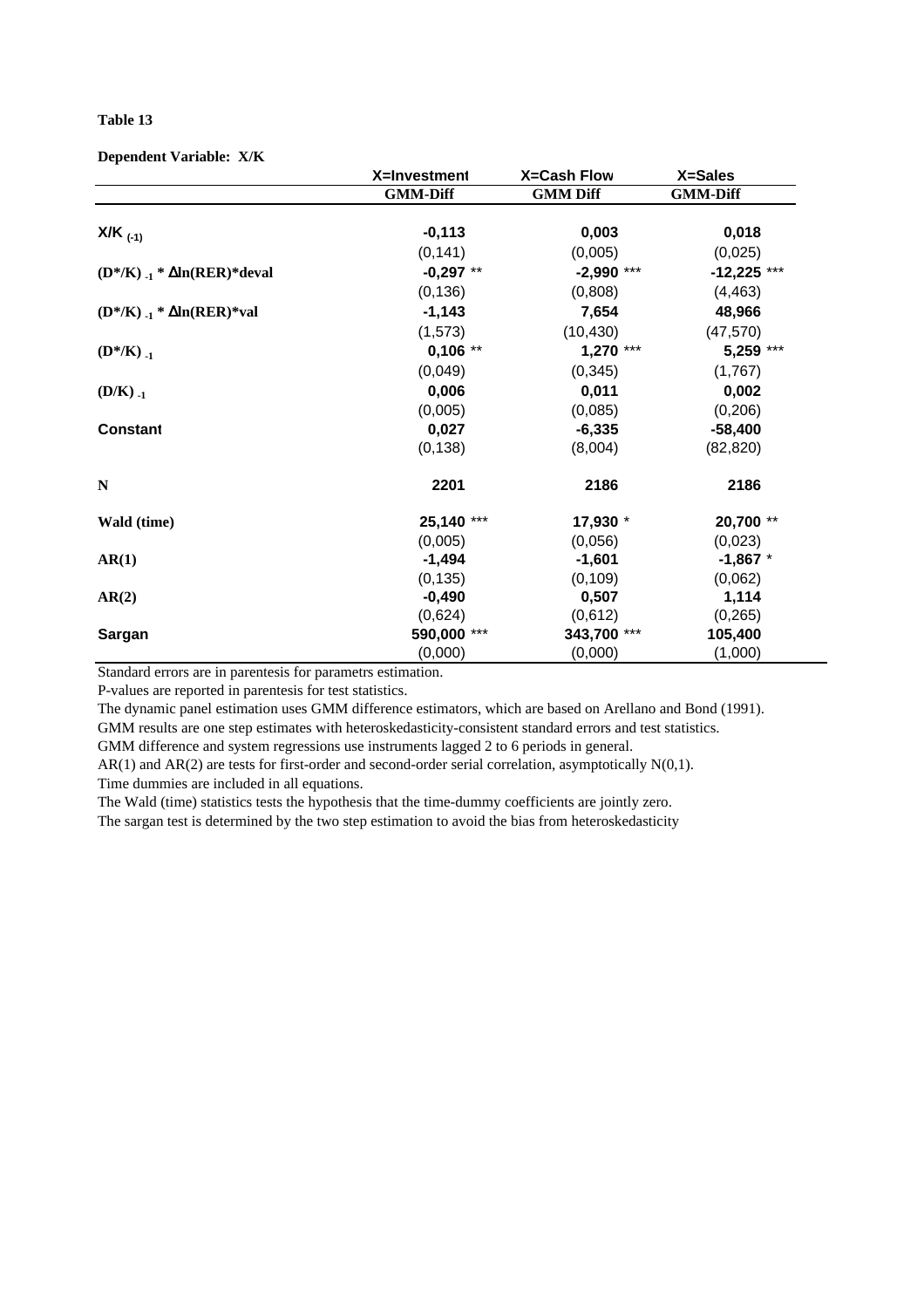**Table 13**

**Dependent Variable: X/K**

| | X=Investment | X=Cash Flow | X=Sales |
|---|---|---|---|
| | **GMM-Diff** | **GMM Diff** | **GMM-Diff** |
| $X/K_{(-1)}$ | **-0,113** | **0,003** | **0,018** |
| | (0,141) | (0,005) | (0,025) |
| $(D^*/K)_{-1} * \Delta ln(RER)*deval$ | **-0,297** ** | **-2,990** *** | **-12,225** *** |
| | (0,136) | (0,808) | (4,463) |
| $(D^*/K)_{-1} * \Delta ln(RER)*val$ | **-1,143** | **7,654** | **48,966** |
| | (1,573) | (10,430) | (47,570) |
| $(D^*/K)_{-1}$ | **0,106** ** | **1,270** *** | **5,259** *** |
| | (0,049) | (0,345) | (1,767) |
| $(D/K)_{-1}$ | **0,006** | **0,011** | **0,002** |
| | (0,005) | (0,085) | (0,206) |
| **Constant** | **0,027** | **-6,335** | **-58,400** |
| | (0,138) | (8,004) | (82,820) |
| **N** | **2201** | **2186** | **2186** |
| **Wald (time)** | **25,140** *** | **17,930** * | **20,700** ** |
| | (0,005) | (0,056) | (0,023) |
| **AR(1)** | **-1,494** | **-1,601** | **-1,867** * |
| | (0,135) | (0,109) | (0,062) |
| **AR(2)** | **-0,490** | **0,507** | **1,114** |
| | (0,624) | (0,612) | (0,265) |
| **Sargan** | **590,000** *** | **343,700** *** | **105,400** |
| | (0,000) | (0,000) | (1,000) |

Standard errors are in parentesis for parametrs estimation.

P-values are reported in parentesis for test statistics.

The dynamic panel estimation uses GMM difference estimators, which are based on Arellano and Bond (1991).

GMM results are one step estimates with heteroskedasticity-consistent standard errors and test statistics.

GMM difference and system regressions use instruments lagged 2 to 6 periods in general.

AR(1) and AR(2) are tests for first-order and second-order serial correlation, asymptotically N(0,1).

Time dummies are included in all equations.

The Wald (time) statistics tests the hypothesis that the time-dummy coefficients are jointly zero.

The sargan test is determined by the two step estimation to avoid the bias from heteroskedasticity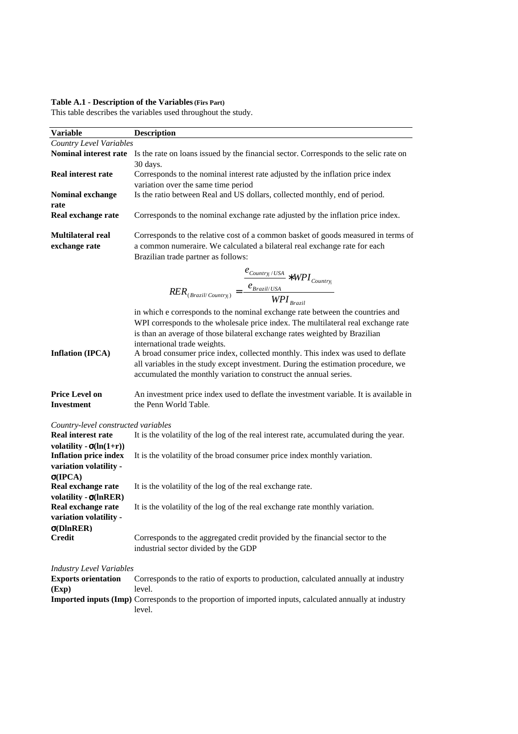**Table A.1 - Description of the Variables (Firs Part)**

This table describes the variables used throughout the study.

| Variable | Description |
|---|---|
| *Country Level Variables* | |
| **Nominal interest rate** | Is the rate on loans issued by the financial sector. Corresponds to the selic rate on 30 days. |
| **Real interest rate** | Corresponds to the nominal interest rate adjusted by the inflation price index variation over the same time period |
| **Nominal exchange rate** | Is the ratio between Real and US dollars, collected monthly, end of period. |
| **Real exchange rate** | Corresponds to the nominal exchange rate adjusted by the inflation price index. |
| **Multilateral real exchange rate** | Corresponds to the relative cost of a common basket of goods measured in terms of a common numeraire. We calculated a bilateral real exchange rate for each Brazilian trade partner as follows: $$RER_{(Brazil/Country_i)} = \frac{\frac{e_{Country_i/USA}}{e_{Brazil/USA}} * WPI_{Country_i}}{WPI_{Brazil}}$$ in which e corresponds to the nominal exchange rate between the countries and WPI corresponds to the wholesale price index. The multilateral real exchange rate is than an average of those bilateral exchange rates weighted by Brazilian international trade weights. |
| **Inflation (IPCA)** | A broad consumer price index, collected monthly. This index was used to deflate all variables in the study except investment. During the estimation procedure, we accumulated the monthly variation to construct the annual series. |
| **Price Level on Investment** | An investment price index used to deflate the investment variable. It is available in the Penn World Table. |
| *Country-level constructed variables* | |
| **Real interest rate volatility - $\sigma(\ln(1+r))$** | It is the volatility of the log of the real interest rate, accumulated during the year. |
| **Inflation price index variation volatility - $\sigma$(IPCA)** | It is the volatility of the broad consumer price index monthly variation. |
| **Real exchange rate volatility - $\sigma$(lnRER)** | It is the volatility of the log of the real exchange rate. |
| **Real exchange rate variation volatility - $\sigma$(DlnRER)** | It is the volatility of the log of the real exchange rate monthly variation. |
| **Credit** | Corresponds to the aggregated credit provided by the financial sector to the industrial sector divided by the GDP |
| *Industry Level Variables* | |
| **Exports orientation (Exp)** | Corresponds to the ratio of exports to production, calculated annually at industry level. |
| **Imported inputs (Imp)** | Corresponds to the proportion of imported inputs, calculated annually at industry level. |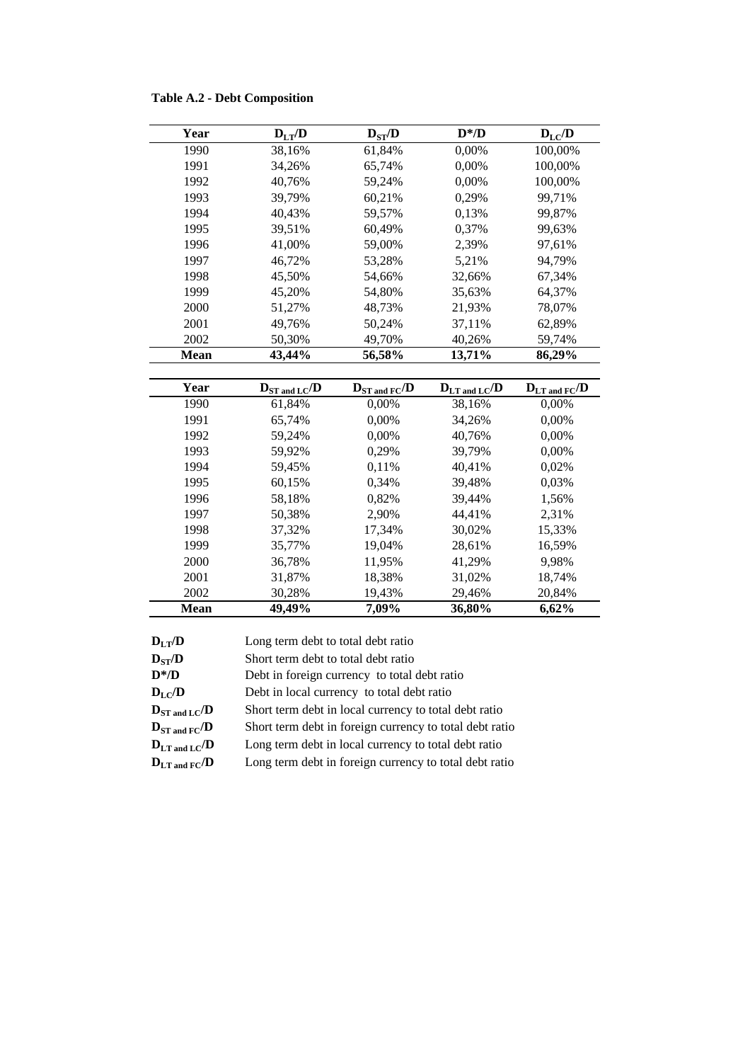**Table A.2 - Debt Composition**

| Year | $D_{LT}/D$ | $D_{ST}/D$ | $D^*/D$ | $D_{LC}/D$ |
|---|---|---|---|---|
| 1990 | 38,16% | 61,84% | 0,00% | 100,00% |
| 1991 | 34,26% | 65,74% | 0,00% | 100,00% |
| 1992 | 40,76% | 59,24% | 0,00% | 100,00% |
| 1993 | 39,79% | 60,21% | 0,29% | 99,71% |
| 1994 | 40,43% | 59,57% | 0,13% | 99,87% |
| 1995 | 39,51% | 60,49% | 0,37% | 99,63% |
| 1996 | 41,00% | 59,00% | 2,39% | 97,61% |
| 1997 | 46,72% | 53,28% | 5,21% | 94,79% |
| 1998 | 45,50% | 54,66% | 32,66% | 67,34% |
| 1999 | 45,20% | 54,80% | 35,63% | 64,37% |
| 2000 | 51,27% | 48,73% | 21,93% | 78,07% |
| 2001 | 49,76% | 50,24% | 37,11% | 62,89% |
| 2002 | 50,30% | 49,70% | 40,26% | 59,74% |
| **Mean** | **43,44%** | **56,58%** | **13,71%** | **86,29%** |

| Year | $D_{ST\ and\ LC}/D$ | $D_{ST\ and\ FC}/D$ | $D_{LT\ and\ LC}/D$ | $D_{LT\ and\ FC}/D$ |
|---|---|---|---|---|
| 1990 | 61,84% | 0,00% | 38,16% | 0,00% |
| 1991 | 65,74% | 0,00% | 34,26% | 0,00% |
| 1992 | 59,24% | 0,00% | 40,76% | 0,00% |
| 1993 | 59,92% | 0,29% | 39,79% | 0,00% |
| 1994 | 59,45% | 0,11% | 40,41% | 0,02% |
| 1995 | 60,15% | 0,34% | 39,48% | 0,03% |
| 1996 | 58,18% | 0,82% | 39,44% | 1,56% |
| 1997 | 50,38% | 2,90% | 44,41% | 2,31% |
| 1998 | 37,32% | 17,34% | 30,02% | 15,33% |
| 1999 | 35,77% | 19,04% | 28,61% | 16,59% |
| 2000 | 36,78% | 11,95% | 41,29% | 9,98% |
| 2001 | 31,87% | 18,38% | 31,02% | 18,74% |
| 2002 | 30,28% | 19,43% | 29,46% | 20,84% |
| **Mean** | **49,49%** | **7,09%** | **36,80%** | **6,62%** |

**$D_{LT}/D$** Long term debt to total debt ratio

**$D_{ST}/D$** Short term debt to total debt ratio

**$D^*/D$** Debt in foreign currency to total debt ratio

**$D_{LC}/D$** Debt in local currency to total debt ratio

**$D_{ST\ and\ LC}/D$** Short term debt in local currency to total debt ratio

**$D_{ST\ and\ FC}/D$** Short term debt in foreign currency to total debt ratio

**$D_{LT\ and\ LC}/D$** Long term debt in local currency to total debt ratio

**$D_{LT\ and\ FC}/D$** Long term debt in foreign currency to total debt ratio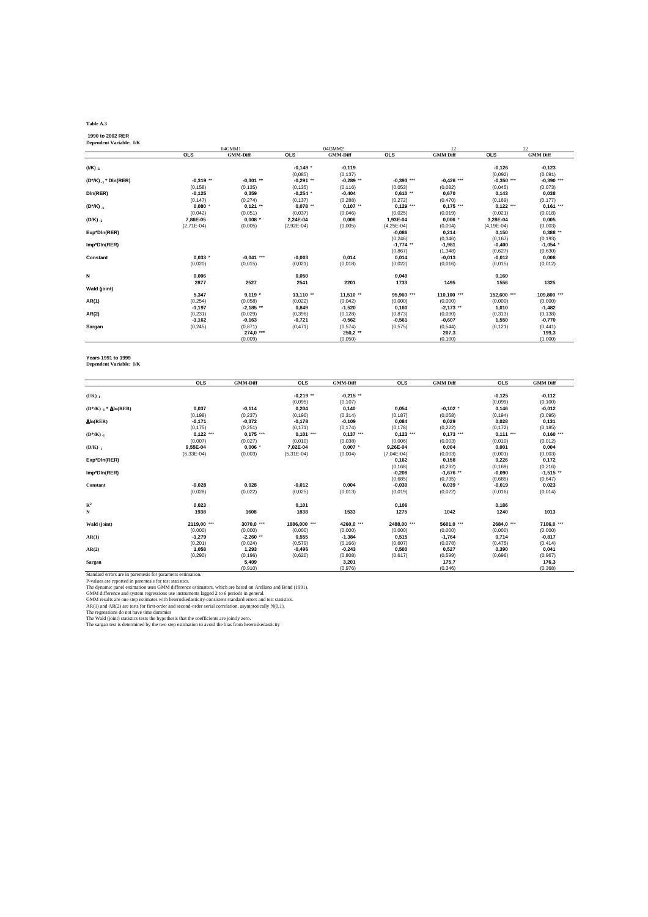**Table A.3**

**1990 to 2002 RER**
**Dependent Variable: I/K**

| | 04GMM1 | | 04GMM2 | | 12 | | 22 | |
|---|---|---|---|---|---|---|---|---|
| | **OLS** | **GMM-Diff** | **OLS** | **GMM-Diff** | **OLS** | **GMM Diff** | **OLS** | **GMM Diff** |
| **$(I/K)_{-1}$** | | | **-0,149** * | **-0,119** | | | **-0,126** | **-0,123** |
| | | | (0,085) | (0,137) | | | (0,092) | (0,091) |
| **$(D^*/K)_{-1}$ * Dln(RER)** | **-0,319** ** | **-0,301** ** | **-0,291** ** | **-0,289** ** | **-0,393** *** | **-0,426** *** | **-0,350** *** | **-0,390** *** |
| | (0,158) | (0,135) | (0,135) | (0,116) | (0,053) | (0,082) | (0,045) | (0,073) |
| **Dln(RER)** | **-0,125** | **0,359** | **-0,254** * | **-0,404** | **0,610** ** | **0,670** | **0,143** | **0,038** |
| | (0,147) | (0,274) | (0,137) | (0,288) | (0,272) | (0,470) | (0,169) | (0,177) |
| **$(D^*/K)_{-1}$** | **0,080** * | **0,121** ** | **0,078** ** | **0,107** ** | **0,129** *** | **0,175** *** | **0,122** *** | **0,161** *** |
| | (0,042) | (0,051) | (0,037) | (0,046) | (0,025) | (0,019) | (0,021) | (0,018) |
| **$(D/K)_{-1}$** | **7,86E-05** | **0,008** * | **2,24E-04** | **0,006** | **1,93E-04** | **0,006** * | **3,28E-04** | **0,005** |
| | (2,71E-04) | (0,005) | (2,92E-04) | (0,005) | (4,25E-04) | (0,004) | (4,19E-04) | (0,003) |
| **Exp*Dln(RER)** | | | | | **-0,086** | **0,214** | **0,150** | **0,388** ** |
| | | | | | (0,246) | (0,346) | (0,167) | (0,193) |
| **Imp*Dln(RER)** | | | | | **-1,774** ** | **-1,981** | **-0,400** | **-1,054** * |
| | | | | | (0,867) | (1,348) | (0,627) | (0,630) |
| **Constant** | **0,033** * | **-0,041** *** | **-0,003** | **0,014** | **0,014** | **-0,013** | **-0,012** | **0,008** |
| | (0,020) | (0,015) | (0,021) | (0,018) | (0,022) | (0,016) | (0,015) | (0,012) |
| **N** | **0,006** | | **0,050** | | **0,049** | | **0,160** | |
| | **2877** | **2527** | **2541** | **2201** | **1733** | **1495** | **1556** | **1325** |
| **Wald (joint)** | | | | | | | | |
| | **5,347** | **9,119** * | **13,110** ** | **11,510** ** | **95,960** *** | **110,100** *** | **152,600** *** | **109,800** *** |
| **AR(1)** | (0,254) | (0,058) | (0,022) | (0,042) | (0,000) | (0,000) | (0,000) | (0,000) |
| | **-1,197** | **-2,185** ** | **0,849** | **-1,520** | **0,160** | **-2,173** ** | **1,010** | **-1,482** |
| **AR(2)** | (0,231) | (0,029) | (0,396) | (0,128) | (0,873) | (0,030) | (0,313) | (0,138) |
| | **-1,162** | **-0,163** | **-0,721** | **-0,562** | **-0,561** | **-0,607** | **1,550** | **-0,770** |
| **Sargan** | (0,245) | (0,871) | (0,471) | (0,574) | (0,575) | (0,544) | (0,121) | (0,441) |
| | | **274,0** *** | | **250,2** ** | | **207,3** | | **199,3** |
| | | (0,009) | | (0,050) | | (0,100) | | (1,000) |

**Years 1991 to 1999**
**Dependent Variable: I/K**

| | **OLS** | **GMM-Diff** | **OLS** | **GMM-Diff** | **OLS** | **GMM Diff** | **OLS** | **GMM Diff** |
|---|---|---|---|---|---|---|---|---|
| **$(I/K)_{-1}$** | | | **-0,219** ** | **-0,215** ** | | | **-0,125** | **-0,112** |
| | | | (0,095) | (0,107) | | | (0,099) | (0,100) |
| **$(D^*/K)_{-1}$ * $\Delta$ln(RER)** | **0,037** | **-0,114** | **0,204** | **0,140** | **0,054** | **-0,102** * | **0,146** | **-0,012** |
| | (0,198) | (0,237) | (0,190) | (0,314) | (0,187) | (0,058) | (0,194) | (0,095) |
| **$\Delta$ln(RER)** | **-0,171** | **-0,372** | **-0,178** | **-0,109** | **0,084** | **0,029** | **0,028** | **0,131** |
| | (0,175) | (0,251) | (0,171) | (0,174) | (0,178) | (0,222) | (0,172) | (0,185) |
| **$(D^*/K)_{-1}$** | **0,122** *** | **0,175** *** | **0,101** *** | **0,137** *** | **0,123** *** | **0,173** *** | **0,111** *** | **0,160** *** |
| | (0,007) | (0,027) | (0,010) | (0,038) | (0,006) | (0,003) | (0,010) | (0,012) |
| **$(D/K)_{-1}$** | **9,55E-04** | **0,006** * | **7,02E-04** | **0,007** * | **9,26E-04** | **0,004** | **0,001** | **0,004** |
| | (6,33E-04) | (0,003) | (5,31E-04) | (0,004) | (7,04E-04) | (0,003) | (0,001) | (0,003) |
| **Exp*Dln(RER)** | | | | | **0,162** | **0,158** | **0,226** | **0,172** |
| | | | | | (0,168) | (0,232) | (0,169) | (0,216) |
| **Imp*Dln(RER)** | | | | | **-0,208** | **-1,676** ** | **-0,090** | **-1,515** ** |
| | | | | | (0,685) | (0,735) | (0,685) | (0,647) |
| **Constant** | **-0,028** | **0,028** | **-0,012** | **0,004** | **-0,030** | **0,039** * | **-0,019** | **0,023** |
| | (0,028) | (0,022) | (0,025) | (0,013) | (0,019) | (0,022) | (0,016) | (0,014) |
| **$R^2$** | **0,023** | | **0,101** | | **0,106** | | **0,186** | |
| **N** | **1938** | **1608** | **1838** | **1533** | **1275** | **1042** | **1240** | **1013** |
| **Wald (joint)** | **2119,00** *** | **3070,0** *** | **1886,000** *** | **4260,0** *** | **2488,00** *** | **5601,0** *** | **2684,0** *** | **7106,0** *** |
| | (0,000) | (0,000) | (0,000) | (0,000) | (0,000) | (0,000) | (0,000) | (0,000) |
| **AR(1)** | **-1,279** | **-2,260** ** | **0,555** | **-1,384** | **0,515** | **-1,764** | **0,714** | **-0,817** |
| | (0,201) | (0,024) | (0,579) | (0,166) | (0,607) | (0,078) | (0,475) | (0,414) |
| **AR(2)** | **1,058** | **1,293** | **-0,496** | **-0,243** | **0,500** | **0,527** | **0,390** | **0,041** |
| | (0,290) | (0,196) | (0,620) | (0,808) | (0,617) | (0,599) | (0,696) | (0,967) |
| **Sargan** | | **5,409** | | **3,201** | | **175,7** | | **176,3** |
| | | (0,910) | | (0,976) | | (0,346) | | (0,368) |

Standard errors are in parentesis for parametrs estimation.
P-values are reported in parentesis for test statistics.
The dynamic panel estimation uses GMM difference estimators, which are based on Arellano and Bond (1991).
GMM difference and system regressions use instruments lagged 2 to 6 periods in general.
GMM results are one step estimates with heteroskedasticity-consistent standard errors and test statistics.
AR(1) and AR(2) are tests for first-order and second-order serial correlation, asymptotically N(0,1).
The regressions do not have time dummies
The Wald (joint) statistics tests the hypothesis that the coefficients are jointly zero.
The sargan test is determined by the two step estimation to avoid the bias from heteroskedasticity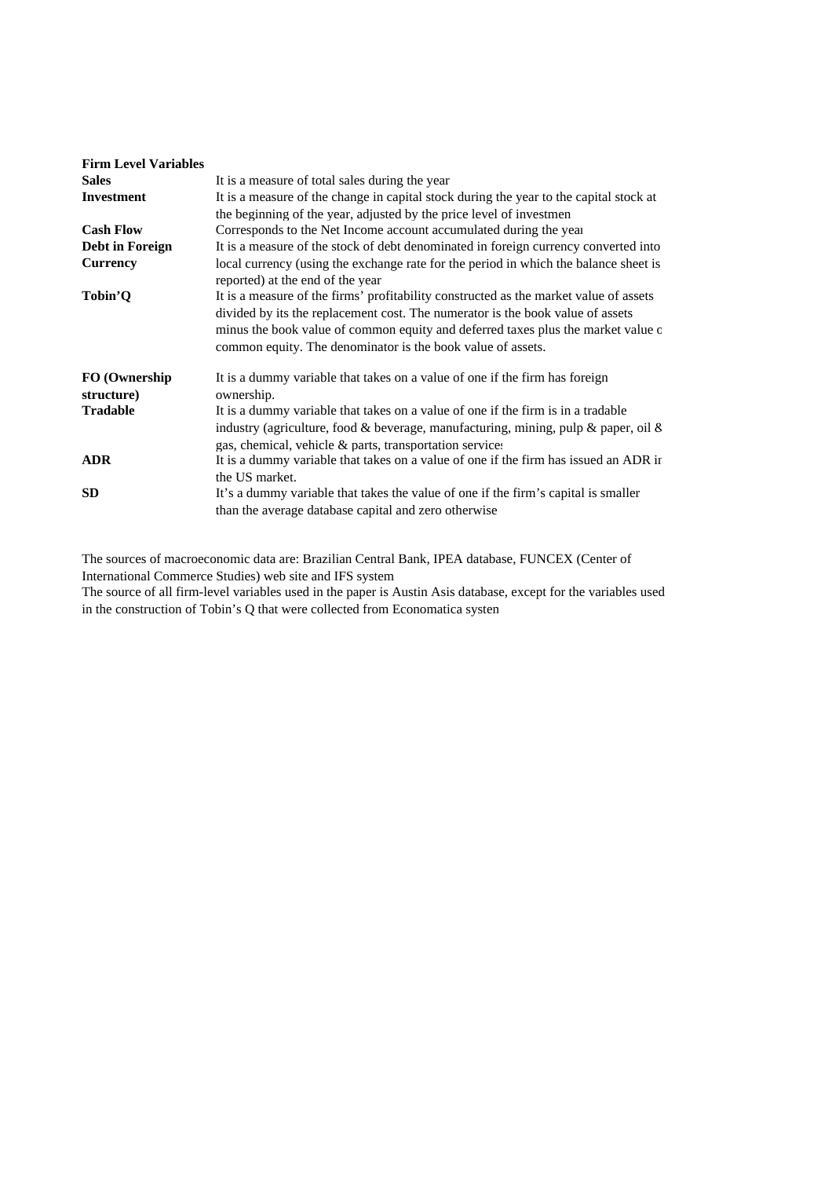| **Firm Level Variables** | |
|---|---|
| **Sales** | It is a measure of total sales during the year |
| **Investment** | It is a measure of the change in capital stock during the year to the capital stock at the beginning of the year, adjusted by the price level of investmen |
| **Cash Flow** | Corresponds to the Net Income account accumulated during the yeai |
| **Debt in Foreign Currency** | It is a measure of the stock of debt denominated in foreign currency converted into local currency (using the exchange rate for the period in which the balance sheet is reported) at the end of the year |
| **Tobin'Q** | It is a measure of the firms' profitability constructed as the market value of assets divided by its the replacement cost. The numerator is the book value of assets minus the book value of common equity and deferred taxes plus the market value c common equity. The denominator is the book value of assets. |
| **FO (Ownership structure)** | It is a dummy variable that takes on a value of one if the firm has foreign ownership. |
| **Tradable** | It is a dummy variable that takes on a value of one if the firm is in a tradable industry (agriculture, food & beverage, manufacturing, mining, pulp & paper, oil & gas, chemical, vehicle & parts, transportation services |
| **ADR** | It is a dummy variable that takes on a value of one if the firm has issued an ADR ir the US market. |
| **SD** | It's a dummy variable that takes the value of one if the firm's capital is smaller than the average database capital and zero otherwise |

The sources of macroeconomic data are: Brazilian Central Bank, IPEA database, FUNCEX (Center of International Commerce Studies) web site and IFS system

The source of all firm-level variables used in the paper is Austin Asis database, except for the variables used in the construction of Tobin's Q that were collected from Economatica systen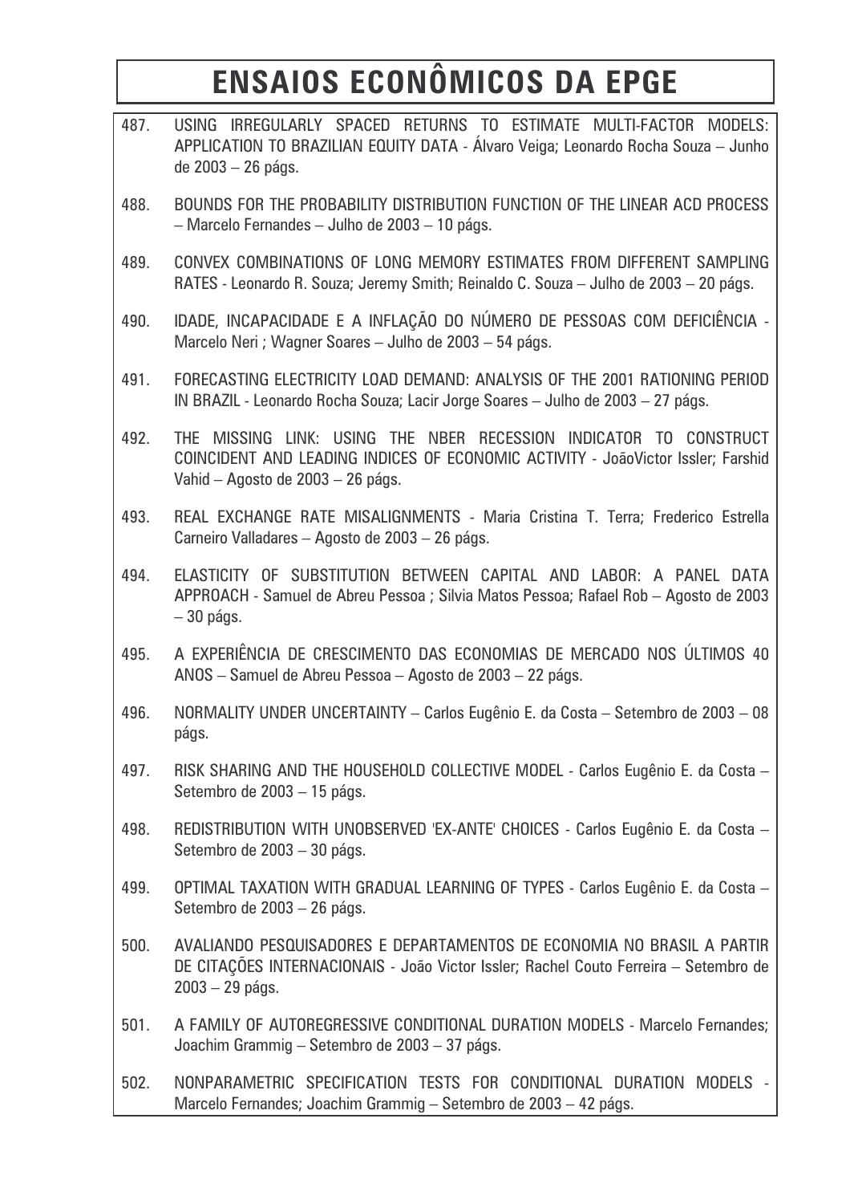# ENSAIOS ECONÔMICOS DA EPGE

487. USING IRREGULARLY SPACED RETURNS TO ESTIMATE MULTI-FACTOR MODELS: APPLICATION TO BRAZILIAN EQUITY DATA - Álvaro Veiga; Leonardo Rocha Souza – Junho de 2003 – 26 págs.

488. BOUNDS FOR THE PROBABILITY DISTRIBUTION FUNCTION OF THE LINEAR ACD PROCESS – Marcelo Fernandes – Julho de 2003 – 10 págs.

489. CONVEX COMBINATIONS OF LONG MEMORY ESTIMATES FROM DIFFERENT SAMPLING RATES - Leonardo R. Souza; Jeremy Smith; Reinaldo C. Souza – Julho de 2003 – 20 págs.

490. IDADE, INCAPACIDADE E A INFLAÇÃO DO NÚMERO DE PESSOAS COM DEFICIÊNCIA - Marcelo Neri ; Wagner Soares – Julho de 2003 – 54 págs.

491. FORECASTING ELECTRICITY LOAD DEMAND: ANALYSIS OF THE 2001 RATIONING PERIOD IN BRAZIL - Leonardo Rocha Souza; Lacir Jorge Soares – Julho de 2003 – 27 págs.

492. THE MISSING LINK: USING THE NBER RECESSION INDICATOR TO CONSTRUCT COINCIDENT AND LEADING INDICES OF ECONOMIC ACTIVITY - JoãoVictor Issler; Farshid Vahid – Agosto de 2003 – 26 págs.

493. REAL EXCHANGE RATE MISALIGNMENTS - Maria Cristina T. Terra; Frederico Estrella Carneiro Valladares – Agosto de 2003 – 26 págs.

494. ELASTICITY OF SUBSTITUTION BETWEEN CAPITAL AND LABOR: A PANEL DATA APPROACH - Samuel de Abreu Pessoa ; Silvia Matos Pessoa; Rafael Rob – Agosto de 2003 – 30 págs.

495. A EXPERIÊNCIA DE CRESCIMENTO DAS ECONOMIAS DE MERCADO NOS ÚLTIMOS 40 ANOS – Samuel de Abreu Pessoa – Agosto de 2003 – 22 págs.

496. NORMALITY UNDER UNCERTAINTY – Carlos Eugênio E. da Costa – Setembro de 2003 – 08 págs.

497. RISK SHARING AND THE HOUSEHOLD COLLECTIVE MODEL - Carlos Eugênio E. da Costa – Setembro de 2003 – 15 págs.

498. REDISTRIBUTION WITH UNOBSERVED 'EX-ANTE' CHOICES - Carlos Eugênio E. da Costa – Setembro de 2003 – 30 págs.

499. OPTIMAL TAXATION WITH GRADUAL LEARNING OF TYPES - Carlos Eugênio E. da Costa – Setembro de 2003 – 26 págs.

500. AVALIANDO PESQUISADORES E DEPARTAMENTOS DE ECONOMIA NO BRASIL A PARTIR DE CITAÇÕES INTERNACIONAIS - João Victor Issler; Rachel Couto Ferreira – Setembro de 2003 – 29 págs.

501. A FAMILY OF AUTOREGRESSIVE CONDITIONAL DURATION MODELS - Marcelo Fernandes; Joachim Grammig – Setembro de 2003 – 37 págs.

502. NONPARAMETRIC SPECIFICATION TESTS FOR CONDITIONAL DURATION MODELS - Marcelo Fernandes; Joachim Grammig – Setembro de 2003 – 42 págs.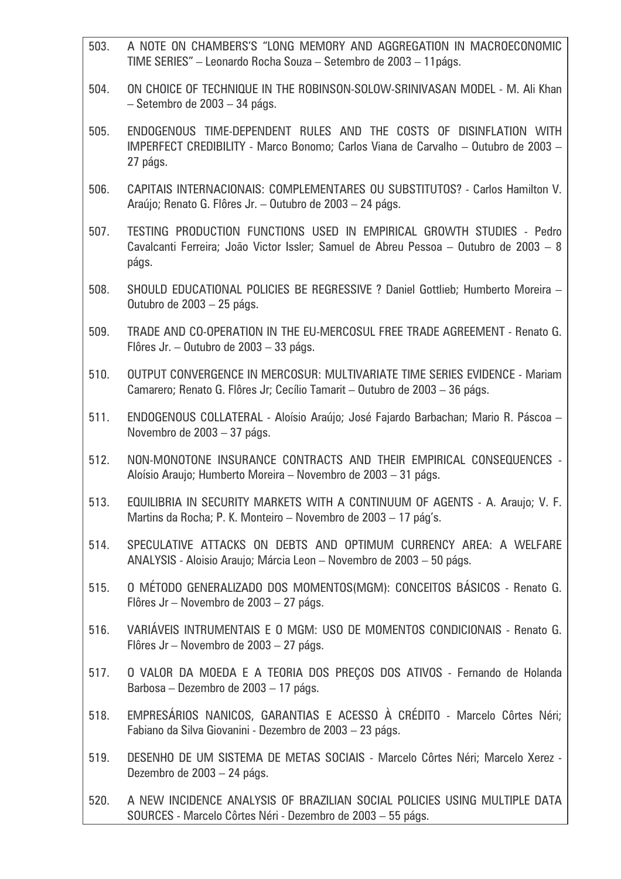503. A NOTE ON CHAMBERS'S "LONG MEMORY AND AGGREGATION IN MACROECONOMIC TIME SERIES" – Leonardo Rocha Souza – Setembro de 2003 – 11págs.

504. ON CHOICE OF TECHNIQUE IN THE ROBINSON-SOLOW-SRINIVASAN MODEL - M. Ali Khan – Setembro de 2003 – 34 págs.

505. ENDOGENOUS TIME-DEPENDENT RULES AND THE COSTS OF DISINFLATION WITH IMPERFECT CREDIBILITY - Marco Bonomo; Carlos Viana de Carvalho – Outubro de 2003 – 27 págs.

506. CAPITAIS INTERNACIONAIS: COMPLEMENTARES OU SUBSTITUTOS? - Carlos Hamilton V. Araújo; Renato G. Flôres Jr. – Outubro de 2003 – 24 págs.

507. TESTING PRODUCTION FUNCTIONS USED IN EMPIRICAL GROWTH STUDIES - Pedro Cavalcanti Ferreira; João Victor Issler; Samuel de Abreu Pessoa – Outubro de 2003 – 8 págs.

508. SHOULD EDUCATIONAL POLICIES BE REGRESSIVE ? Daniel Gottlieb; Humberto Moreira – Outubro de 2003 – 25 págs.

509. TRADE AND CO-OPERATION IN THE EU-MERCOSUL FREE TRADE AGREEMENT - Renato G. Flôres Jr. – Outubro de 2003 – 33 págs.

510. OUTPUT CONVERGENCE IN MERCOSUR: MULTIVARIATE TIME SERIES EVIDENCE - Mariam Camarero; Renato G. Flôres Jr; Cecílio Tamarit – Outubro de 2003 – 36 págs.

511. ENDOGENOUS COLLATERAL - Aloísio Araújo; José Fajardo Barbachan; Mario R. Páscoa – Novembro de 2003 – 37 págs.

512. NON-MONOTONE INSURANCE CONTRACTS AND THEIR EMPIRICAL CONSEQUENCES - Aloísio Araujo; Humberto Moreira – Novembro de 2003 – 31 págs.

513. EQUILIBRIA IN SECURITY MARKETS WITH A CONTINUUM OF AGENTS - A. Araujo; V. F. Martins da Rocha; P. K. Monteiro – Novembro de 2003 – 17 pág's.

514. SPECULATIVE ATTACKS ON DEBTS AND OPTIMUM CURRENCY AREA: A WELFARE ANALYSIS - Aloisio Araujo; Márcia Leon – Novembro de 2003 – 50 págs.

515. O MÉTODO GENERALIZADO DOS MOMENTOS(MGM): CONCEITOS BÁSICOS - Renato G. Flôres Jr – Novembro de 2003 – 27 págs.

516. VARIÁVEIS INTRUMENTAIS E O MGM: USO DE MOMENTOS CONDICIONAIS - Renato G. Flôres Jr – Novembro de 2003 – 27 págs.

517. O VALOR DA MOEDA E A TEORIA DOS PREÇOS DOS ATIVOS - Fernando de Holanda Barbosa – Dezembro de 2003 – 17 págs.

518. EMPRESÁRIOS NANICOS, GARANTIAS E ACESSO À CRÉDITO - Marcelo Côrtes Néri; Fabiano da Silva Giovanini - Dezembro de 2003 – 23 págs.

519. DESENHO DE UM SISTEMA DE METAS SOCIAIS - Marcelo Côrtes Néri; Marcelo Xerez - Dezembro de 2003 – 24 págs.

520. A NEW INCIDENCE ANALYSIS OF BRAZILIAN SOCIAL POLICIES USING MULTIPLE DATA SOURCES - Marcelo Côrtes Néri - Dezembro de 2003 – 55 págs.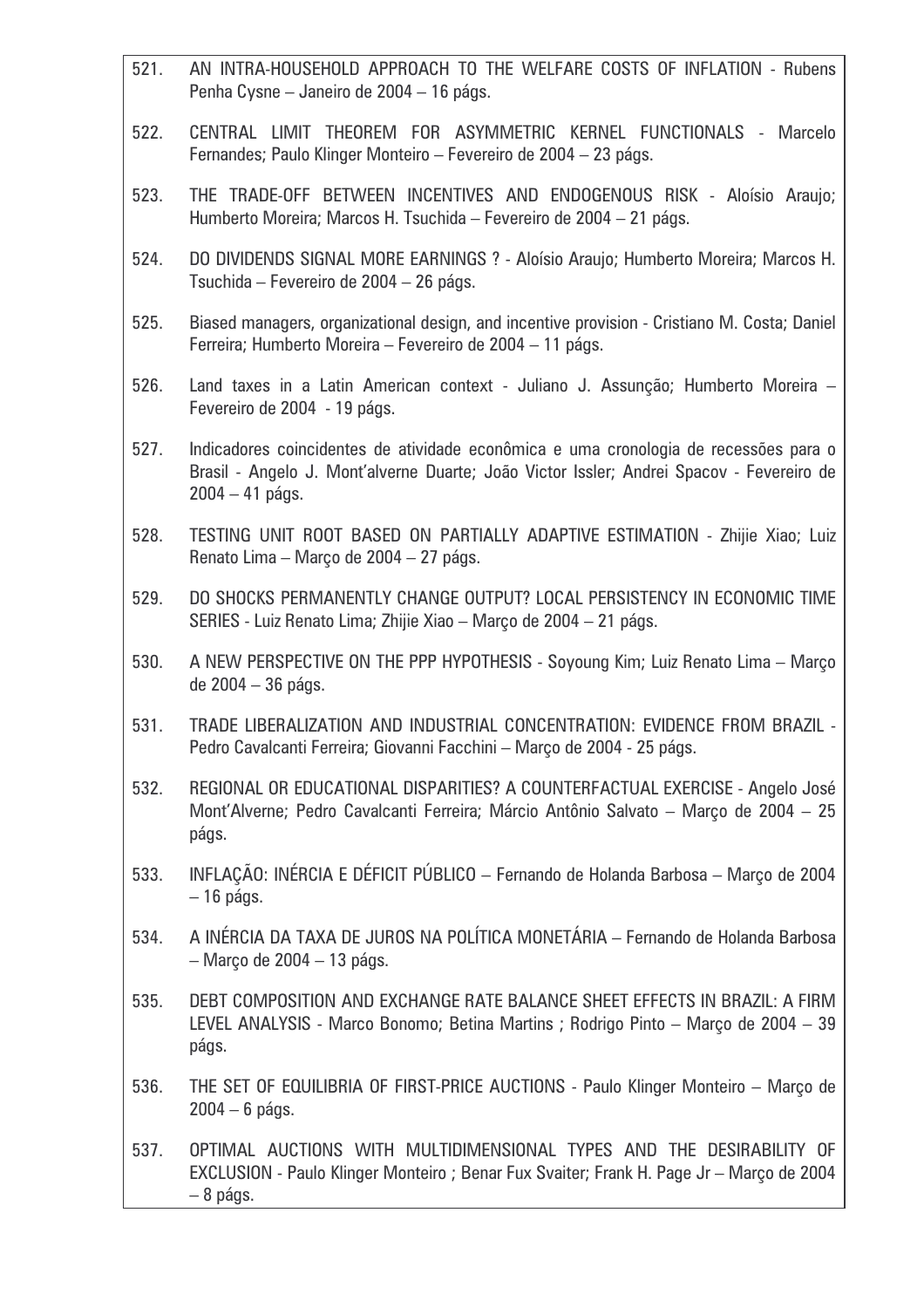521. AN INTRA-HOUSEHOLD APPROACH TO THE WELFARE COSTS OF INFLATION - Rubens Penha Cysne – Janeiro de 2004 – 16 págs.

522. CENTRAL LIMIT THEOREM FOR ASYMMETRIC KERNEL FUNCTIONALS - Marcelo Fernandes; Paulo Klinger Monteiro – Fevereiro de 2004 – 23 págs.

523. THE TRADE-OFF BETWEEN INCENTIVES AND ENDOGENOUS RISK - Aloísio Araujo; Humberto Moreira; Marcos H. Tsuchida – Fevereiro de 2004 – 21 págs.

524. DO DIVIDENDS SIGNAL MORE EARNINGS ? - Aloísio Araujo; Humberto Moreira; Marcos H. Tsuchida – Fevereiro de 2004 – 26 págs.

525. Biased managers, organizational design, and incentive provision - Cristiano M. Costa; Daniel Ferreira; Humberto Moreira – Fevereiro de 2004 – 11 págs.

526. Land taxes in a Latin American context - Juliano J. Assunção; Humberto Moreira – Fevereiro de 2004 - 19 págs.

527. Indicadores coincidentes de atividade econômica e uma cronologia de recessões para o Brasil - Angelo J. Mont'alverne Duarte; João Victor Issler; Andrei Spacov - Fevereiro de 2004 – 41 págs.

528. TESTING UNIT ROOT BASED ON PARTIALLY ADAPTIVE ESTIMATION - Zhijie Xiao; Luiz Renato Lima – Março de 2004 – 27 págs.

529. DO SHOCKS PERMANENTLY CHANGE OUTPUT? LOCAL PERSISTENCY IN ECONOMIC TIME SERIES - Luiz Renato Lima; Zhijie Xiao – Março de 2004 – 21 págs.

530. A NEW PERSPECTIVE ON THE PPP HYPOTHESIS - Soyoung Kim; Luiz Renato Lima – Março de 2004 – 36 págs.

531. TRADE LIBERALIZATION AND INDUSTRIAL CONCENTRATION: EVIDENCE FROM BRAZIL - Pedro Cavalcanti Ferreira; Giovanni Facchini – Março de 2004 - 25 págs.

532. REGIONAL OR EDUCATIONAL DISPARITIES? A COUNTERFACTUAL EXERCISE - Angelo José Mont'Alverne; Pedro Cavalcanti Ferreira; Márcio Antônio Salvato – Março de 2004 – 25 págs.

533. INFLAÇÃO: INÉRCIA E DÉFICIT PÚBLICO – Fernando de Holanda Barbosa – Março de 2004 – 16 págs.

534. A INÉRCIA DA TAXA DE JUROS NA POLÍTICA MONETÁRIA – Fernando de Holanda Barbosa – Março de 2004 – 13 págs.

535. DEBT COMPOSITION AND EXCHANGE RATE BALANCE SHEET EFFECTS IN BRAZIL: A FIRM LEVEL ANALYSIS - Marco Bonomo; Betina Martins ; Rodrigo Pinto – Março de 2004 – 39 págs.

536. THE SET OF EQUILIBRIA OF FIRST-PRICE AUCTIONS - Paulo Klinger Monteiro – Março de 2004 – 6 págs.

537. OPTIMAL AUCTIONS WITH MULTIDIMENSIONAL TYPES AND THE DESIRABILITY OF EXCLUSION - Paulo Klinger Monteiro ; Benar Fux Svaiter; Frank H. Page Jr – Março de 2004 – 8 págs.